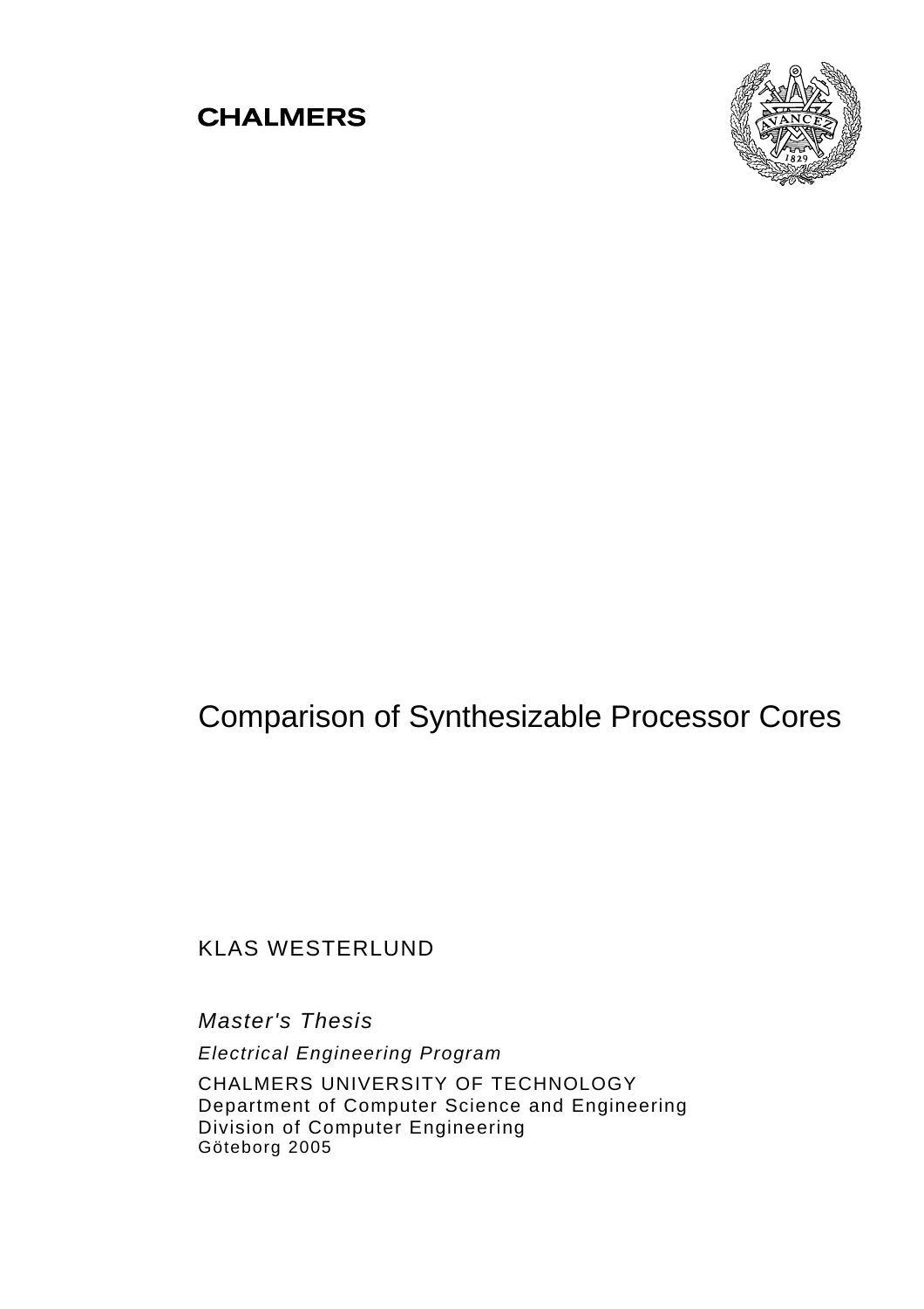CHALMERS

# Comparison of Synthesizable Processor Cores

KLAS WESTERLUND

*Master's Thesis*

*Electrical Engineering Program*

CHALMERS UNIVERSITY OF TECHNOLOGY
Department of Computer Science and Engineering
Division of Computer Engineering
Göteborg 2005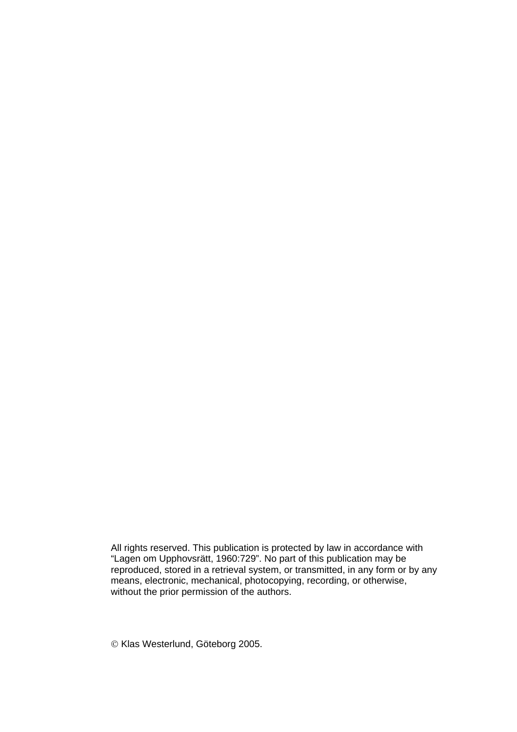All rights reserved. This publication is protected by law in accordance with "Lagen om Upphovsrätt, 1960:729". No part of this publication may be reproduced, stored in a retrieval system, or transmitted, in any form or by any means, electronic, mechanical, photocopying, recording, or otherwise, without the prior permission of the authors.

© Klas Westerlund, Göteborg 2005.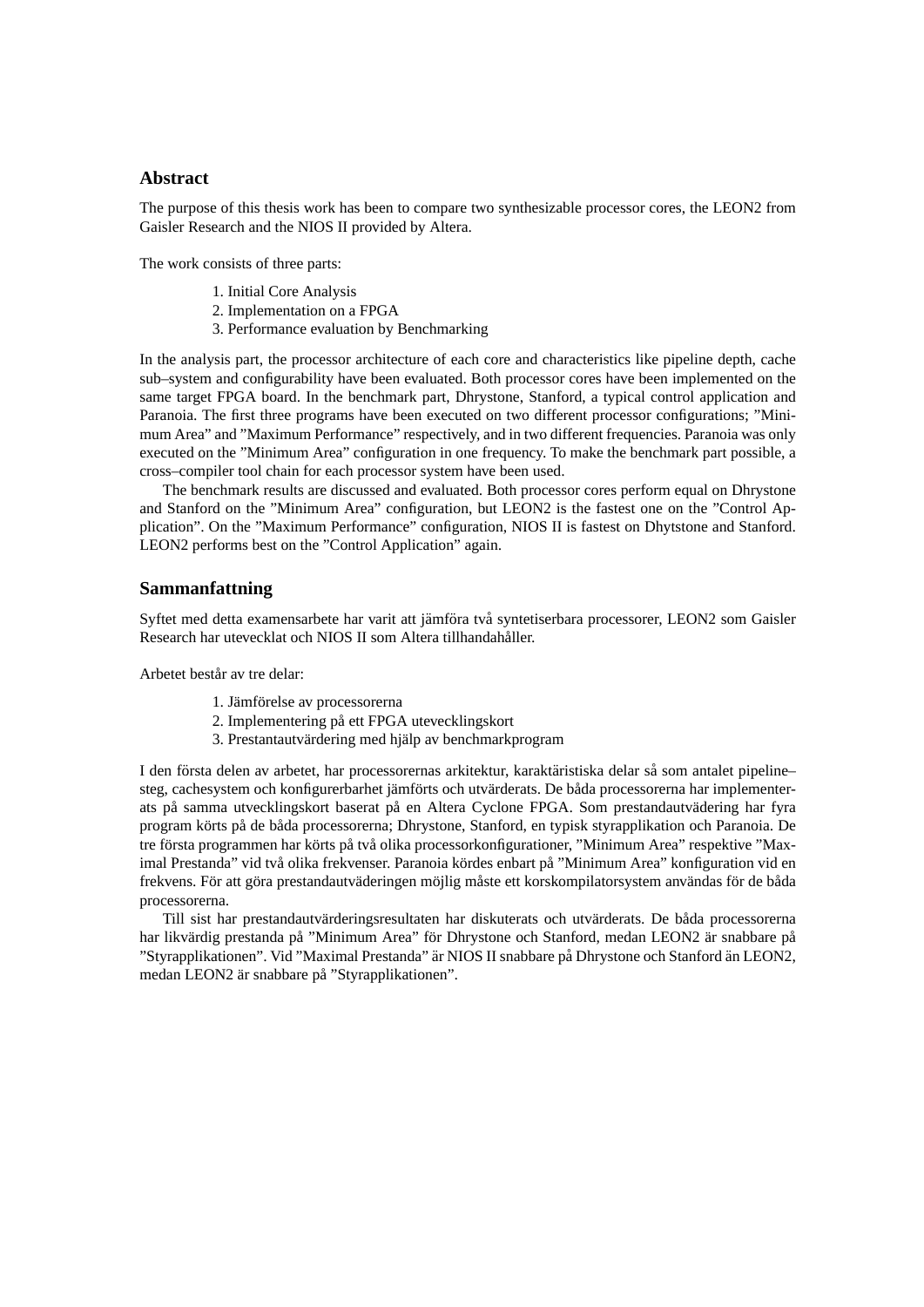## Abstract

The purpose of this thesis work has been to compare two synthesizable processor cores, the LEON2 from Gaisler Research and the NIOS II provided by Altera.

The work consists of three parts:

1. Initial Core Analysis
2. Implementation on a FPGA
3. Performance evaluation by Benchmarking

In the analysis part, the processor architecture of each core and characteristics like pipeline depth, cache sub–system and configurability have been evaluated. Both processor cores have been implemented on the same target FPGA board. In the benchmark part, Dhrystone, Stanford, a typical control application and Paranoia. The first three programs have been executed on two different processor configurations; ”Minimum Area” and ”Maximum Performance” respectively, and in two different frequencies. Paranoia was only executed on the ”Minimum Area” configuration in one frequency. To make the benchmark part possible, a cross–compiler tool chain for each processor system have been used.

The benchmark results are discussed and evaluated. Both processor cores perform equal on Dhrystone and Stanford on the ”Minimum Area” configuration, but LEON2 is the fastest one on the ”Control Application”. On the ”Maximum Performance” configuration, NIOS II is fastest on Dhytstone and Stanford. LEON2 performs best on the ”Control Application” again.

## Sammanfattning

Syftet med detta examensarbete har varit att jämföra två syntetiserbara processorer, LEON2 som Gaisler Research har utevecklat och NIOS II som Altera tillhandahåller.

Arbetet består av tre delar:

1. Jämförelse av processorerna
2. Implementering på ett FPGA utevecklingskort
3. Prestantautvärdering med hjälp av benchmarkprogram

I den första delen av arbetet, har processorernas arkitektur, karaktäristiska delar så som antalet pipeline–steg, cachesystem och konfigurerbarhet jämförts och utvärderats. De båda processorerna har implementerats på samma utvecklingskort baserat på en Altera Cyclone FPGA. Som prestandautvädering har fyra program körts på de båda processorerna; Dhrystone, Stanford, en typisk styrapplikation och Paranoia. De tre första programmen har körts på två olika processorkonfigurationer, ”Minimum Area” respektive ”Maximal Prestanda” vid två olika frekvenser. Paranoia kördes enbart på ”Minimum Area” konfiguration vid en frekvens. För att göra prestandautväderingen möjlig måste ett korskompilatorsystem användas för de båda processorerna.

Till sist har prestandautvärderingsresultaten har diskuterats och utvärderats. De båda processorerna har likvärdig prestanda på ”Minimum Area” för Dhrystone och Stanford, medan LEON2 är snabbare på ”Styrapplikationen”. Vid ”Maximal Prestanda” är NIOS II snabbare på Dhrystone och Stanford än LEON2, medan LEON2 är snabbare på ”Styrapplikationen”.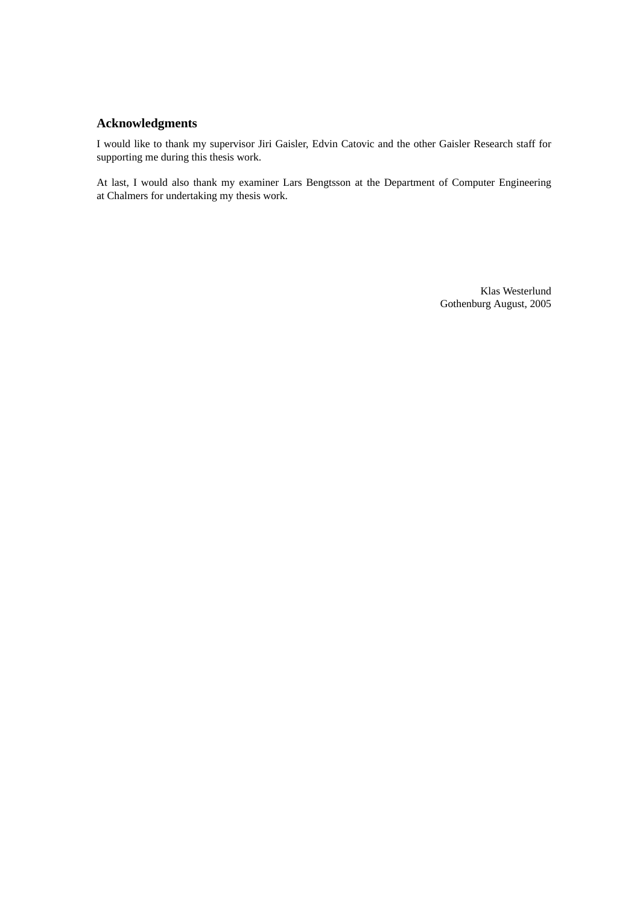## Acknowledgments

I would like to thank my supervisor Jiri Gaisler, Edvin Catovic and the other Gaisler Research staff for supporting me during this thesis work.

At last, I would also thank my examiner Lars Bengtsson at the Department of Computer Engineering at Chalmers for undertaking my thesis work.

Klas Westerlund
Gothenburg August, 2005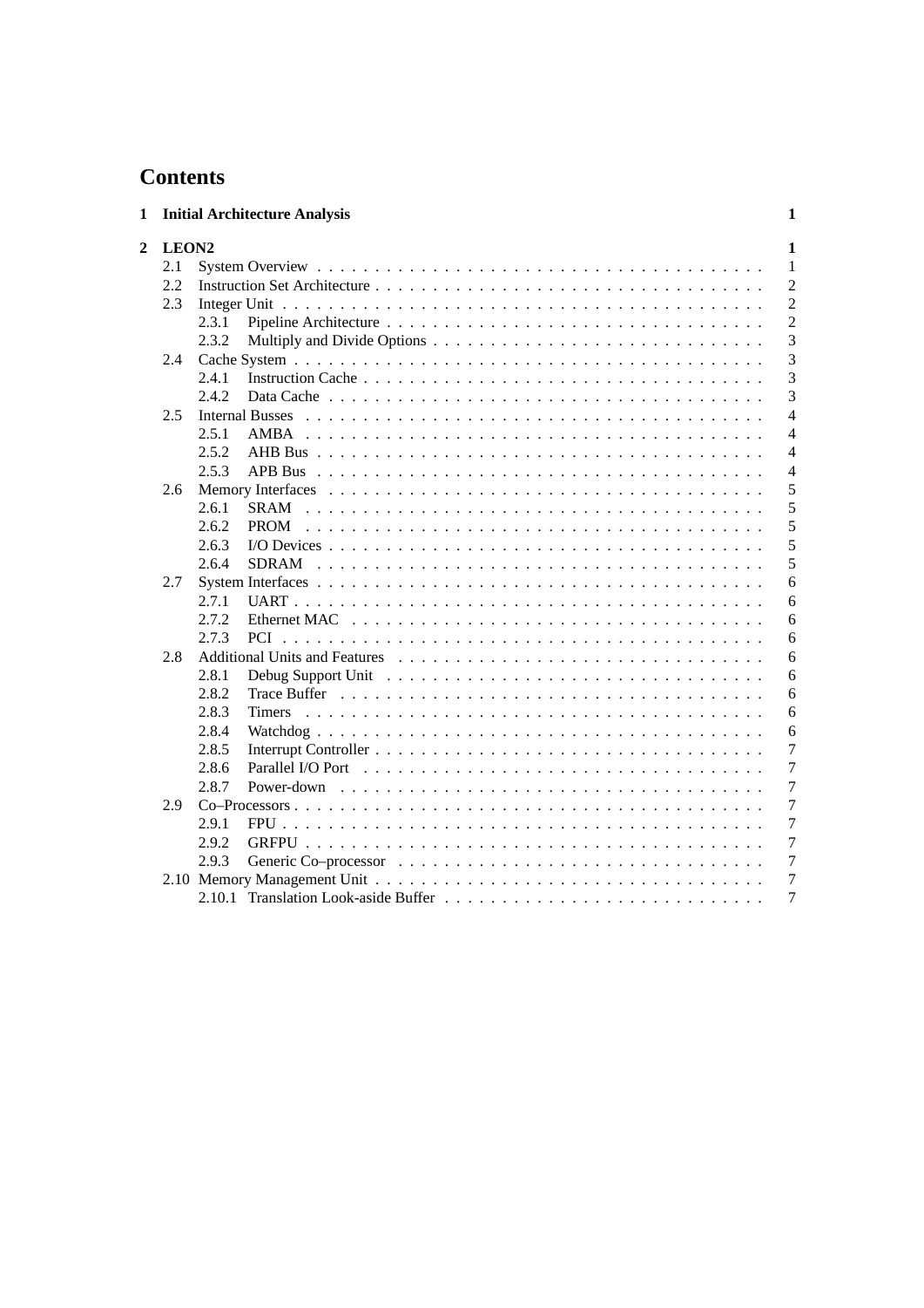# Contents

| | | |
|---|---|---|
| **1** | **Initial Architecture Analysis** | **1** |
| **2** | **LEON2** | **1** |
| 2.1 | System Overview | 1 |
| 2.2 | Instruction Set Architecture | 2 |
| 2.3 | Integer Unit | 2 |
| 2.3.1 | Pipeline Architecture | 2 |
| 2.3.2 | Multiply and Divide Options | 3 |
| 2.4 | Cache System | 3 |
| 2.4.1 | Instruction Cache | 3 |
| 2.4.2 | Data Cache | 3 |
| 2.5 | Internal Busses | 4 |
| 2.5.1 | AMBA | 4 |
| 2.5.2 | AHB Bus | 4 |
| 2.5.3 | APB Bus | 4 |
| 2.6 | Memory Interfaces | 5 |
| 2.6.1 | SRAM | 5 |
| 2.6.2 | PROM | 5 |
| 2.6.3 | I/O Devices | 5 |
| 2.6.4 | SDRAM | 5 |
| 2.7 | System Interfaces | 6 |
| 2.7.1 | UART | 6 |
| 2.7.2 | Ethernet MAC | 6 |
| 2.7.3 | PCI | 6 |
| 2.8 | Additional Units and Features | 6 |
| 2.8.1 | Debug Support Unit | 6 |
| 2.8.2 | Trace Buffer | 6 |
| 2.8.3 | Timers | 6 |
| 2.8.4 | Watchdog | 6 |
| 2.8.5 | Interrupt Controller | 7 |
| 2.8.6 | Parallel I/O Port | 7 |
| 2.8.7 | Power-down | 7 |
| 2.9 | Co–Processors | 7 |
| 2.9.1 | FPU | 7 |
| 2.9.2 | GRFPU | 7 |
| 2.9.3 | Generic Co–processor | 7 |
| 2.10 | Memory Management Unit | 7 |
| 2.10.1 | Translation Look-aside Buffer | 7 |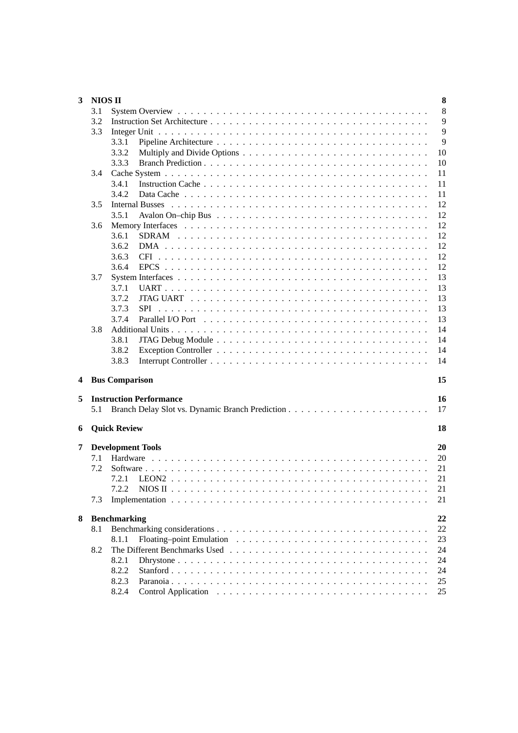**3 NIOS II** 8

- 3.1 System Overview 8
- 3.2 Instruction Set Architecture 9
- 3.3 Integer Unit 9
  - 3.3.1 Pipeline Architecture 9
  - 3.3.2 Multiply and Divide Options 10
  - 3.3.3 Branch Prediction 10
- 3.4 Cache System 11
  - 3.4.1 Instruction Cache 11
  - 3.4.2 Data Cache 11
- 3.5 Internal Busses 12
  - 3.5.1 Avalon On–chip Bus 12
- 3.6 Memory Interfaces 12
  - 3.6.1 SDRAM 12
  - 3.6.2 DMA 12
  - 3.6.3 CFI 12
  - 3.6.4 EPCS 12
- 3.7 System Interfaces 13
  - 3.7.1 UART 13
  - 3.7.2 JTAG UART 13
  - 3.7.3 SPI 13
  - 3.7.4 Parallel I/O Port 13
- 3.8 Additional Units 14
  - 3.8.1 JTAG Debug Module 14
  - 3.8.2 Exception Controller 14
  - 3.8.3 Interrupt Controller 14

**4 Bus Comparison** 15

**5 Instruction Performance** 16

- 5.1 Branch Delay Slot vs. Dynamic Branch Prediction 17

**6 Quick Review** 18

**7 Development Tools** 20

- 7.1 Hardware 20
- 7.2 Software 21
  - 7.2.1 LEON2 21
  - 7.2.2 NIOS II 21
- 7.3 Implementation 21

**8 Benchmarking** 22

- 8.1 Benchmarking considerations 22
  - 8.1.1 Floating–point Emulation 23
- 8.2 The Different Benchmarks Used 24
  - 8.2.1 Dhrystone 24
  - 8.2.2 Stanford 24
  - 8.2.3 Paranoia 25
  - 8.2.4 Control Application 25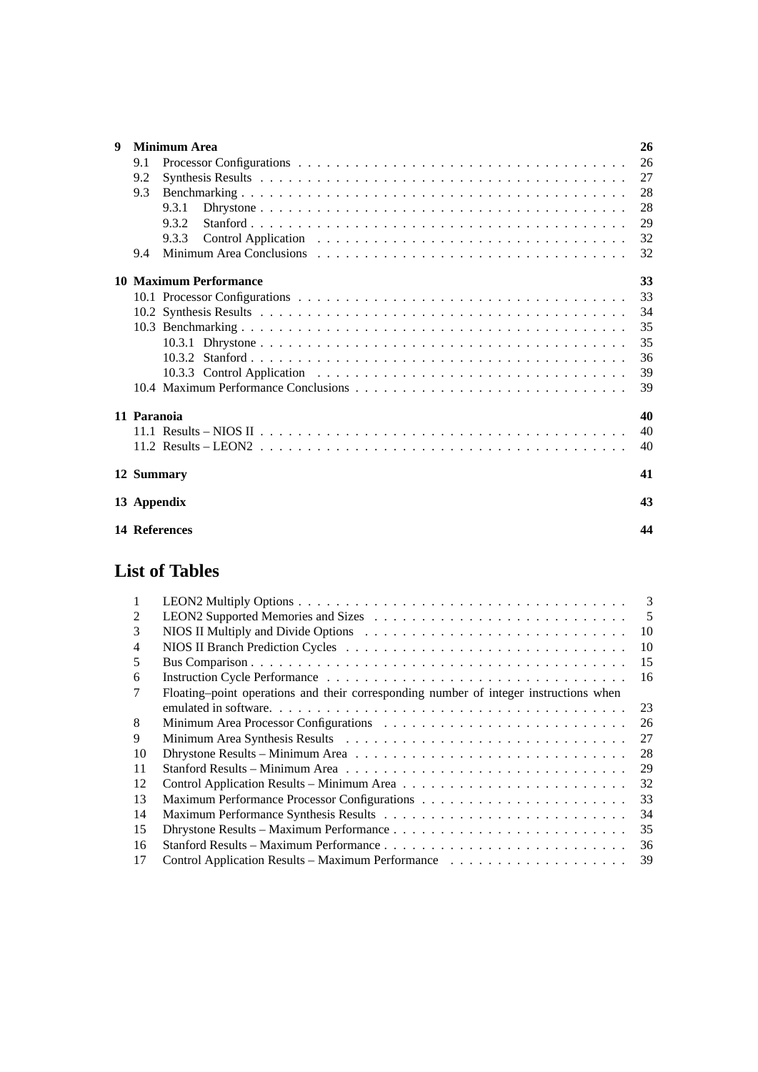| | | |
|---|---|---|
| **9** | **Minimum Area** | **26** |
| | 9.1 Processor Configurations | 26 |
| | 9.2 Synthesis Results | 27 |
| | 9.3 Benchmarking | 28 |
| | 9.3.1 Dhrystone | 28 |
| | 9.3.2 Stanford | 29 |
| | 9.3.3 Control Application | 32 |
| | 9.4 Minimum Area Conclusions | 32 |
| **10** | **Maximum Performance** | **33** |
| | 10.1 Processor Configurations | 33 |
| | 10.2 Synthesis Results | 34 |
| | 10.3 Benchmarking | 35 |
| | 10.3.1 Dhrystone | 35 |
| | 10.3.2 Stanford | 36 |
| | 10.3.3 Control Application | 39 |
| | 10.4 Maximum Performance Conclusions | 39 |
| **11** | **Paranoia** | **40** |
| | 11.1 Results – NIOS II | 40 |
| | 11.2 Results – LEON2 | 40 |
| **12** | **Summary** | **41** |
| **13** | **Appendix** | **43** |
| **14** | **References** | **44** |

# List of Tables

| | | |
|---|---|---|
| 1 | LEON2 Multiply Options | 3 |
| 2 | LEON2 Supported Memories and Sizes | 5 |
| 3 | NIOS II Multiply and Divide Options | 10 |
| 4 | NIOS II Branch Prediction Cycles | 10 |
| 5 | Bus Comparison | 15 |
| 6 | Instruction Cycle Performance | 16 |
| 7 | Floating–point operations and their corresponding number of integer instructions when emulated in software. | 23 |
| 8 | Minimum Area Processor Configurations | 26 |
| 9 | Minimum Area Synthesis Results | 27 |
| 10 | Dhrystone Results – Minimum Area | 28 |
| 11 | Stanford Results – Minimum Area | 29 |
| 12 | Control Application Results – Minimum Area | 32 |
| 13 | Maximum Performance Processor Configurations | 33 |
| 14 | Maximum Performance Synthesis Results | 34 |
| 15 | Dhrystone Results – Maximum Performance | 35 |
| 16 | Stanford Results – Maximum Performance | 36 |
| 17 | Control Application Results – Maximum Performance | 39 |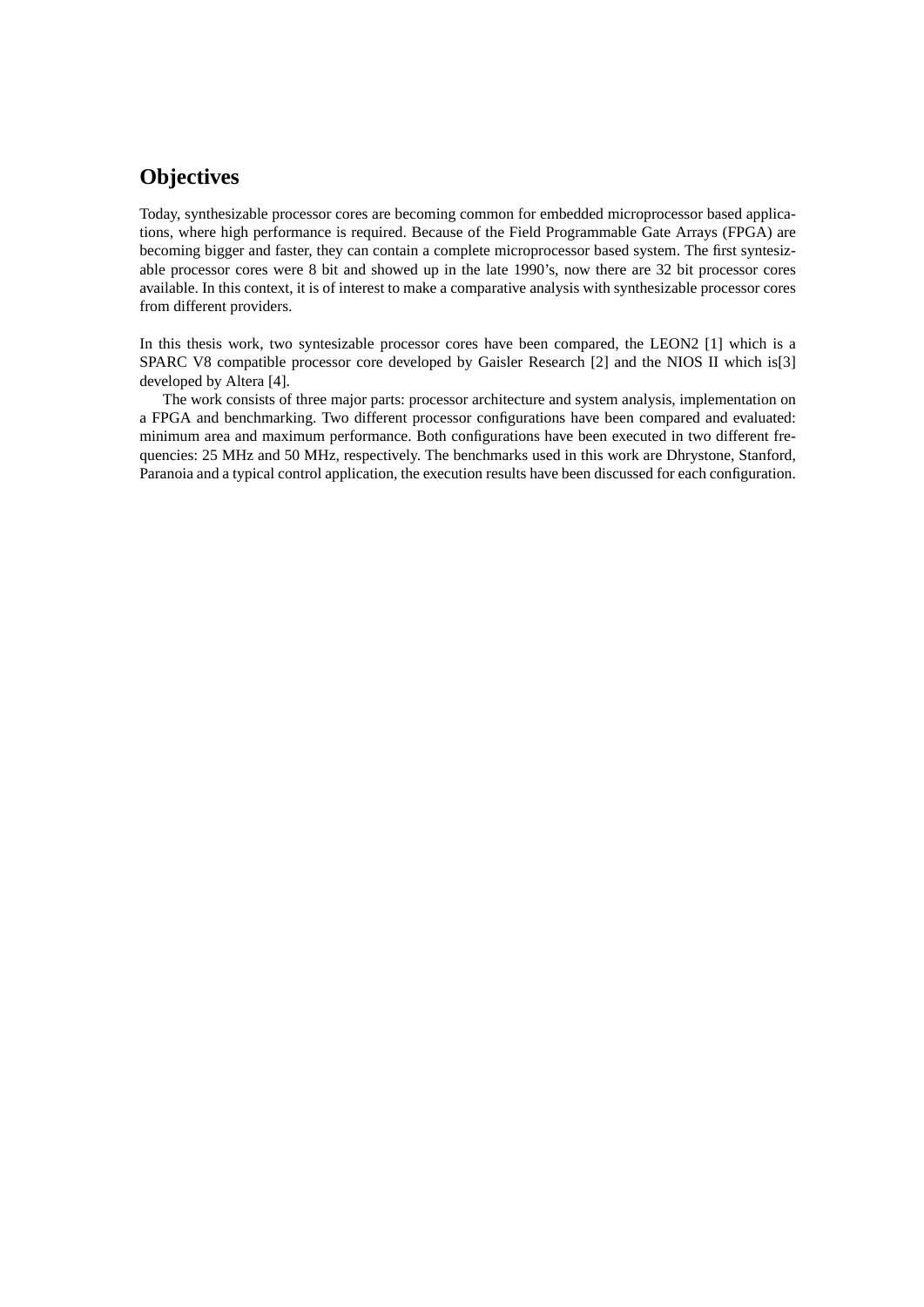# Objectives

Today, synthesizable processor cores are becoming common for embedded microprocessor based applications, where high performance is required. Because of the Field Programmable Gate Arrays (FPGA) are becoming bigger and faster, they can contain a complete microprocessor based system. The first syntesizable processor cores were 8 bit and showed up in the late 1990's, now there are 32 bit processor cores available. In this context, it is of interest to make a comparative analysis with synthesizable processor cores from different providers.

In this thesis work, two syntesizable processor cores have been compared, the LEON2 [1] which is a SPARC V8 compatible processor core developed by Gaisler Research [2] and the NIOS II which is[3] developed by Altera [4].

The work consists of three major parts: processor architecture and system analysis, implementation on a FPGA and benchmarking. Two different processor configurations have been compared and evaluated: minimum area and maximum performance. Both configurations have been executed in two different frequencies: 25 MHz and 50 MHz, respectively. The benchmarks used in this work are Dhrystone, Stanford, Paranoia and a typical control application, the execution results have been discussed for each configuration.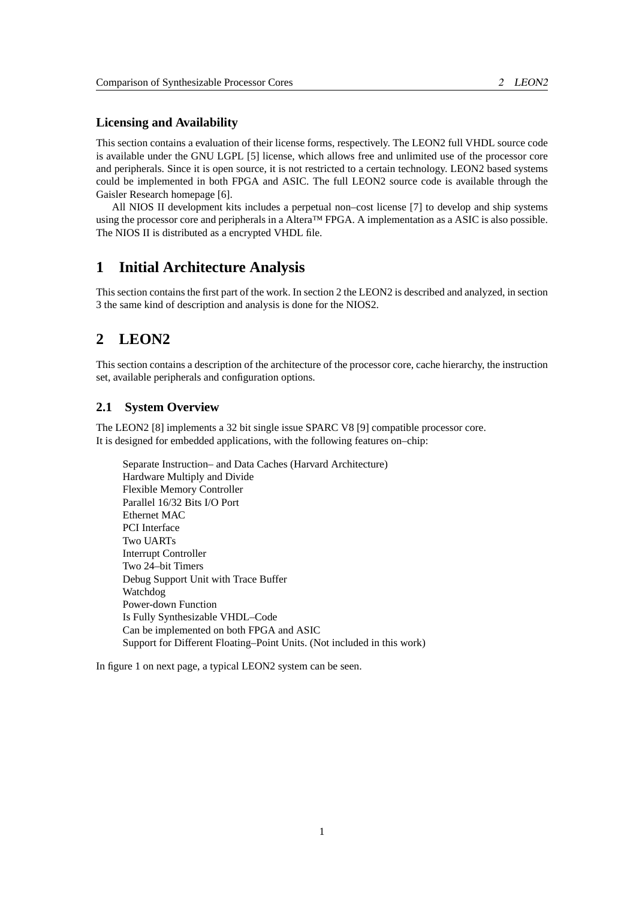### Licensing and Availability

This section contains a evaluation of their license forms, respectively. The LEON2 full VHDL source code is available under the GNU LGPL [5] license, which allows free and unlimited use of the processor core and peripherals. Since it is open source, it is not restricted to a certain technology. LEON2 based systems could be implemented in both FPGA and ASIC. The full LEON2 source code is available through the Gaisler Research homepage [6].

All NIOS II development kits includes a perpetual non–cost license [7] to develop and ship systems using the processor core and peripherals in a Altera™ FPGA. A implementation as a ASIC is also possible. The NIOS II is distributed as a encrypted VHDL file.

# 1 Initial Architecture Analysis

This section contains the first part of the work. In section 2 the LEON2 is described and analyzed, in section 3 the same kind of description and analysis is done for the NIOS2.

# 2 LEON2

This section contains a description of the architecture of the processor core, cache hierarchy, the instruction set, available peripherals and configuration options.

## 2.1 System Overview

The LEON2 [8] implements a 32 bit single issue SPARC V8 [9] compatible processor core.
It is designed for embedded applications, with the following features on–chip:

- Separate Instruction– and Data Caches (Harvard Architecture)
- Hardware Multiply and Divide
- Flexible Memory Controller
- Parallel 16/32 Bits I/O Port
- Ethernet MAC
- PCI Interface
- Two UARTs
- Interrupt Controller
- Two 24–bit Timers
- Debug Support Unit with Trace Buffer
- Watchdog
- Power-down Function
- Is Fully Synthesizable VHDL–Code
- Can be implemented on both FPGA and ASIC
- Support for Different Floating–Point Units. (Not included in this work)

In figure 1 on next page, a typical LEON2 system can be seen.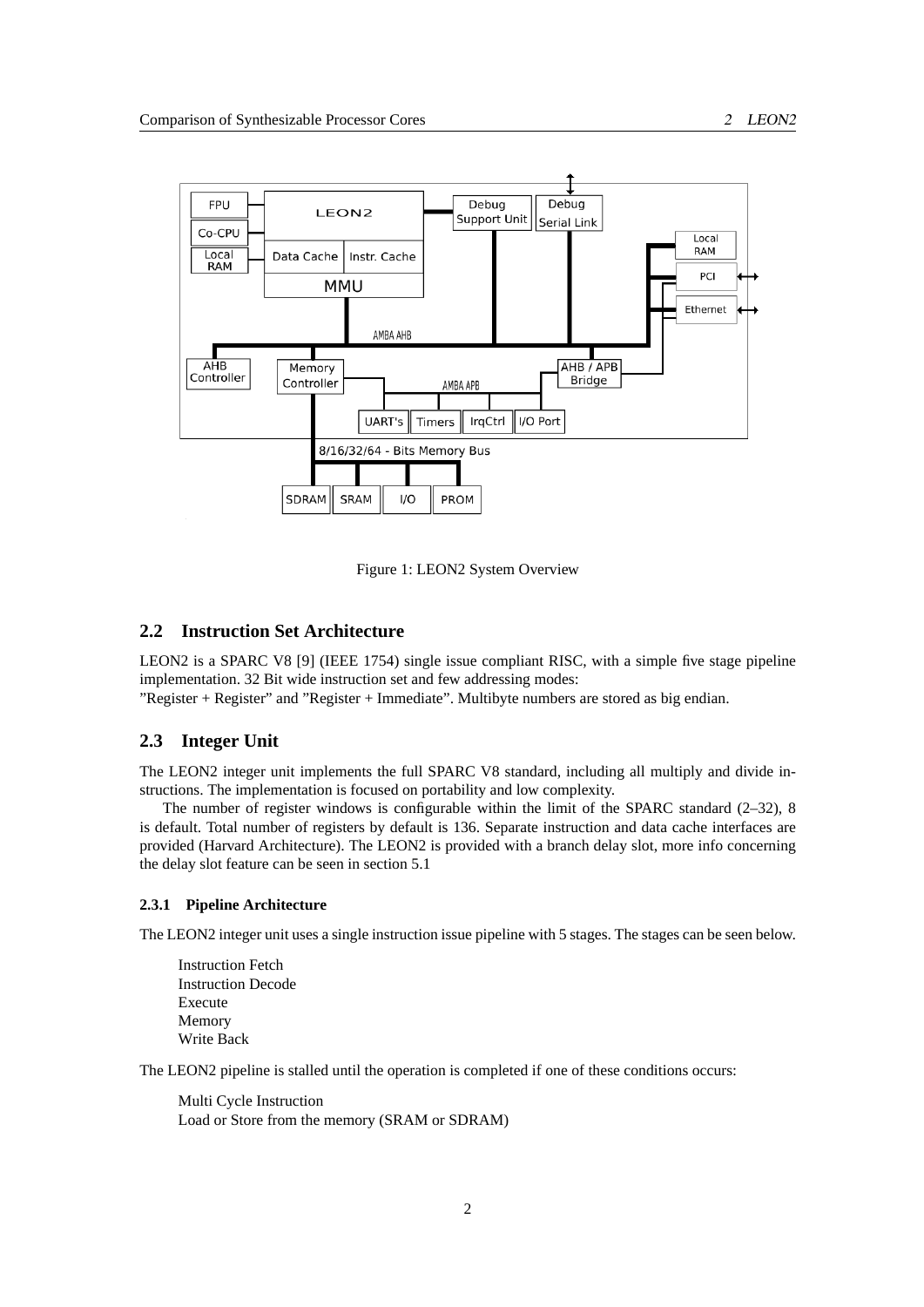Figure 1: LEON2 System Overview

## 2.2 Instruction Set Architecture

LEON2 is a SPARC V8 [9] (IEEE 1754) single issue compliant RISC, with a simple five stage pipeline implementation. 32 Bit wide instruction set and few addressing modes:
"Register + Register" and "Register + Immediate". Multibyte numbers are stored as big endian.

## 2.3 Integer Unit

The LEON2 integer unit implements the full SPARC V8 standard, including all multiply and divide instructions. The implementation is focused on portability and low complexity.

The number of register windows is configurable within the limit of the SPARC standard (2–32), 8 is default. Total number of registers by default is 136. Separate instruction and data cache interfaces are provided (Harvard Architecture). The LEON2 is provided with a branch delay slot, more info concerning the delay slot feature can be seen in section 5.1

### 2.3.1 Pipeline Architecture

The LEON2 integer unit uses a single instruction issue pipeline with 5 stages. The stages can be seen below.

Instruction Fetch
Instruction Decode
Execute
Memory
Write Back

The LEON2 pipeline is stalled until the operation is completed if one of these conditions occurs:

Multi Cycle Instruction
Load or Store from the memory (SRAM or SDRAM)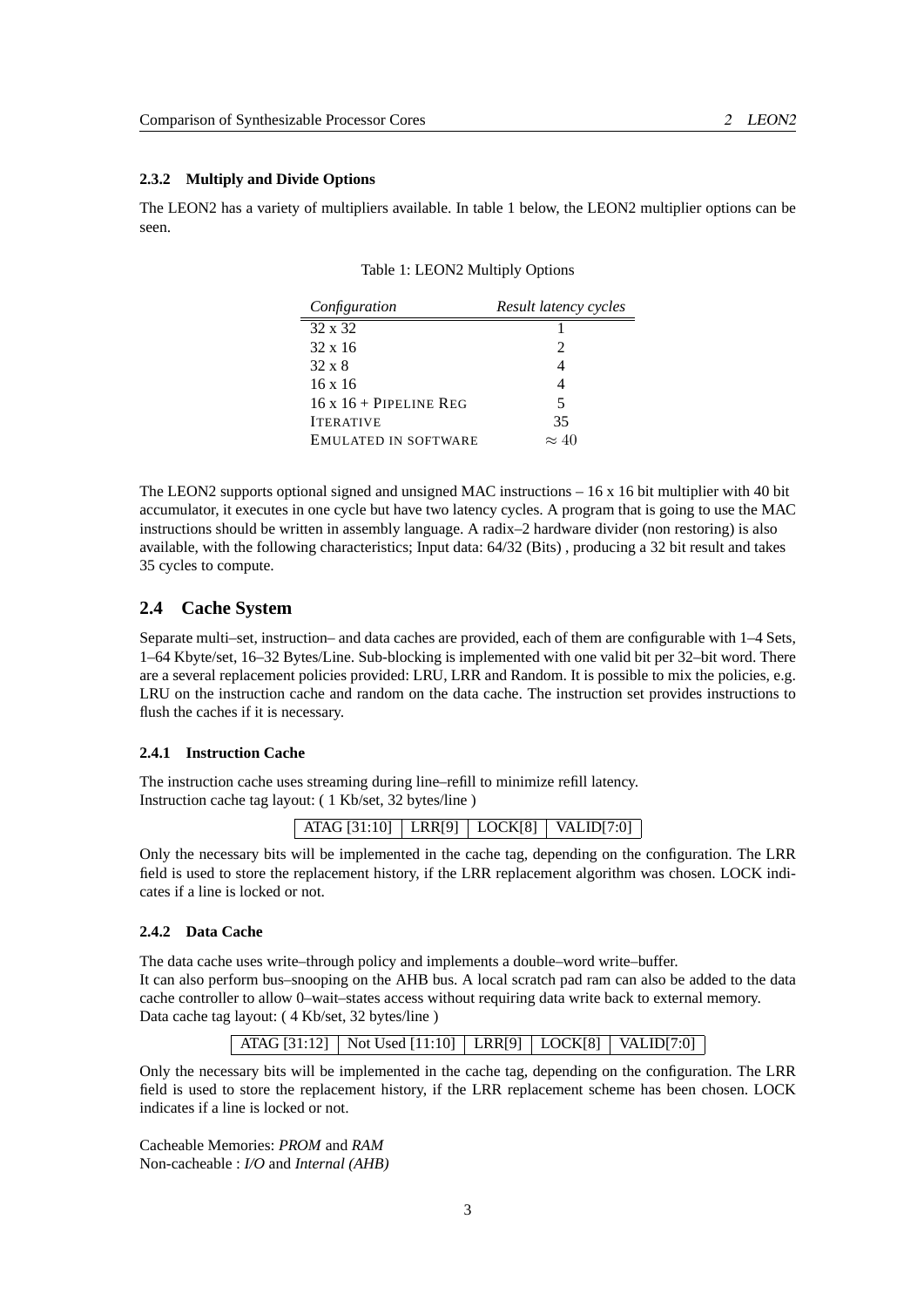#### 2.3.2 Multiply and Divide Options

The LEON2 has a variety of multipliers available. In table 1 below, the LEON2 multiplier options can be seen.

Table 1: LEON2 Multiply Options

| *Configuration* | *Result latency cycles* |
| --- | --- |
| 32 x 32 | 1 |
| 32 x 16 | 2 |
| 32 x 8 | 4 |
| 16 x 16 | 4 |
| 16 x 16 + PIPELINE REG | 5 |
| ITERATIVE | 35 |
| EMULATED IN SOFTWARE | $\approx 40$ |

The LEON2 supports optional signed and unsigned MAC instructions – 16 x 16 bit multiplier with 40 bit accumulator, it executes in one cycle but have two latency cycles. A program that is going to use the MAC instructions should be written in assembly language. A radix–2 hardware divider (non restoring) is also available, with the following characteristics; Input data: 64/32 (Bits) , producing a 32 bit result and takes 35 cycles to compute.

### 2.4 Cache System

Separate multi–set, instruction– and data caches are provided, each of them are configurable with 1–4 Sets, 1–64 Kbyte/set, 16–32 Bytes/Line. Sub-blocking is implemented with one valid bit per 32–bit word. There are a several replacement policies provided: LRU, LRR and Random. It is possible to mix the policies, e.g. LRU on the instruction cache and random on the data cache. The instruction set provides instructions to flush the caches if it is necessary.

#### 2.4.1 Instruction Cache

The instruction cache uses streaming during line–refill to minimize refill latency.
Instruction cache tag layout: ( 1 Kb/set, 32 bytes/line )

| ATAG [31:10] | LRR[9] | LOCK[8] | VALID[7:0] |
| --- | --- | --- | --- |

Only the necessary bits will be implemented in the cache tag, depending on the configuration. The LRR field is used to store the replacement history, if the LRR replacement algorithm was chosen. LOCK indicates if a line is locked or not.

#### 2.4.2 Data Cache

The data cache uses write–through policy and implements a double–word write–buffer.
It can also perform bus–snooping on the AHB bus. A local scratch pad ram can also be added to the data cache controller to allow 0–wait–states access without requiring data write back to external memory.
Data cache tag layout: ( 4 Kb/set, 32 bytes/line )

| ATAG [31:12] | Not Used [11:10] | LRR[9] | LOCK[8] | VALID[7:0] |
| --- | --- | --- | --- | --- |

Only the necessary bits will be implemented in the cache tag, depending on the configuration. The LRR field is used to store the replacement history, if the LRR replacement scheme has been chosen. LOCK indicates if a line is locked or not.

Cacheable Memories: *PROM* and *RAM*
Non-cacheable : *I/O* and *Internal (AHB)*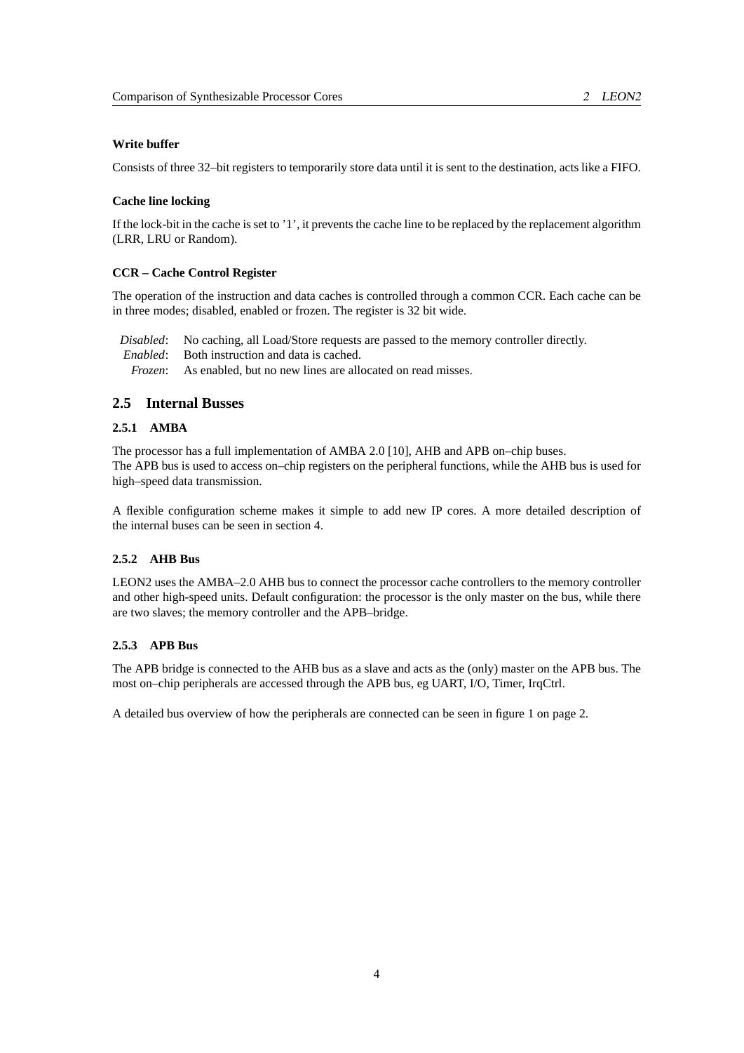**Write buffer**

Consists of three 32–bit registers to temporarily store data until it is sent to the destination, acts like a FIFO.

**Cache line locking**

If the lock-bit in the cache is set to '1', it prevents the cache line to be replaced by the replacement algorithm (LRR, LRU or Random).

**CCR – Cache Control Register**

The operation of the instruction and data caches is controlled through a common CCR. Each cache can be in three modes; disabled, enabled or frozen. The register is 32 bit wide.

*Disabled*: No caching, all Load/Store requests are passed to the memory controller directly.
*Enabled*: Both instruction and data is cached.
*Frozen*: As enabled, but no new lines are allocated on read misses.

## 2.5 Internal Busses

### 2.5.1 AMBA

The processor has a full implementation of AMBA 2.0 [10], AHB and APB on–chip buses.
The APB bus is used to access on–chip registers on the peripheral functions, while the AHB bus is used for high–speed data transmission.

A flexible configuration scheme makes it simple to add new IP cores. A more detailed description of the internal buses can be seen in section 4.

### 2.5.2 AHB Bus

LEON2 uses the AMBA–2.0 AHB bus to connect the processor cache controllers to the memory controller and other high-speed units. Default configuration: the processor is the only master on the bus, while there are two slaves; the memory controller and the APB–bridge.

### 2.5.3 APB Bus

The APB bridge is connected to the AHB bus as a slave and acts as the (only) master on the APB bus. The most on–chip peripherals are accessed through the APB bus, eg UART, I/O, Timer, IrqCtrl.

A detailed bus overview of how the peripherals are connected can be seen in figure 1 on page 2.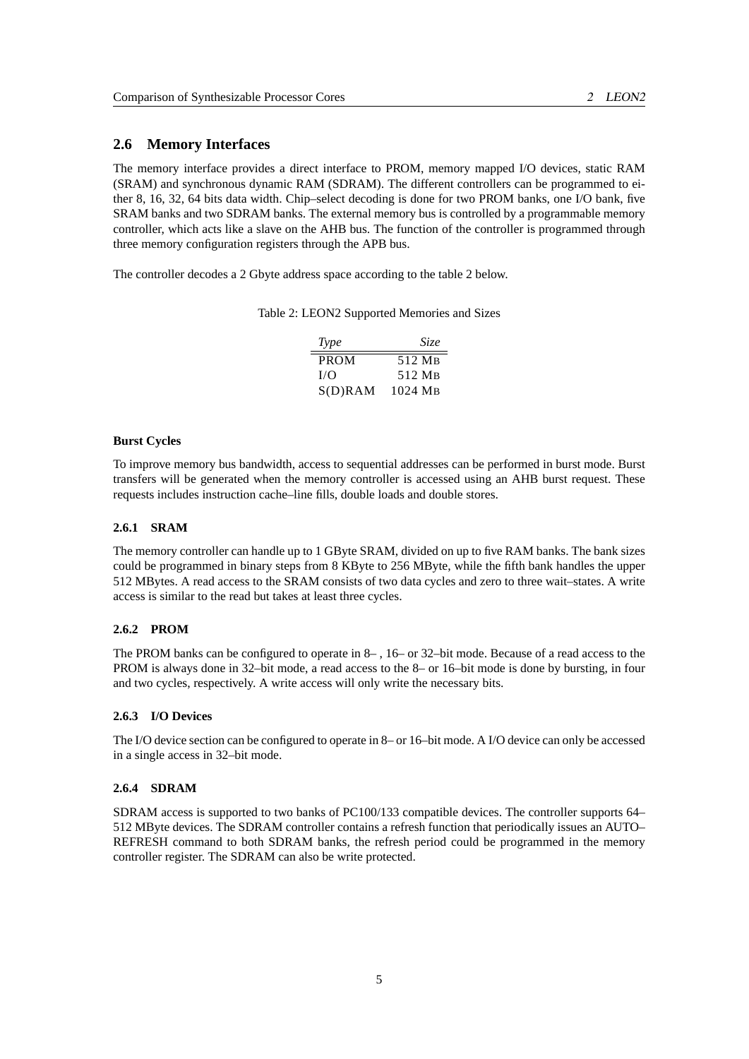## 2.6 Memory Interfaces

The memory interface provides a direct interface to PROM, memory mapped I/O devices, static RAM (SRAM) and synchronous dynamic RAM (SDRAM). The different controllers can be programmed to either 8, 16, 32, 64 bits data width. Chip–select decoding is done for two PROM banks, one I/O bank, five SRAM banks and two SDRAM banks. The external memory bus is controlled by a programmable memory controller, which acts like a slave on the AHB bus. The function of the controller is programmed through three memory configuration registers through the APB bus.

The controller decodes a 2 Gbyte address space according to the table 2 below.

Table 2: LEON2 Supported Memories and Sizes

| *Type* | *Size* |
|---|---|
| PROM | 512 MB |
| I/O | 512 MB |
| S(D)RAM | 1024 MB |

**Burst Cycles**

To improve memory bus bandwidth, access to sequential addresses can be performed in burst mode. Burst transfers will be generated when the memory controller is accessed using an AHB burst request. These requests includes instruction cache–line fills, double loads and double stores.

### 2.6.1 SRAM

The memory controller can handle up to 1 GByte SRAM, divided on up to five RAM banks. The bank sizes could be programmed in binary steps from 8 KByte to 256 MByte, while the fifth bank handles the upper 512 MBytes. A read access to the SRAM consists of two data cycles and zero to three wait–states. A write access is similar to the read but takes at least three cycles.

### 2.6.2 PROM

The PROM banks can be configured to operate in 8– , 16– or 32–bit mode. Because of a read access to the PROM is always done in 32–bit mode, a read access to the 8– or 16–bit mode is done by bursting, in four and two cycles, respectively. A write access will only write the necessary bits.

### 2.6.3 I/O Devices

The I/O device section can be configured to operate in 8– or 16–bit mode. A I/O device can only be accessed in a single access in 32–bit mode.

### 2.6.4 SDRAM

SDRAM access is supported to two banks of PC100/133 compatible devices. The controller supports 64–512 MByte devices. The SDRAM controller contains a refresh function that periodically issues an AUTO–REFRESH command to both SDRAM banks, the refresh period could be programmed in the memory controller register. The SDRAM can also be write protected.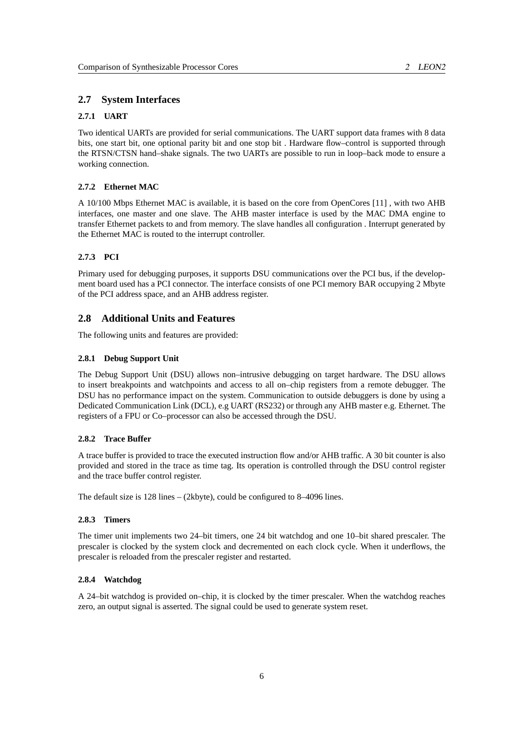## 2.7 System Interfaces

### 2.7.1 UART

Two identical UARTs are provided for serial communications. The UART support data frames with 8 data bits, one start bit, one optional parity bit and one stop bit . Hardware flow–control is supported through the RTSN/CTSN hand–shake signals. The two UARTs are possible to run in loop–back mode to ensure a working connection.

### 2.7.2 Ethernet MAC

A 10/100 Mbps Ethernet MAC is available, it is based on the core from OpenCores [11] , with two AHB interfaces, one master and one slave. The AHB master interface is used by the MAC DMA engine to transfer Ethernet packets to and from memory. The slave handles all configuration . Interrupt generated by the Ethernet MAC is routed to the interrupt controller.

### 2.7.3 PCI

Primary used for debugging purposes, it supports DSU communications over the PCI bus, if the development board used has a PCI connector. The interface consists of one PCI memory BAR occupying 2 Mbyte of the PCI address space, and an AHB address register.

## 2.8 Additional Units and Features

The following units and features are provided:

### 2.8.1 Debug Support Unit

The Debug Support Unit (DSU) allows non–intrusive debugging on target hardware. The DSU allows to insert breakpoints and watchpoints and access to all on–chip registers from a remote debugger. The DSU has no performance impact on the system. Communication to outside debuggers is done by using a Dedicated Communication Link (DCL), e.g UART (RS232) or through any AHB master e.g. Ethernet. The registers of a FPU or Co–processor can also be accessed through the DSU.

### 2.8.2 Trace Buffer

A trace buffer is provided to trace the executed instruction flow and/or AHB traffic. A 30 bit counter is also provided and stored in the trace as time tag. Its operation is controlled through the DSU control register and the trace buffer control register.

The default size is 128 lines – (2kbyte), could be configured to 8–4096 lines.

### 2.8.3 Timers

The timer unit implements two 24–bit timers, one 24 bit watchdog and one 10–bit shared prescaler. The prescaler is clocked by the system clock and decremented on each clock cycle. When it underflows, the prescaler is reloaded from the prescaler register and restarted.

### 2.8.4 Watchdog

A 24–bit watchdog is provided on–chip, it is clocked by the timer prescaler. When the watchdog reaches zero, an output signal is asserted. The signal could be used to generate system reset.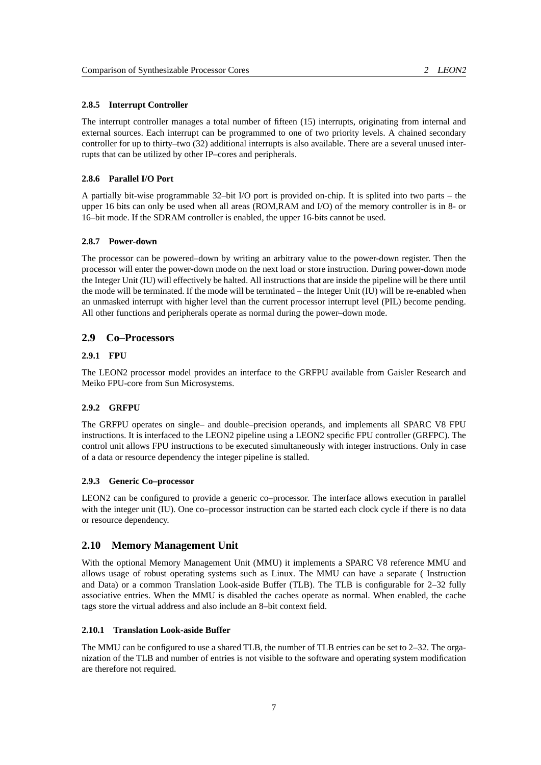#### 2.8.5 Interrupt Controller

The interrupt controller manages a total number of fifteen (15) interrupts, originating from internal and external sources. Each interrupt can be programmed to one of two priority levels. A chained secondary controller for up to thirty–two (32) additional interrupts is also available. There are a several unused interrupts that can be utilized by other IP–cores and peripherals.

#### 2.8.6 Parallel I/O Port

A partially bit-wise programmable 32–bit I/O port is provided on-chip. It is splited into two parts – the upper 16 bits can only be used when all areas (ROM,RAM and I/O) of the memory controller is in 8- or 16–bit mode. If the SDRAM controller is enabled, the upper 16-bits cannot be used.

#### 2.8.7 Power-down

The processor can be powered–down by writing an arbitrary value to the power-down register. Then the processor will enter the power-down mode on the next load or store instruction. During power-down mode the Integer Unit (IU) will effectively be halted. All instructions that are inside the pipeline will be there until the mode will be terminated. If the mode will be terminated – the Integer Unit (IU) will be re-enabled when an unmasked interrupt with higher level than the current processor interrupt level (PIL) become pending. All other functions and peripherals operate as normal during the power–down mode.

## 2.9 Co–Processors

#### 2.9.1 FPU

The LEON2 processor model provides an interface to the GRFPU available from Gaisler Research and Meiko FPU-core from Sun Microsystems.

#### 2.9.2 GRFPU

The GRFPU operates on single– and double–precision operands, and implements all SPARC V8 FPU instructions. It is interfaced to the LEON2 pipeline using a LEON2 specific FPU controller (GRFPC). The control unit allows FPU instructions to be executed simultaneously with integer instructions. Only in case of a data or resource dependency the integer pipeline is stalled.

#### 2.9.3 Generic Co–processor

LEON2 can be configured to provide a generic co–processor. The interface allows execution in parallel with the integer unit (IU). One co–processor instruction can be started each clock cycle if there is no data or resource dependency.

## 2.10 Memory Management Unit

With the optional Memory Management Unit (MMU) it implements a SPARC V8 reference MMU and allows usage of robust operating systems such as Linux. The MMU can have a separate ( Instruction and Data) or a common Translation Look-aside Buffer (TLB). The TLB is configurable for 2–32 fully associative entries. When the MMU is disabled the caches operate as normal. When enabled, the cache tags store the virtual address and also include an 8–bit context field.

#### 2.10.1 Translation Look-aside Buffer

The MMU can be configured to use a shared TLB, the number of TLB entries can be set to 2–32. The organization of the TLB and number of entries is not visible to the software and operating system modification are therefore not required.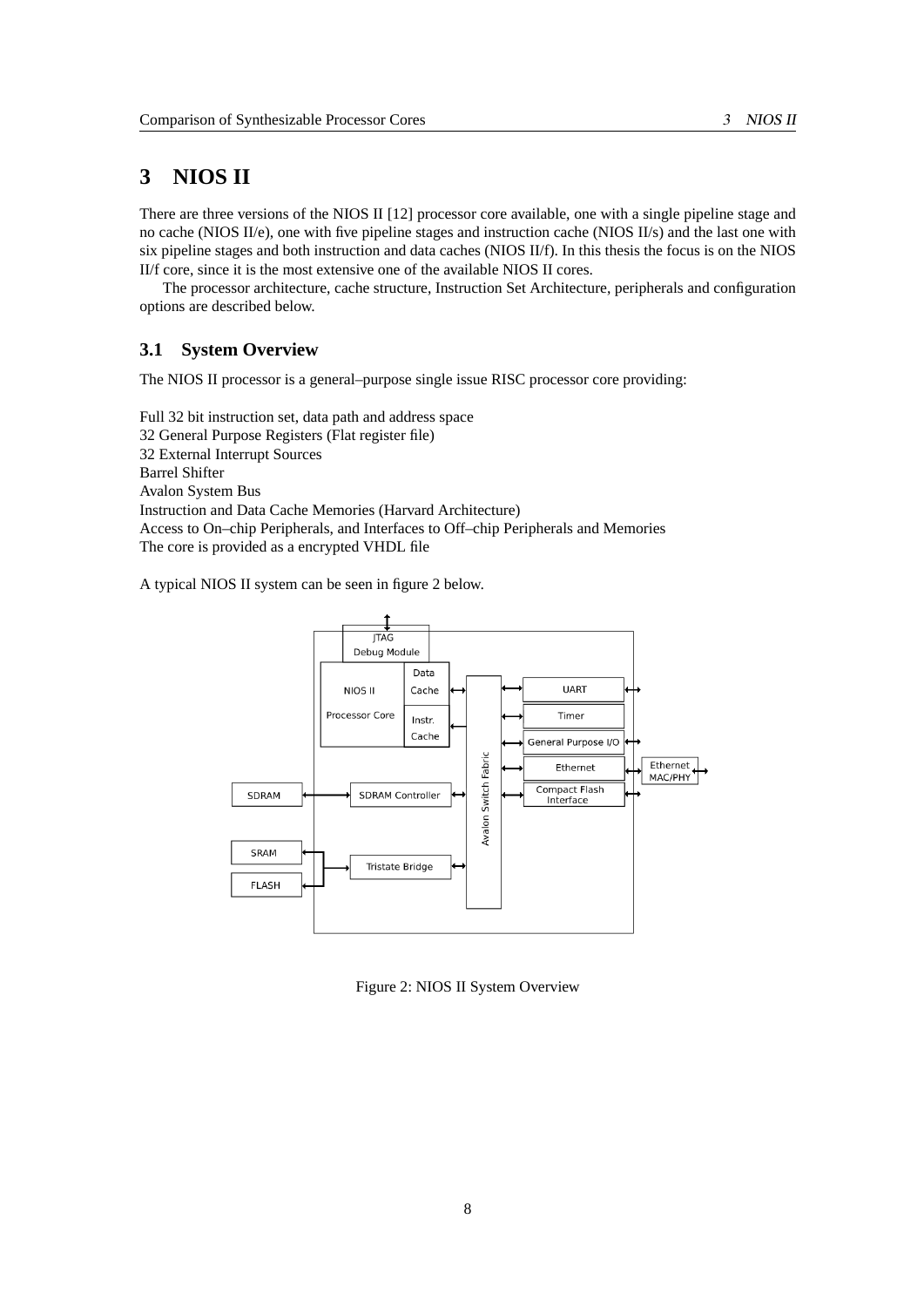# 3 NIOS II

There are three versions of the NIOS II [12] processor core available, one with a single pipeline stage and no cache (NIOS II/e), one with five pipeline stages and instruction cache (NIOS II/s) and the last one with six pipeline stages and both instruction and data caches (NIOS II/f). In this thesis the focus is on the NIOS II/f core, since it is the most extensive one of the available NIOS II cores.

The processor architecture, cache structure, Instruction Set Architecture, peripherals and configuration options are described below.

## 3.1 System Overview

The NIOS II processor is a general–purpose single issue RISC processor core providing:

Full 32 bit instruction set, data path and address space
32 General Purpose Registers (Flat register file)
32 External Interrupt Sources
Barrel Shifter
Avalon System Bus
Instruction and Data Cache Memories (Harvard Architecture)
Access to On–chip Peripherals, and Interfaces to Off–chip Peripherals and Memories
The core is provided as a encrypted VHDL file

A typical NIOS II system can be seen in figure 2 below.

Figure 2: NIOS II System Overview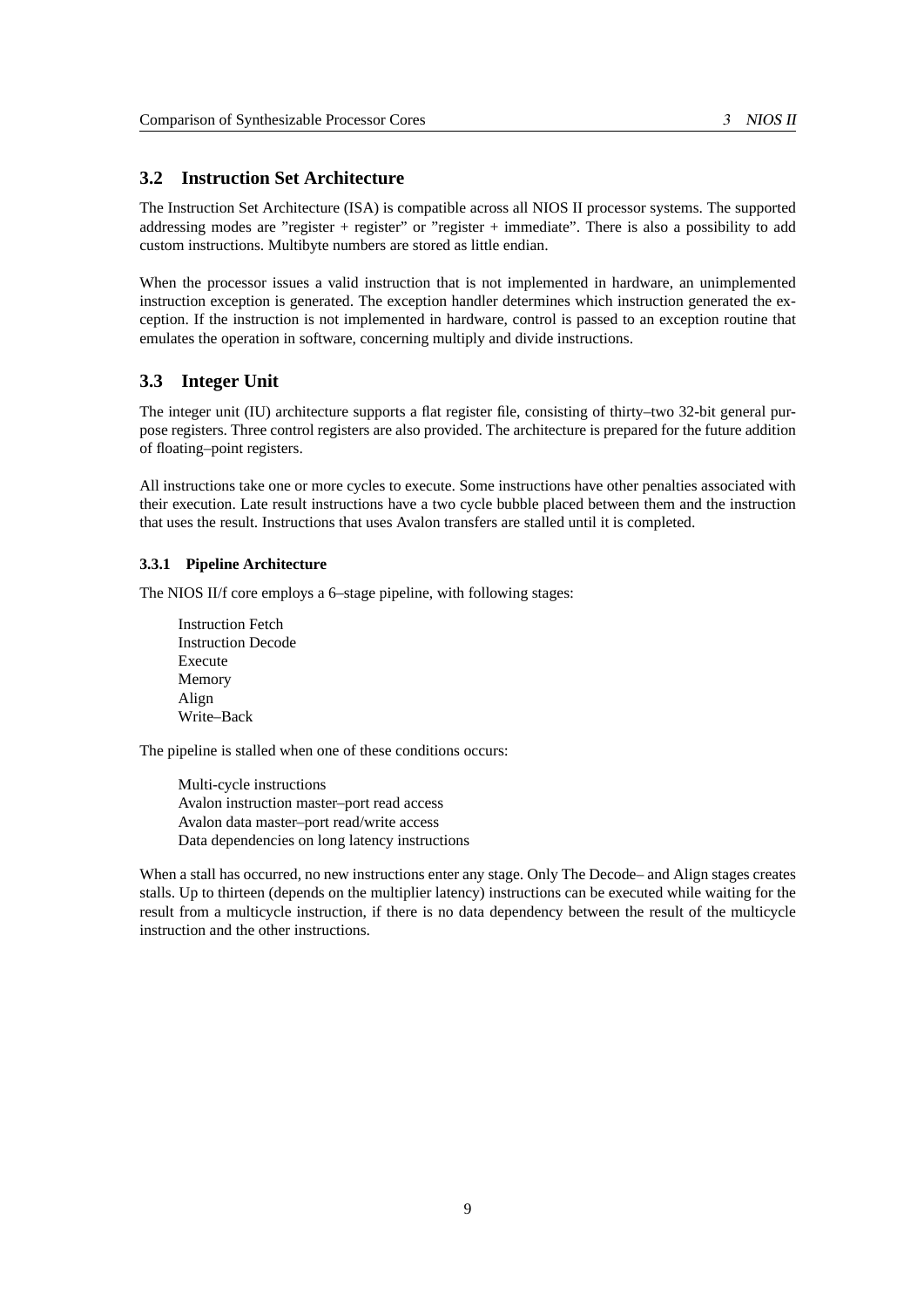## 3.2 Instruction Set Architecture

The Instruction Set Architecture (ISA) is compatible across all NIOS II processor systems. The supported addressing modes are "register + register" or "register + immediate". There is also a possibility to add custom instructions. Multibyte numbers are stored as little endian.

When the processor issues a valid instruction that is not implemented in hardware, an unimplemented instruction exception is generated. The exception handler determines which instruction generated the exception. If the instruction is not implemented in hardware, control is passed to an exception routine that emulates the operation in software, concerning multiply and divide instructions.

## 3.3 Integer Unit

The integer unit (IU) architecture supports a flat register file, consisting of thirty–two 32-bit general purpose registers. Three control registers are also provided. The architecture is prepared for the future addition of floating–point registers.

All instructions take one or more cycles to execute. Some instructions have other penalties associated with their execution. Late result instructions have a two cycle bubble placed between them and the instruction that uses the result. Instructions that uses Avalon transfers are stalled until it is completed.

### 3.3.1 Pipeline Architecture

The NIOS II/f core employs a 6–stage pipeline, with following stages:

Instruction Fetch
Instruction Decode
Execute
Memory
Align
Write–Back

The pipeline is stalled when one of these conditions occurs:

Multi-cycle instructions
Avalon instruction master–port read access
Avalon data master–port read/write access
Data dependencies on long latency instructions

When a stall has occurred, no new instructions enter any stage. Only The Decode– and Align stages creates stalls. Up to thirteen (depends on the multiplier latency) instructions can be executed while waiting for the result from a multicycle instruction, if there is no data dependency between the result of the multicycle instruction and the other instructions.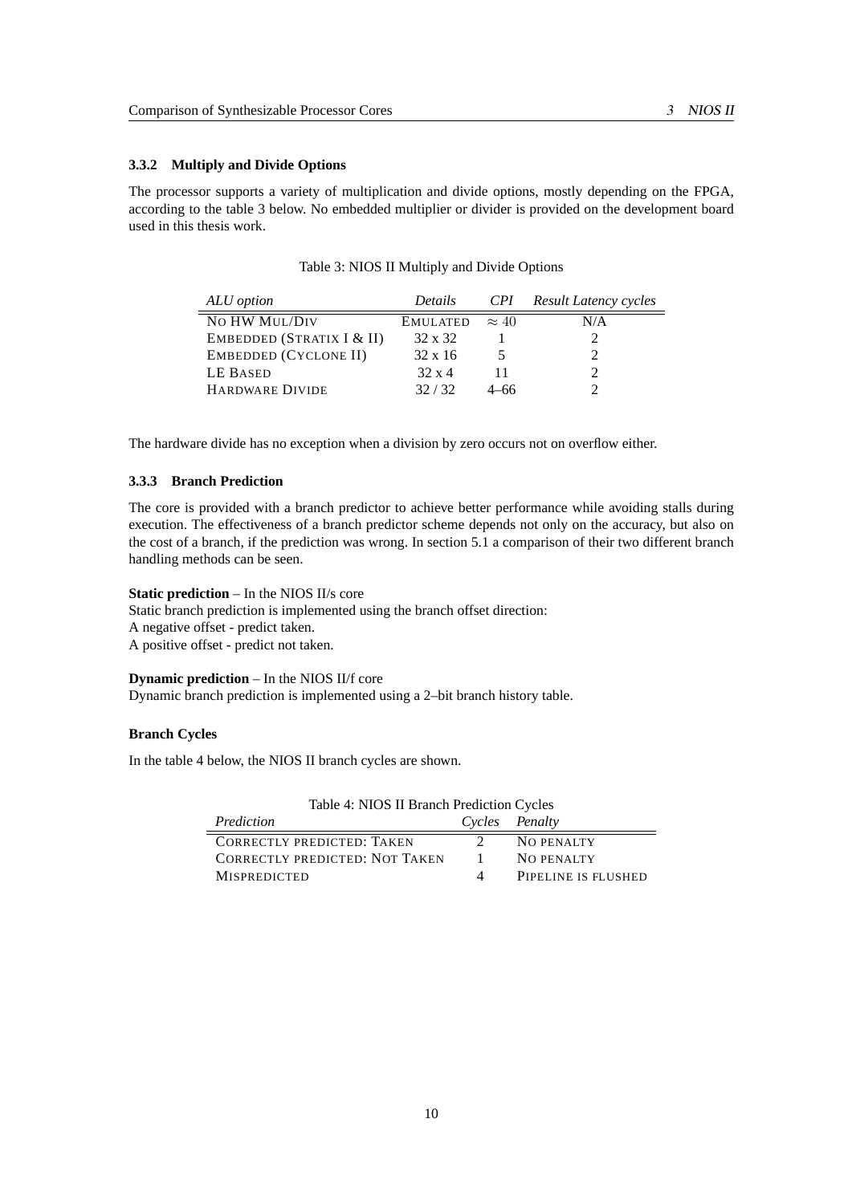### 3.3.2 Multiply and Divide Options

The processor supports a variety of multiplication and divide options, mostly depending on the FPGA, according to the table 3 below. No embedded multiplier or divider is provided on the development board used in this thesis work.

Table 3: NIOS II Multiply and Divide Options

| *ALU option* | *Details* | *CPI* | *Result Latency cycles* |
|---|---|---|---|
| NO HW MUL/DIV | EMULATED | $\approx 40$ | N/A |
| EMBEDDED (STRATIX I & II) | 32 x 32 | 1 | 2 |
| EMBEDDED (CYCLONE II) | 32 x 16 | 5 | 2 |
| LE BASED | 32 x 4 | 11 | 2 |
| HARDWARE DIVIDE | 32 / 32 | 4–66 | 2 |

The hardware divide has no exception when a division by zero occurs not on overflow either.

### 3.3.3 Branch Prediction

The core is provided with a branch predictor to achieve better performance while avoiding stalls during execution. The effectiveness of a branch predictor scheme depends not only on the accuracy, but also on the cost of a branch, if the prediction was wrong. In section 5.1 a comparison of their two different branch handling methods can be seen.

**Static prediction** – In the NIOS II/s core
Static branch prediction is implemented using the branch offset direction:
A negative offset - predict taken.
A positive offset - predict not taken.

**Dynamic prediction** – In the NIOS II/f core
Dynamic branch prediction is implemented using a 2–bit branch history table.

**Branch Cycles**

In the table 4 below, the NIOS II branch cycles are shown.

Table 4: NIOS II Branch Prediction Cycles

| *Prediction* | *Cycles* | *Penalty* |
|---|---|---|
| CORRECTLY PREDICTED: TAKEN | 2 | NO PENALTY |
| CORRECTLY PREDICTED: NOT TAKEN | 1 | NO PENALTY |
| MISPREDICTED | 4 | PIPELINE IS FLUSHED |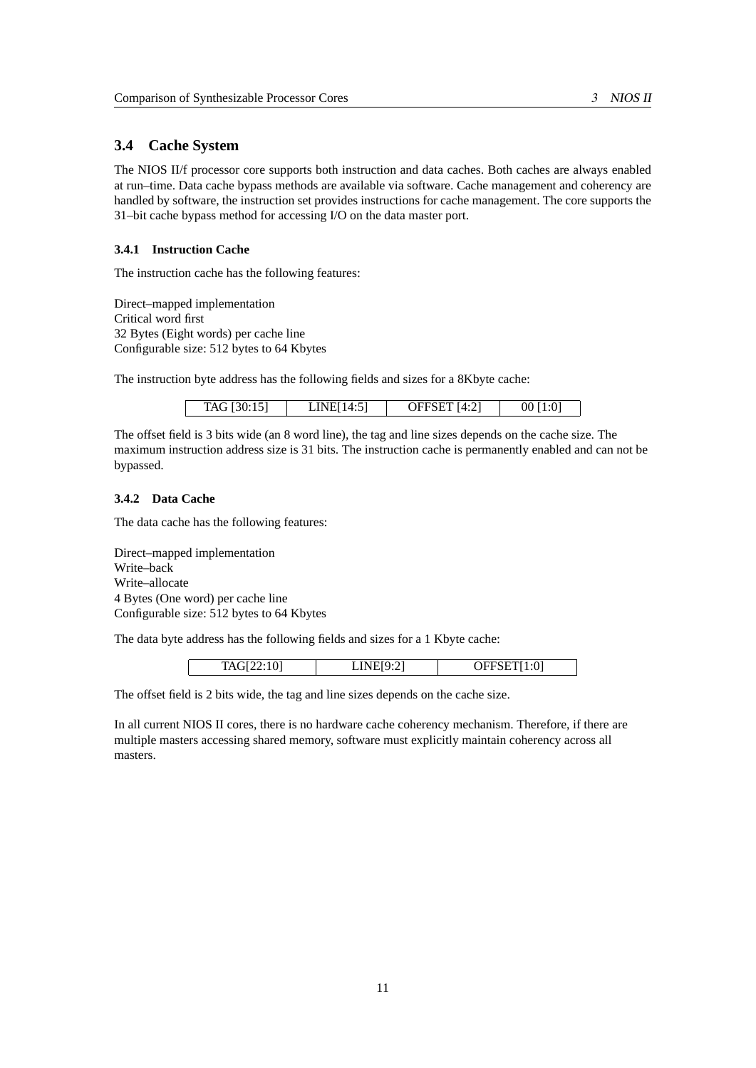## 3.4 Cache System

The NIOS II/f processor core supports both instruction and data caches. Both caches are always enabled at run–time. Data cache bypass methods are available via software. Cache management and coherency are handled by software, the instruction set provides instructions for cache management. The core supports the 31–bit cache bypass method for accessing I/O on the data master port.

### 3.4.1 Instruction Cache

The instruction cache has the following features:

Direct–mapped implementation
Critical word first
32 Bytes (Eight words) per cache line
Configurable size: 512 bytes to 64 Kbytes

The instruction byte address has the following fields and sizes for a 8Kbyte cache:

| TAG [30:15] | LINE[14:5] | OFFSET [4:2] | 00 [1:0] |
|---|---|---|---|

The offset field is 3 bits wide (an 8 word line), the tag and line sizes depends on the cache size. The maximum instruction address size is 31 bits. The instruction cache is permanently enabled and can not be bypassed.

### 3.4.2 Data Cache

The data cache has the following features:

Direct–mapped implementation
Write–back
Write–allocate
4 Bytes (One word) per cache line
Configurable size: 512 bytes to 64 Kbytes

The data byte address has the following fields and sizes for a 1 Kbyte cache:

| TAG[22:10] | LINE[9:2] | OFFSET[1:0] |
|---|---|---|

The offset field is 2 bits wide, the tag and line sizes depends on the cache size.

In all current NIOS II cores, there is no hardware cache coherency mechanism. Therefore, if there are multiple masters accessing shared memory, software must explicitly maintain coherency across all masters.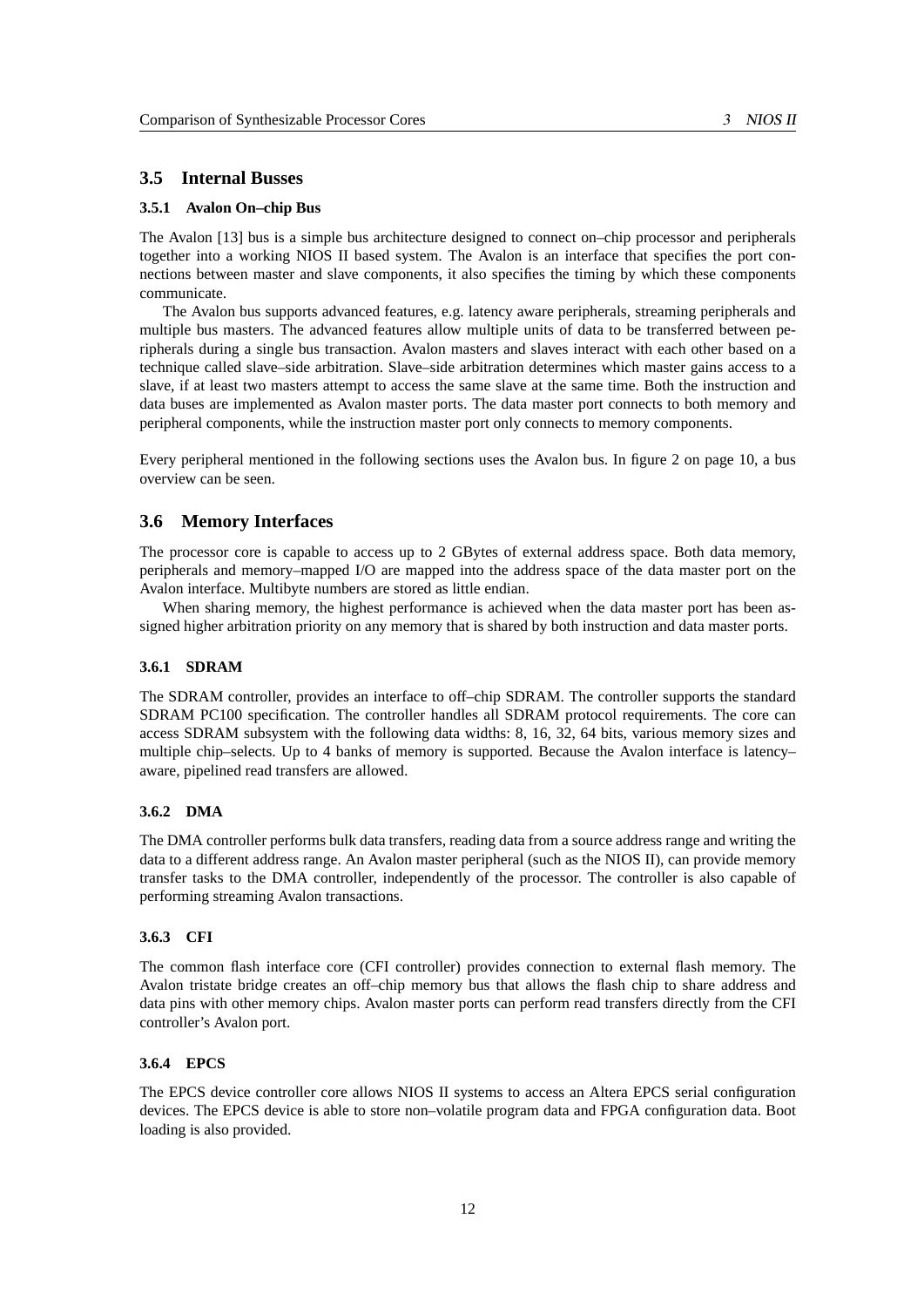## 3.5 Internal Busses

### 3.5.1 Avalon On–chip Bus

The Avalon [13] bus is a simple bus architecture designed to connect on–chip processor and peripherals together into a working NIOS II based system. The Avalon is an interface that specifies the port connections between master and slave components, it also specifies the timing by which these components communicate.

The Avalon bus supports advanced features, e.g. latency aware peripherals, streaming peripherals and multiple bus masters. The advanced features allow multiple units of data to be transferred between peripherals during a single bus transaction. Avalon masters and slaves interact with each other based on a technique called slave–side arbitration. Slave–side arbitration determines which master gains access to a slave, if at least two masters attempt to access the same slave at the same time. Both the instruction and data buses are implemented as Avalon master ports. The data master port connects to both memory and peripheral components, while the instruction master port only connects to memory components.

Every peripheral mentioned in the following sections uses the Avalon bus. In figure 2 on page 10, a bus overview can be seen.

## 3.6 Memory Interfaces

The processor core is capable to access up to 2 GBytes of external address space. Both data memory, peripherals and memory–mapped I/O are mapped into the address space of the data master port on the Avalon interface. Multibyte numbers are stored as little endian.

When sharing memory, the highest performance is achieved when the data master port has been assigned higher arbitration priority on any memory that is shared by both instruction and data master ports.

### 3.6.1 SDRAM

The SDRAM controller, provides an interface to off–chip SDRAM. The controller supports the standard SDRAM PC100 specification. The controller handles all SDRAM protocol requirements. The core can access SDRAM subsystem with the following data widths: 8, 16, 32, 64 bits, various memory sizes and multiple chip–selects. Up to 4 banks of memory is supported. Because the Avalon interface is latency–aware, pipelined read transfers are allowed.

### 3.6.2 DMA

The DMA controller performs bulk data transfers, reading data from a source address range and writing the data to a different address range. An Avalon master peripheral (such as the NIOS II), can provide memory transfer tasks to the DMA controller, independently of the processor. The controller is also capable of performing streaming Avalon transactions.

### 3.6.3 CFI

The common flash interface core (CFI controller) provides connection to external flash memory. The Avalon tristate bridge creates an off–chip memory bus that allows the flash chip to share address and data pins with other memory chips. Avalon master ports can perform read transfers directly from the CFI controller's Avalon port.

### 3.6.4 EPCS

The EPCS device controller core allows NIOS II systems to access an Altera EPCS serial configuration devices. The EPCS device is able to store non–volatile program data and FPGA configuration data. Boot loading is also provided.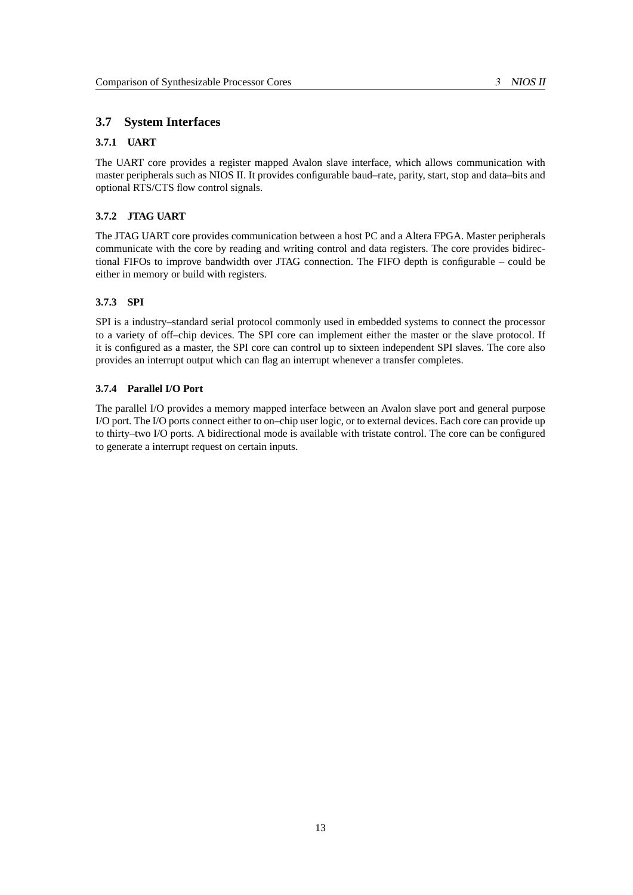## 3.7 System Interfaces

### 3.7.1 UART

The UART core provides a register mapped Avalon slave interface, which allows communication with master peripherals such as NIOS II. It provides configurable baud–rate, parity, start, stop and data–bits and optional RTS/CTS flow control signals.

### 3.7.2 JTAG UART

The JTAG UART core provides communication between a host PC and a Altera FPGA. Master peripherals communicate with the core by reading and writing control and data registers. The core provides bidirectional FIFOs to improve bandwidth over JTAG connection. The FIFO depth is configurable – could be either in memory or build with registers.

### 3.7.3 SPI

SPI is a industry–standard serial protocol commonly used in embedded systems to connect the processor to a variety of off–chip devices. The SPI core can implement either the master or the slave protocol. If it is configured as a master, the SPI core can control up to sixteen independent SPI slaves. The core also provides an interrupt output which can flag an interrupt whenever a transfer completes.

### 3.7.4 Parallel I/O Port

The parallel I/O provides a memory mapped interface between an Avalon slave port and general purpose I/O port. The I/O ports connect either to on–chip user logic, or to external devices. Each core can provide up to thirty–two I/O ports. A bidirectional mode is available with tristate control. The core can be configured to generate a interrupt request on certain inputs.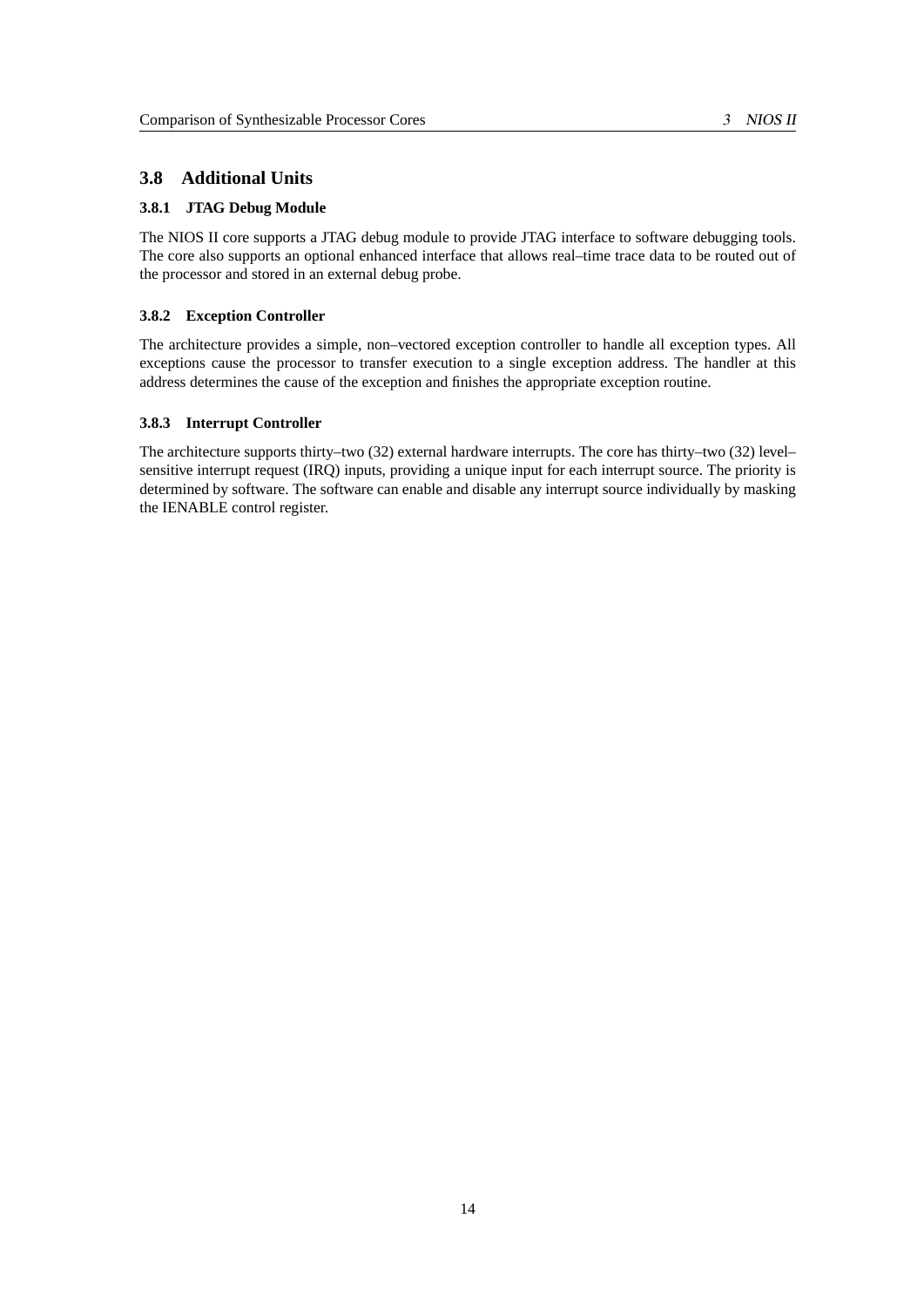## 3.8 Additional Units

### 3.8.1 JTAG Debug Module

The NIOS II core supports a JTAG debug module to provide JTAG interface to software debugging tools. The core also supports an optional enhanced interface that allows real–time trace data to be routed out of the processor and stored in an external debug probe.

### 3.8.2 Exception Controller

The architecture provides a simple, non–vectored exception controller to handle all exception types. All exceptions cause the processor to transfer execution to a single exception address. The handler at this address determines the cause of the exception and finishes the appropriate exception routine.

### 3.8.3 Interrupt Controller

The architecture supports thirty–two (32) external hardware interrupts. The core has thirty–two (32) level–sensitive interrupt request (IRQ) inputs, providing a unique input for each interrupt source. The priority is determined by software. The software can enable and disable any interrupt source individually by masking the IENABLE control register.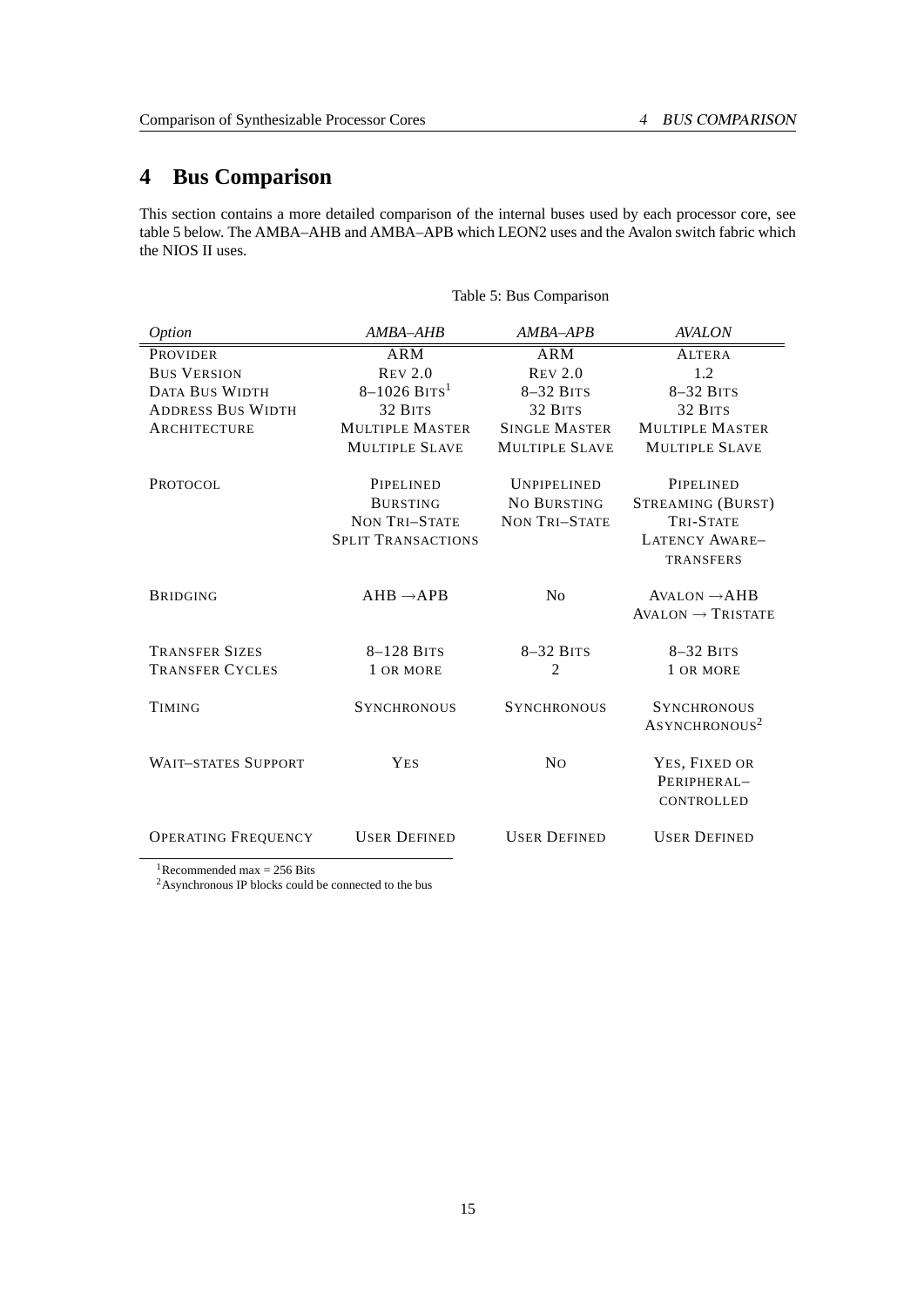# 4 Bus Comparison

This section contains a more detailed comparison of the internal buses used by each processor core, see table 5 below. The AMBA–AHB and AMBA–APB which LEON2 uses and the Avalon switch fabric which the NIOS II uses.

Table 5: Bus Comparison

| *Option* | *AMBA–AHB* | *AMBA–APB* | *AVALON* |
|---|---|---|---|
| Provider | ARM | ARM | Altera |
| Bus Version | Rev 2.0 | Rev 2.0 | 1.2 |
| Data Bus Width | 8–1026 Bits[1] | 8–32 Bits | 8–32 Bits |
| Address Bus Width | 32 Bits | 32 Bits | 32 Bits |
| Architecture | Multiple Master<br>Multiple Slave | Single Master<br>Multiple Slave | Multiple Master<br>Multiple Slave |
| Protocol | Pipelined<br>Bursting<br>Non Tri–State<br>Split Transactions | Unpipelined<br>No Bursting<br>Non Tri–State | Pipelined<br>Streaming (Burst)<br>Tri-State<br>Latency Aware–transfers |
| Bridging | AHB → APB | No | Avalon → AHB<br>Avalon → Tristate |
| Transfer Sizes | 8–128 Bits | 8–32 Bits | 8–32 Bits |
| Transfer Cycles | 1 or more | 2 | 1 or more |
| Timing | Synchronous | Synchronous | Synchronous<br>Asynchronous[2] |
| Wait–states Support | Yes | No | Yes, fixed or peripheral–controlled |
| Operating Frequency | User Defined | User Defined | User Defined |

[1] Recommended max = 256 Bits
[2] Asynchronous IP blocks could be connected to the bus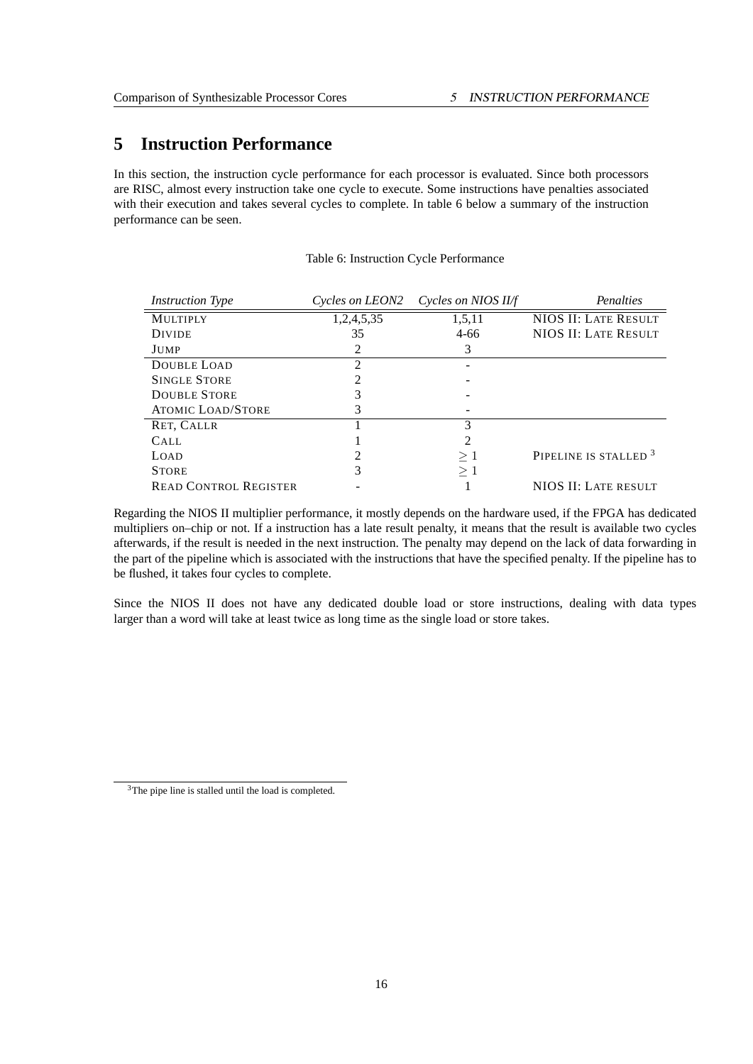# 5 Instruction Performance

In this section, the instruction cycle performance for each processor is evaluated. Since both processors are RISC, almost every instruction take one cycle to execute. Some instructions have penalties associated with their execution and takes several cycles to complete. In table 6 below a summary of the instruction performance can be seen.

Table 6: Instruction Cycle Performance

| *Instruction Type* | *Cycles on LEON2* | *Cycles on NIOS II/f* | *Penalties* |
|---|---|---|---|
| MULTIPLY | 1,2,4,5,35 | 1,5,11 | NIOS II: LATE RESULT |
| DIVIDE | 35 | 4-66 | NIOS II: LATE RESULT |
| JUMP | 2 | 3 | |
| DOUBLE LOAD | 2 | - | |
| SINGLE STORE | 2 | - | |
| DOUBLE STORE | 3 | - | |
| ATOMIC LOAD/STORE | 3 | - | |
| RET, CALLR | 1 | 3 | |
| CALL | 1 | 2 | |
| LOAD | 2 | $\geq 1$ | PIPELINE IS STALLED [3] |
| STORE | 3 | $\geq 1$ | |
| READ CONTROL REGISTER | - | 1 | NIOS II: LATE RESULT |

Regarding the NIOS II multiplier performance, it mostly depends on the hardware used, if the FPGA has dedicated multipliers on–chip or not. If a instruction has a late result penalty, it means that the result is available two cycles afterwards, if the result is needed in the next instruction. The penalty may depend on the lack of data forwarding in the part of the pipeline which is associated with the instructions that have the specified penalty. If the pipeline has to be flushed, it takes four cycles to complete.

Since the NIOS II does not have any dedicated double load or store instructions, dealing with data types larger than a word will take at least twice as long time as the single load or store takes.

[3] The pipe line is stalled until the load is completed.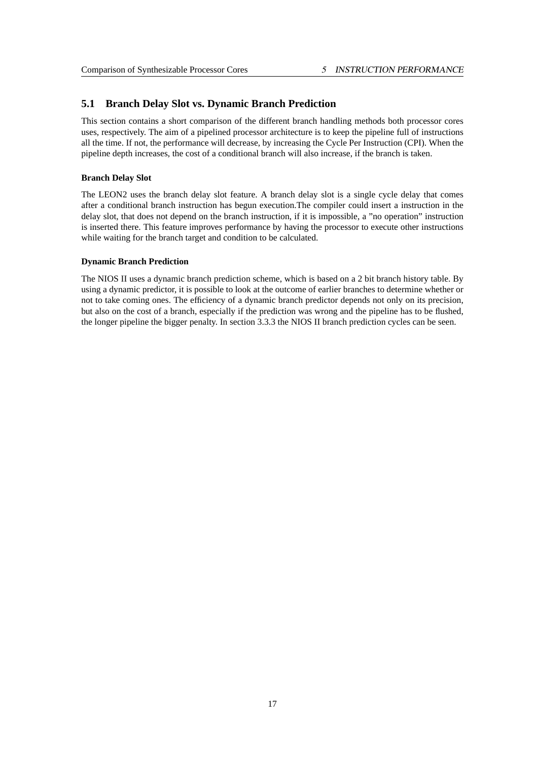## 5.1 Branch Delay Slot vs. Dynamic Branch Prediction

This section contains a short comparison of the different branch handling methods both processor cores uses, respectively. The aim of a pipelined processor architecture is to keep the pipeline full of instructions all the time. If not, the performance will decrease, by increasing the Cycle Per Instruction (CPI). When the pipeline depth increases, the cost of a conditional branch will also increase, if the branch is taken.

#### Branch Delay Slot

The LEON2 uses the branch delay slot feature. A branch delay slot is a single cycle delay that comes after a conditional branch instruction has begun execution.The compiler could insert a instruction in the delay slot, that does not depend on the branch instruction, if it is impossible, a "no operation" instruction is inserted there. This feature improves performance by having the processor to execute other instructions while waiting for the branch target and condition to be calculated.

#### Dynamic Branch Prediction

The NIOS II uses a dynamic branch prediction scheme, which is based on a 2 bit branch history table. By using a dynamic predictor, it is possible to look at the outcome of earlier branches to determine whether or not to take coming ones. The efficiency of a dynamic branch predictor depends not only on its precision, but also on the cost of a branch, especially if the prediction was wrong and the pipeline has to be flushed, the longer pipeline the bigger penalty. In section 3.3.3 the NIOS II branch prediction cycles can be seen.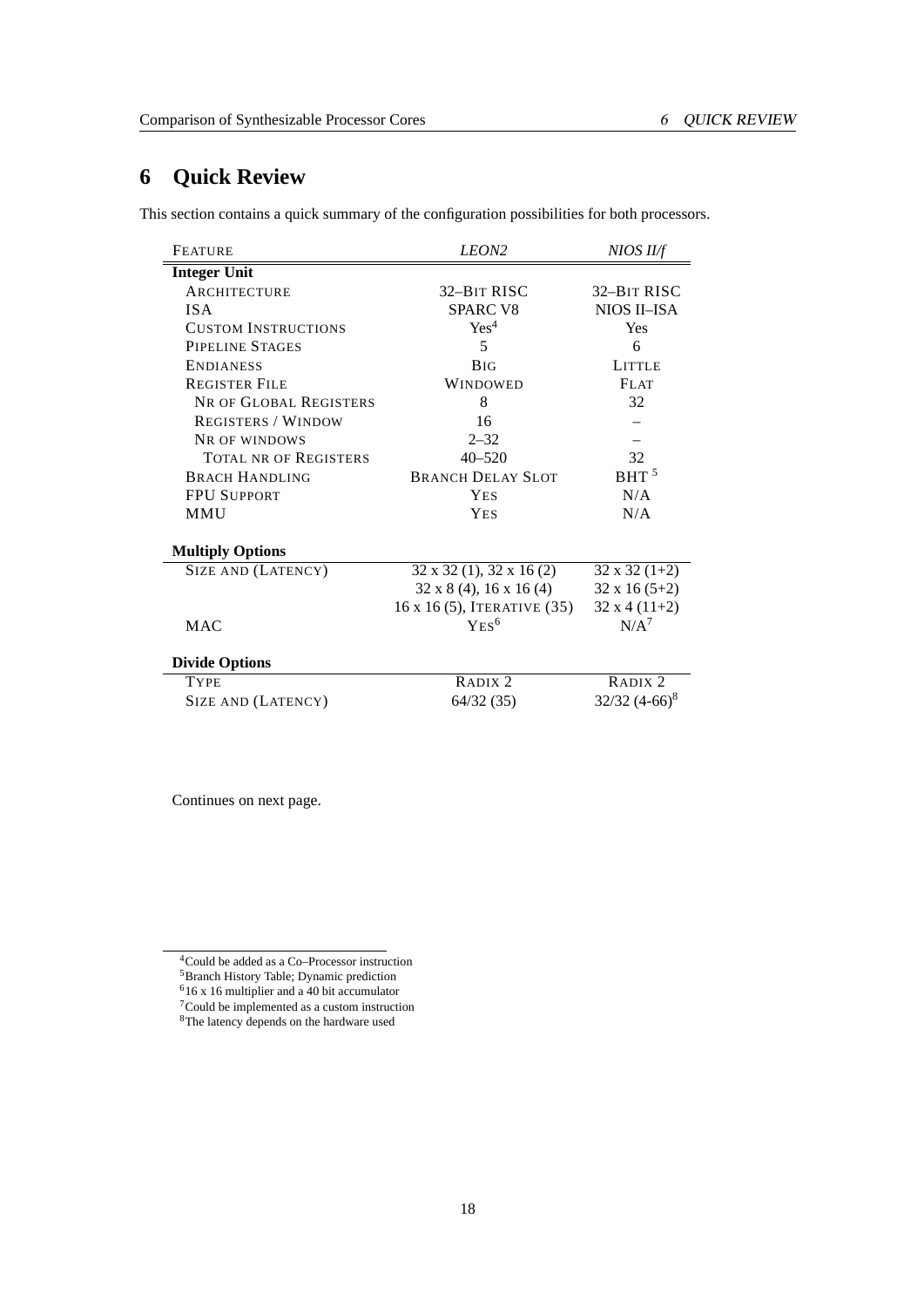## 6 Quick Review

This section contains a quick summary of the configuration possibilities for both processors.

| FEATURE | *LEON2* | *NIOS II/f* |
|---|---|---|
| **Integer Unit** | | |
| ARCHITECTURE | 32–BIT RISC | 32–BIT RISC |
| ISA | SPARC V8 | NIOS II–ISA |
| CUSTOM INSTRUCTIONS | Yes[4] | Yes |
| PIPELINE STAGES | 5 | 6 |
| ENDIANESS | BIG | LITTLE |
| REGISTER FILE | WINDOWED | FLAT |
| NR OF GLOBAL REGISTERS | 8 | 32 |
| REGISTERS / WINDOW | 16 | – |
| NR OF WINDOWS | 2–32 | – |
| TOTAL NR OF REGISTERS | 40–520 | 32 |
| BRACH HANDLING | BRANCH DELAY SLOT | BHT [5] |
| FPU SUPPORT | YES | N/A |
| MMU | YES | N/A |
| **Multiply Options** | | |
| SIZE AND (LATENCY) | 32 x 32 (1), 32 x 16 (2) | 32 x 32 (1+2) |
| | 32 x 8 (4), 16 x 16 (4) | 32 x 16 (5+2) |
| | 16 x 16 (5), ITERATIVE (35) | 32 x 4 (11+2) |
| MAC | YES[6] | N/A[7] |
| **Divide Options** | | |
| TYPE | RADIX 2 | RADIX 2 |
| SIZE AND (LATENCY) | 64/32 (35) | 32/32 (4-66)[8] |

Continues on next page.

[4] Could be added as a Co–Processor instruction
[5] Branch History Table; Dynamic prediction
[6] 16 x 16 multiplier and a 40 bit accumulator
[7] Could be implemented as a custom instruction
[8] The latency depends on the hardware used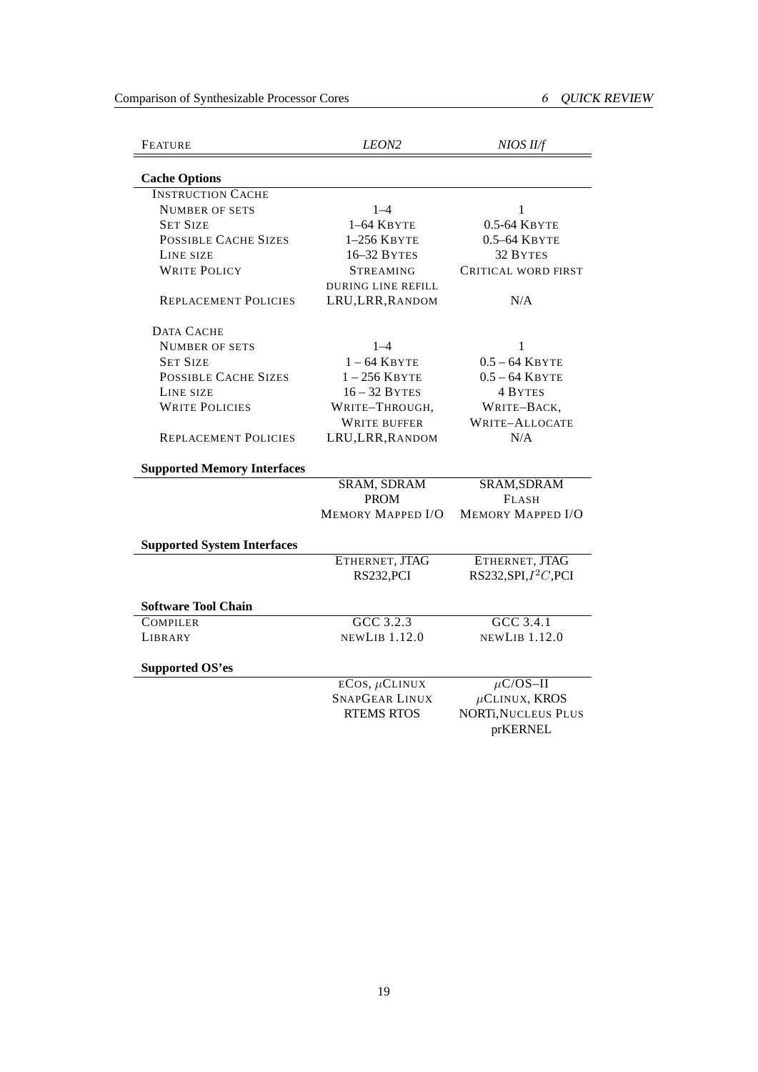| FEATURE | *LEON2* | *NIOS II/f* |
| --- | --- | --- |
| **Cache Options** | | |
| INSTRUCTION CACHE | | |
| NUMBER OF SETS | 1–4 | 1 |
| SET SIZE | 1–64 KBYTE | 0.5-64 KBYTE |
| POSSIBLE CACHE SIZES | 1–256 KBYTE | 0.5–64 KBYTE |
| LINE SIZE | 16–32 BYTES | 32 BYTES |
| WRITE POLICY | STREAMING DURING LINE REFILL | CRITICAL WORD FIRST |
| REPLACEMENT POLICIES | LRU,LRR,RANDOM | N/A |
| DATA CACHE | | |
| NUMBER OF SETS | 1–4 | 1 |
| SET SIZE | 1 – 64 KBYTE | 0.5 – 64 KBYTE |
| POSSIBLE CACHE SIZES | 1 – 256 KBYTE | 0.5 – 64 KBYTE |
| LINE SIZE | 16 – 32 BYTES | 4 BYTES |
| WRITE POLICIES | WRITE–THROUGH, WRITE BUFFER | WRITE–BACK, WRITE–ALLOCATE |
| REPLACEMENT POLICIES | LRU,LRR,RANDOM | N/A |
| **Supported Memory Interfaces** | | |
| | SRAM, SDRAM | SRAM,SDRAM |
| | PROM | FLASH |
| | MEMORY MAPPED I/O | MEMORY MAPPED I/O |
| **Supported System Interfaces** | | |
| | ETHERNET, JTAG | ETHERNET, JTAG |
| | RS232,PCI | RS232,SPI,$I^2C$,PCI |
| **Software Tool Chain** | | |
| COMPILER | GCC 3.2.3 | GCC 3.4.1 |
| LIBRARY | NEWLIB 1.12.0 | NEWLIB 1.12.0 |
| **Supported OS'es** | | |
| | ECOS, $\mu$CLINUX | $\mu$C/OS–II |
| | SNAPGEAR LINUX | $\mu$CLINUX, KROS |
| | RTEMS RTOS | NORTi,NUCLEUS PLUS |
| | | prKERNEL |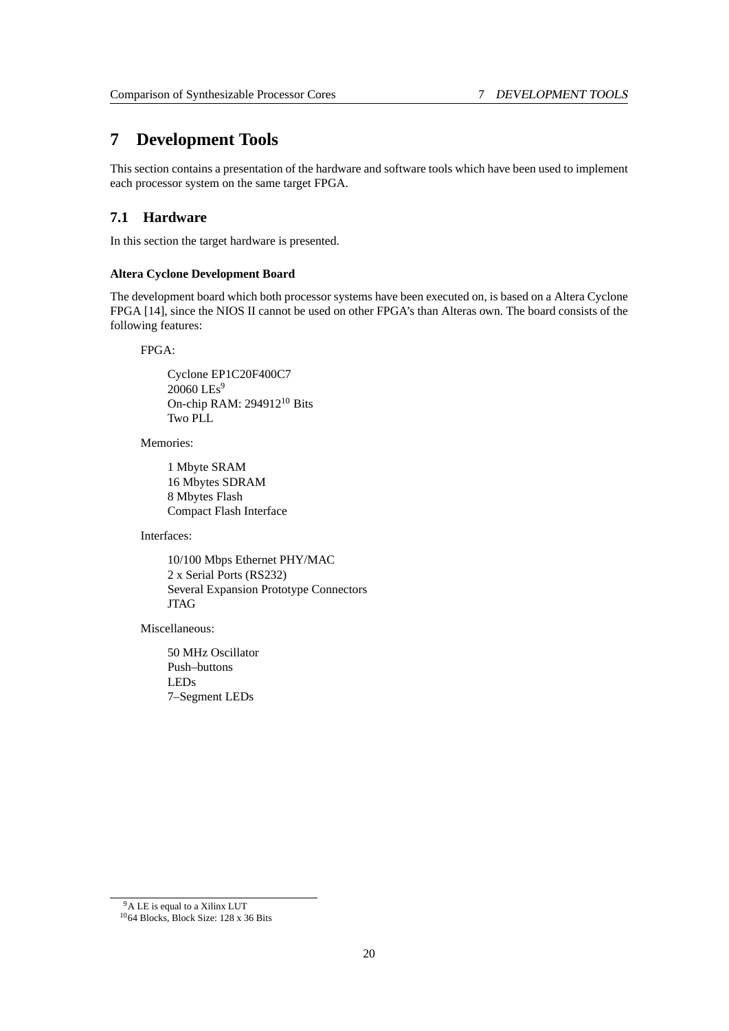# 7 Development Tools

This section contains a presentation of the hardware and software tools which have been used to implement each processor system on the same target FPGA.

## 7.1 Hardware

In this section the target hardware is presented.

#### Altera Cyclone Development Board

The development board which both processor systems have been executed on, is based on a Altera Cyclone FPGA [14], since the NIOS II cannot be used on other FPGA's than Alteras own. The board consists of the following features:

FPGA:

Cyclone EP1C20F400C7
20060 LEs[9]
On-chip RAM: 294912[10] Bits
Two PLL

Memories:

1 Mbyte SRAM
16 Mbytes SDRAM
8 Mbytes Flash
Compact Flash Interface

Interfaces:

10/100 Mbps Ethernet PHY/MAC
2 x Serial Ports (RS232)
Several Expansion Prototype Connectors
JTAG

Miscellaneous:

50 MHz Oscillator
Push–buttons
LEDs
7–Segment LEDs

[9] A LE is equal to a Xilinx LUT
[10] 64 Blocks, Block Size: 128 x 36 Bits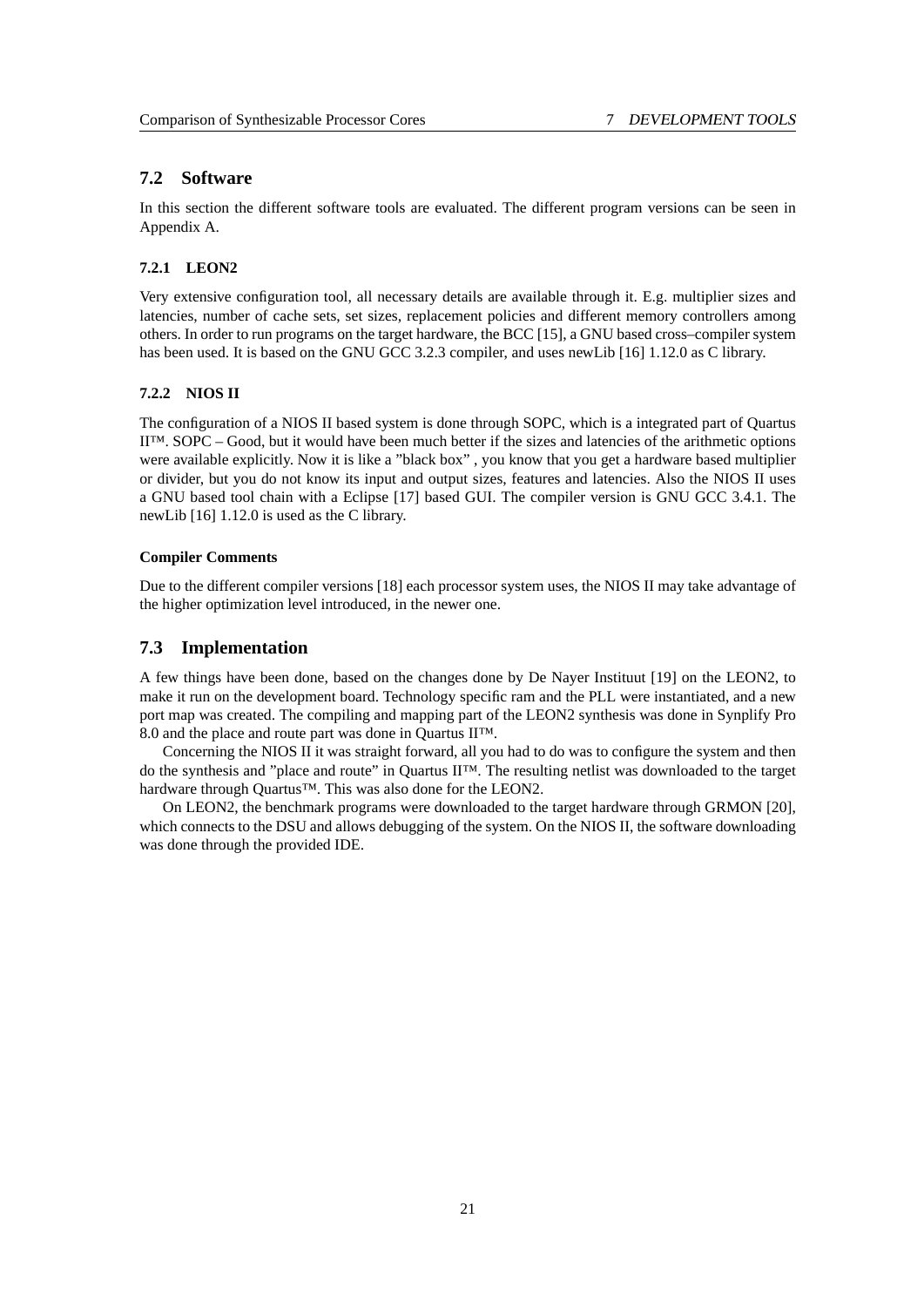## 7.2 Software

In this section the different software tools are evaluated. The different program versions can be seen in Appendix A.

### 7.2.1 LEON2

Very extensive configuration tool, all necessary details are available through it. E.g. multiplier sizes and latencies, number of cache sets, set sizes, replacement policies and different memory controllers among others. In order to run programs on the target hardware, the BCC [15], a GNU based cross–compiler system has been used. It is based on the GNU GCC 3.2.3 compiler, and uses newLib [16] 1.12.0 as C library.

### 7.2.2 NIOS II

The configuration of a NIOS II based system is done through SOPC, which is a integrated part of Quartus II™. SOPC – Good, but it would have been much better if the sizes and latencies of the arithmetic options were available explicitly. Now it is like a "black box" , you know that you get a hardware based multiplier or divider, but you do not know its input and output sizes, features and latencies. Also the NIOS II uses a GNU based tool chain with a Eclipse [17] based GUI. The compiler version is GNU GCC 3.4.1. The newLib [16] 1.12.0 is used as the C library.

#### Compiler Comments

Due to the different compiler versions [18] each processor system uses, the NIOS II may take advantage of the higher optimization level introduced, in the newer one.

## 7.3 Implementation

A few things have been done, based on the changes done by De Nayer Instituut [19] on the LEON2, to make it run on the development board. Technology specific ram and the PLL were instantiated, and a new port map was created. The compiling and mapping part of the LEON2 synthesis was done in Synplify Pro 8.0 and the place and route part was done in Quartus II™.

Concerning the NIOS II it was straight forward, all you had to do was to configure the system and then do the synthesis and "place and route" in Quartus II™. The resulting netlist was downloaded to the target hardware through Quartus™. This was also done for the LEON2.

On LEON2, the benchmark programs were downloaded to the target hardware through GRMON [20], which connects to the DSU and allows debugging of the system. On the NIOS II, the software downloading was done through the provided IDE.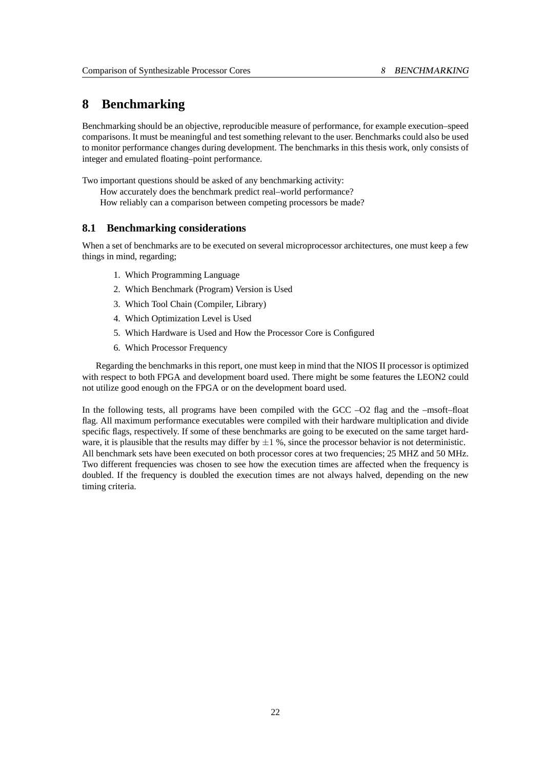# 8 Benchmarking

Benchmarking should be an objective, reproducible measure of performance, for example execution–speed comparisons. It must be meaningful and test something relevant to the user. Benchmarks could also be used to monitor performance changes during development. The benchmarks in this thesis work, only consists of integer and emulated floating–point performance.

Two important questions should be asked of any benchmarking activity:
How accurately does the benchmark predict real–world performance?
How reliably can a comparison between competing processors be made?

## 8.1 Benchmarking considerations

When a set of benchmarks are to be executed on several microprocessor architectures, one must keep a few things in mind, regarding;

1. Which Programming Language
2. Which Benchmark (Program) Version is Used
3. Which Tool Chain (Compiler, Library)
4. Which Optimization Level is Used
5. Which Hardware is Used and How the Processor Core is Configured
6. Which Processor Frequency

Regarding the benchmarks in this report, one must keep in mind that the NIOS II processor is optimized with respect to both FPGA and development board used. There might be some features the LEON2 could not utilize good enough on the FPGA or on the development board used.

In the following tests, all programs have been compiled with the GCC –O2 flag and the –msoft–float flag. All maximum performance executables were compiled with their hardware multiplication and divide specific flags, respectively. If some of these benchmarks are going to be executed on the same target hardware, it is plausible that the results may differ by $\pm 1$ %, since the processor behavior is not deterministic. All benchmark sets have been executed on both processor cores at two frequencies; 25 MHZ and 50 MHz. Two different frequencies was chosen to see how the execution times are affected when the frequency is doubled. If the frequency is doubled the execution times are not always halved, depending on the new timing criteria.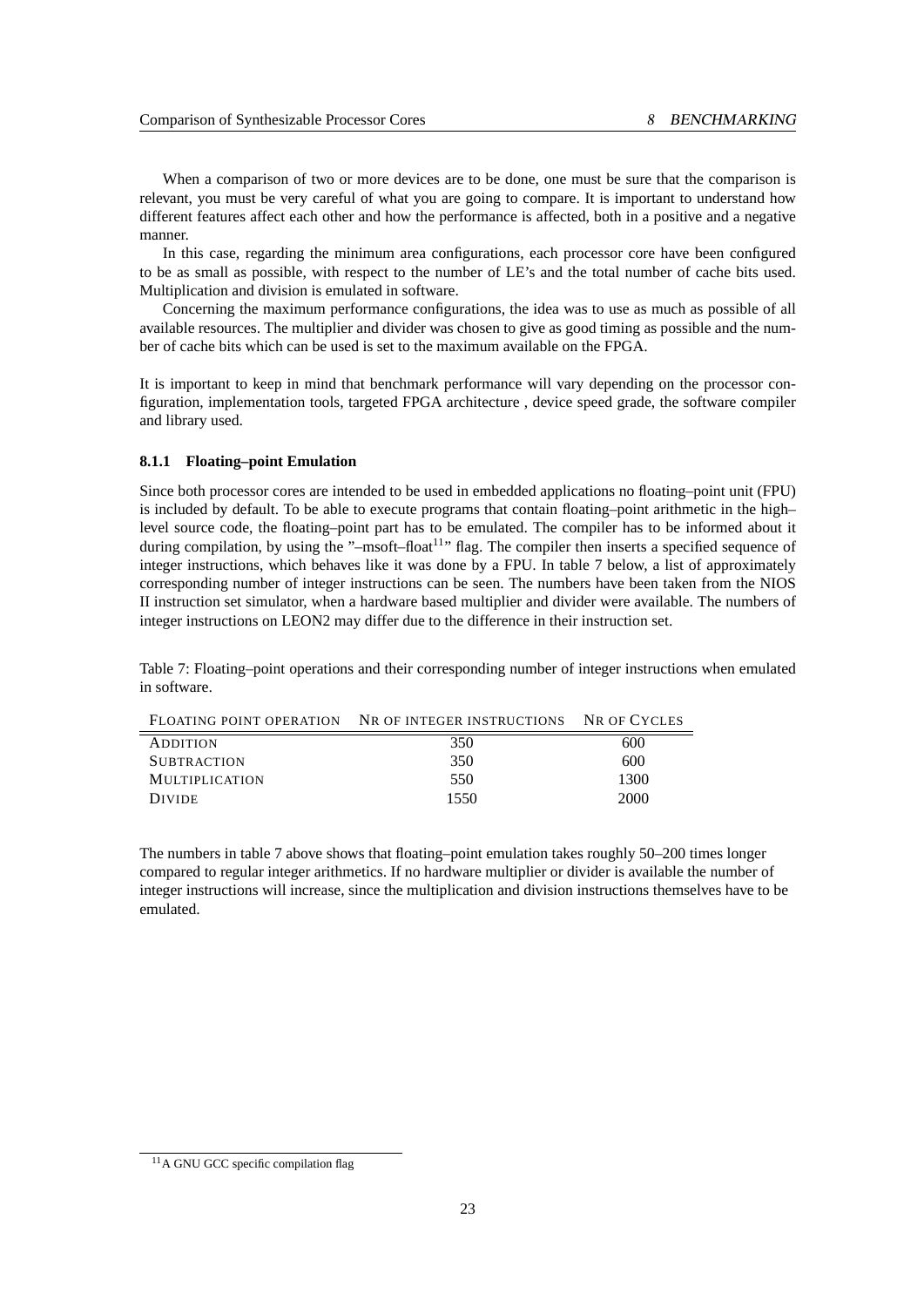When a comparison of two or more devices are to be done, one must be sure that the comparison is relevant, you must be very careful of what you are going to compare. It is important to understand how different features affect each other and how the performance is affected, both in a positive and a negative manner.

In this case, regarding the minimum area configurations, each processor core have been configured to be as small as possible, with respect to the number of LE's and the total number of cache bits used. Multiplication and division is emulated in software.

Concerning the maximum performance configurations, the idea was to use as much as possible of all available resources. The multiplier and divider was chosen to give as good timing as possible and the number of cache bits which can be used is set to the maximum available on the FPGA.

It is important to keep in mind that benchmark performance will vary depending on the processor configuration, implementation tools, targeted FPGA architecture , device speed grade, the software compiler and library used.

#### 8.1.1 Floating–point Emulation

Since both processor cores are intended to be used in embedded applications no floating–point unit (FPU) is included by default. To be able to execute programs that contain floating–point arithmetic in the high–level source code, the floating–point part has to be emulated. The compiler has to be informed about it during compilation, by using the "–msoft–float[11]" flag. The compiler then inserts a specified sequence of integer instructions, which behaves like it was done by a FPU. In table 7 below, a list of approximately corresponding number of integer instructions can be seen. The numbers have been taken from the NIOS II instruction set simulator, when a hardware based multiplier and divider were available. The numbers of integer instructions on LEON2 may differ due to the difference in their instruction set.

Table 7: Floating–point operations and their corresponding number of integer instructions when emulated in software.

| Floating point operation | Nr of integer instructions | Nr of Cycles |
|---|---|---|
| Addition | 350 | 600 |
| Subtraction | 350 | 600 |
| Multiplication | 550 | 1300 |
| Divide | 1550 | 2000 |

The numbers in table 7 above shows that floating–point emulation takes roughly 50–200 times longer compared to regular integer arithmetics. If no hardware multiplier or divider is available the number of integer instructions will increase, since the multiplication and division instructions themselves have to be emulated.

[11] A GNU GCC specific compilation flag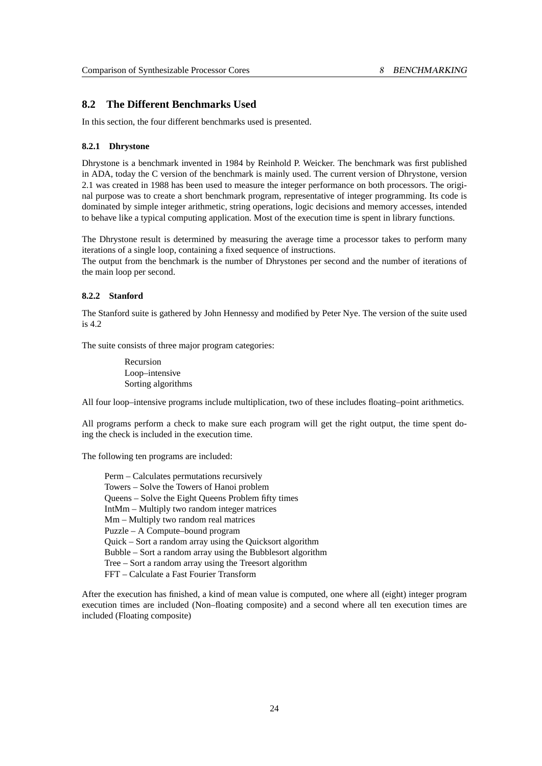## 8.2 The Different Benchmarks Used

In this section, the four different benchmarks used is presented.

### 8.2.1 Dhrystone

Dhrystone is a benchmark invented in 1984 by Reinhold P. Weicker. The benchmark was first published in ADA, today the C version of the benchmark is mainly used. The current version of Dhrystone, version 2.1 was created in 1988 has been used to measure the integer performance on both processors. The original purpose was to create a short benchmark program, representative of integer programming. Its code is dominated by simple integer arithmetic, string operations, logic decisions and memory accesses, intended to behave like a typical computing application. Most of the execution time is spent in library functions.

The Dhrystone result is determined by measuring the average time a processor takes to perform many iterations of a single loop, containing a fixed sequence of instructions.
The output from the benchmark is the number of Dhrystones per second and the number of iterations of the main loop per second.

### 8.2.2 Stanford

The Stanford suite is gathered by John Hennessy and modified by Peter Nye. The version of the suite used is 4.2

The suite consists of three major program categories:

Recursion
Loop–intensive
Sorting algorithms

All four loop–intensive programs include multiplication, two of these includes floating–point arithmetics.

All programs perform a check to make sure each program will get the right output, the time spent doing the check is included in the execution time.

The following ten programs are included:

Perm – Calculates permutations recursively
Towers – Solve the Towers of Hanoi problem
Queens – Solve the Eight Queens Problem fifty times
IntMm – Multiply two random integer matrices
Mm – Multiply two random real matrices
Puzzle – A Compute–bound program
Quick – Sort a random array using the Quicksort algorithm
Bubble – Sort a random array using the Bubblesort algorithm
Tree – Sort a random array using the Treesort algorithm
FFT – Calculate a Fast Fourier Transform

After the execution has finished, a kind of mean value is computed, one where all (eight) integer program execution times are included (Non–floating composite) and a second where all ten execution times are included (Floating composite)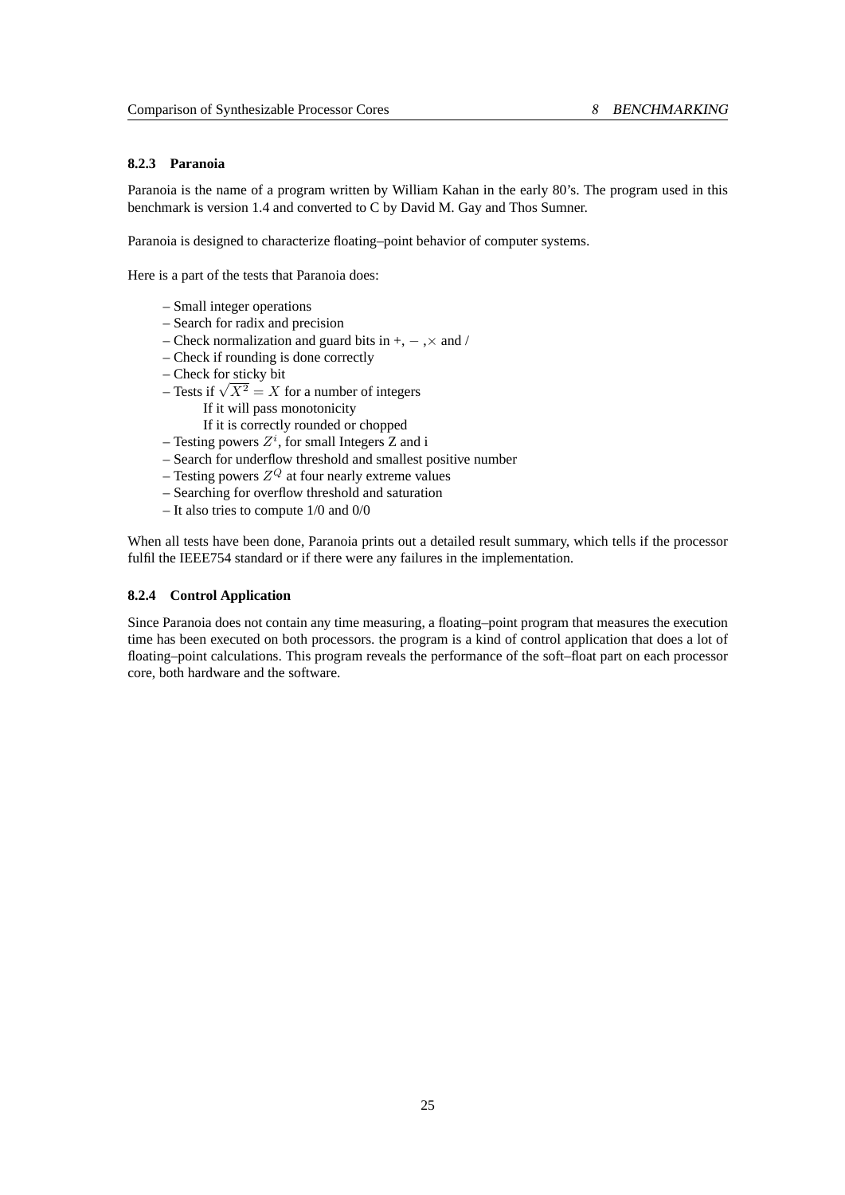### 8.2.3 Paranoia

Paranoia is the name of a program written by William Kahan in the early 80's. The program used in this benchmark is version 1.4 and converted to C by David M. Gay and Thos Sumner.

Paranoia is designed to characterize floating–point behavior of computer systems.

Here is a part of the tests that Paranoia does:

- Small integer operations
- Search for radix and precision
- Check normalization and guard bits in +, $-$ ,$\times$ and /
- Check if rounding is done correctly
- Check for sticky bit
- Tests if $\sqrt{X^2} = X$ for a number of integers
  - If it will pass monotonicity
  - If it is correctly rounded or chopped
- Testing powers $Z^i$, for small Integers Z and i
- Search for underflow threshold and smallest positive number
- Testing powers $Z^Q$ at four nearly extreme values
- Searching for overflow threshold and saturation
- It also tries to compute 1/0 and 0/0

When all tests have been done, Paranoia prints out a detailed result summary, which tells if the processor fulfil the IEEE754 standard or if there were any failures in the implementation.

### 8.2.4 Control Application

Since Paranoia does not contain any time measuring, a floating–point program that measures the execution time has been executed on both processors. the program is a kind of control application that does a lot of floating–point calculations. This program reveals the performance of the soft–float part on each processor core, both hardware and the software.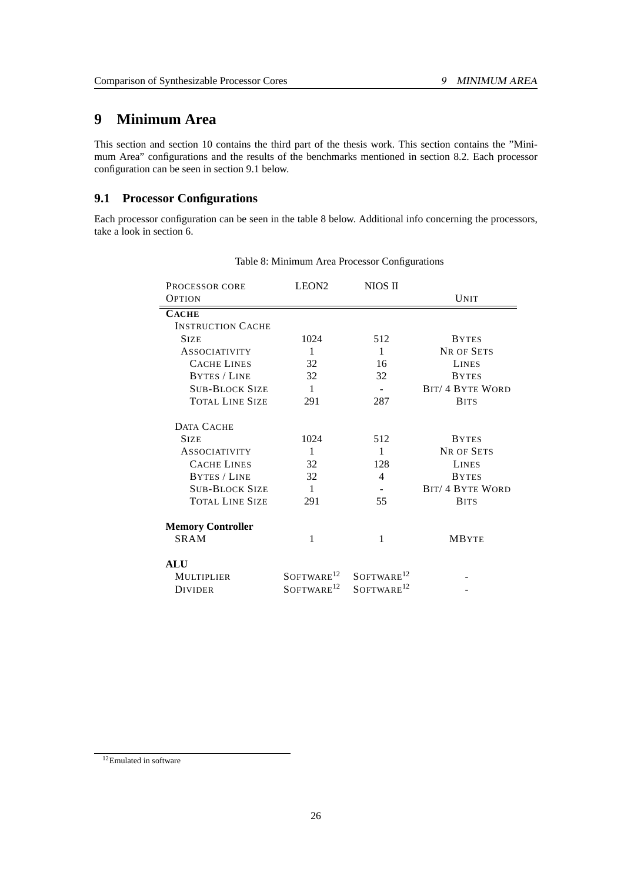# 9 Minimum Area

This section and section 10 contains the third part of the thesis work. This section contains the "Minimum Area" configurations and the results of the benchmarks mentioned in section 8.2. Each processor configuration can be seen in section 9.1 below.

## 9.1 Processor Configurations

Each processor configuration can be seen in the table 8 below. Additional info concerning the processors, take a look in section 6.

Table 8: Minimum Area Processor Configurations

| Processor core<br>Option | LEON2 | NIOS II | Unit |
|---|---|---|---|
| **Cache** | | | |
| Instruction Cache | | | |
| Size | 1024 | 512 | Bytes |
| Associativity | 1 | 1 | Nr of Sets |
| Cache Lines | 32 | 16 | Lines |
| Bytes / Line | 32 | 32 | Bytes |
| Sub-Block Size | 1 | - | Bit/ 4 Byte Word |
| Total Line Size | 291 | 287 | Bits |
| Data Cache | | | |
| Size | 1024 | 512 | Bytes |
| Associativity | 1 | 1 | Nr of Sets |
| Cache Lines | 32 | 128 | Lines |
| Bytes / Line | 32 | 4 | Bytes |
| Sub-Block Size | 1 | - | Bit/ 4 Byte Word |
| Total Line Size | 291 | 55 | Bits |
| **Memory Controller** | | | |
| SRAM | 1 | 1 | MByte |
| **ALU** | | | |
| Multiplier | Software[12] | Software[12] | - |
| Divider | Software[12] | Software[12] | - |

[12] Emulated in software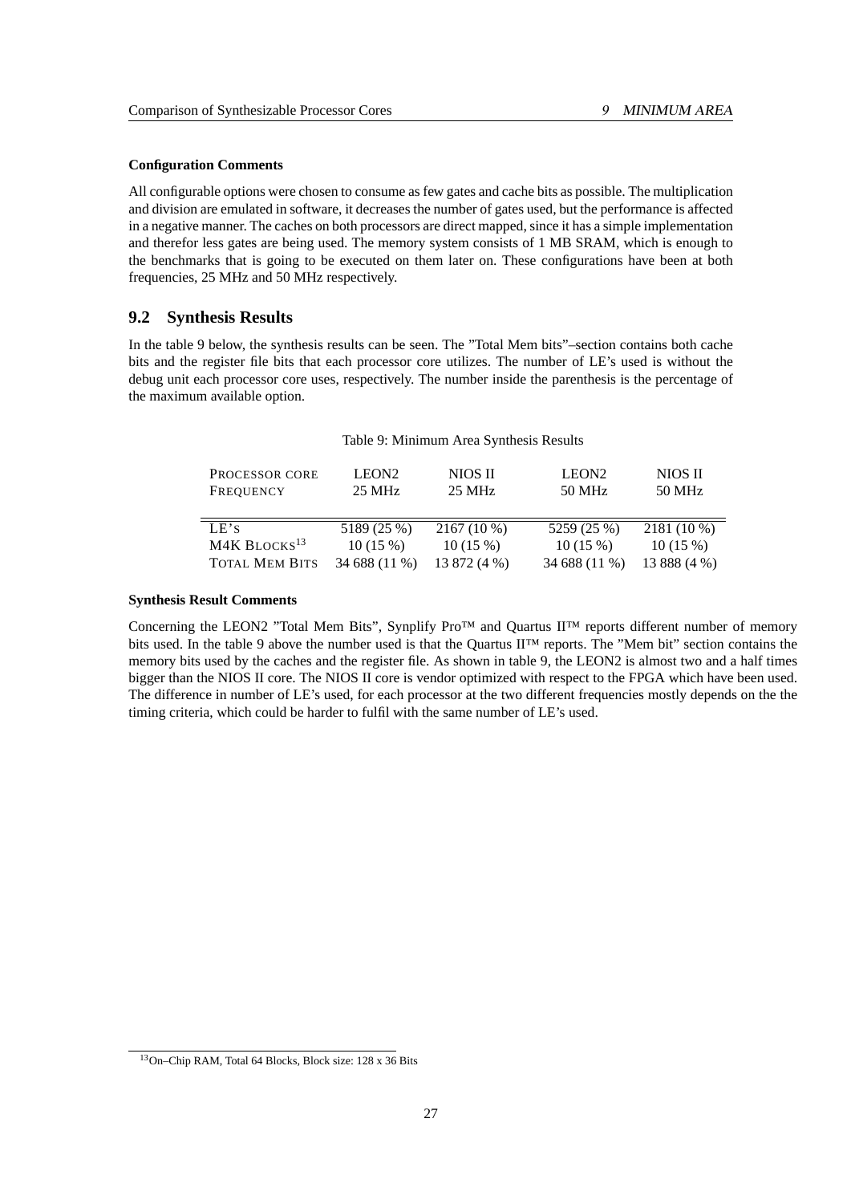**Configuration Comments**

All configurable options were chosen to consume as few gates and cache bits as possible. The multiplication and division are emulated in software, it decreases the number of gates used, but the performance is affected in a negative manner. The caches on both processors are direct mapped, since it has a simple implementation and therefor less gates are being used. The memory system consists of 1 MB SRAM, which is enough to the benchmarks that is going to be executed on them later on. These configurations have been at both frequencies, 25 MHz and 50 MHz respectively.

## 9.2 Synthesis Results

In the table 9 below, the synthesis results can be seen. The "Total Mem bits"–section contains both cache bits and the register file bits that each processor core utilizes. The number of LE's used is without the debug unit each processor core uses, respectively. The number inside the parenthesis is the percentage of the maximum available option.

Table 9: Minimum Area Synthesis Results

| PROCESSOR CORE<br>FREQUENCY | LEON2<br>25 MHz | NIOS II<br>25 MHz | LEON2<br>50 MHz | NIOS II<br>50 MHz |
|---|---|---|---|---|
| LE's | 5189 (25 %) | 2167 (10 %) | 5259 (25 %) | 2181 (10 %) |
| M4K BLOCKS[13] | 10 (15 %) | 10 (15 %) | 10 (15 %) | 10 (15 %) |
| TOTAL MEM BITS | 34 688 (11 %) | 13 872 (4 %) | 34 688 (11 %) | 13 888 (4 %) |

**Synthesis Result Comments**

Concerning the LEON2 "Total Mem Bits", Synplify Pro™ and Quartus II™ reports different number of memory bits used. In the table 9 above the number used is that the Quartus II™ reports. The "Mem bit" section contains the memory bits used by the caches and the register file. As shown in table 9, the LEON2 is almost two and a half times bigger than the NIOS II core. The NIOS II core is vendor optimized with respect to the FPGA which have been used. The difference in number of LE's used, for each processor at the two different frequencies mostly depends on the the timing criteria, which could be harder to fulfil with the same number of LE's used.

[13] On–Chip RAM, Total 64 Blocks, Block size: 128 x 36 Bits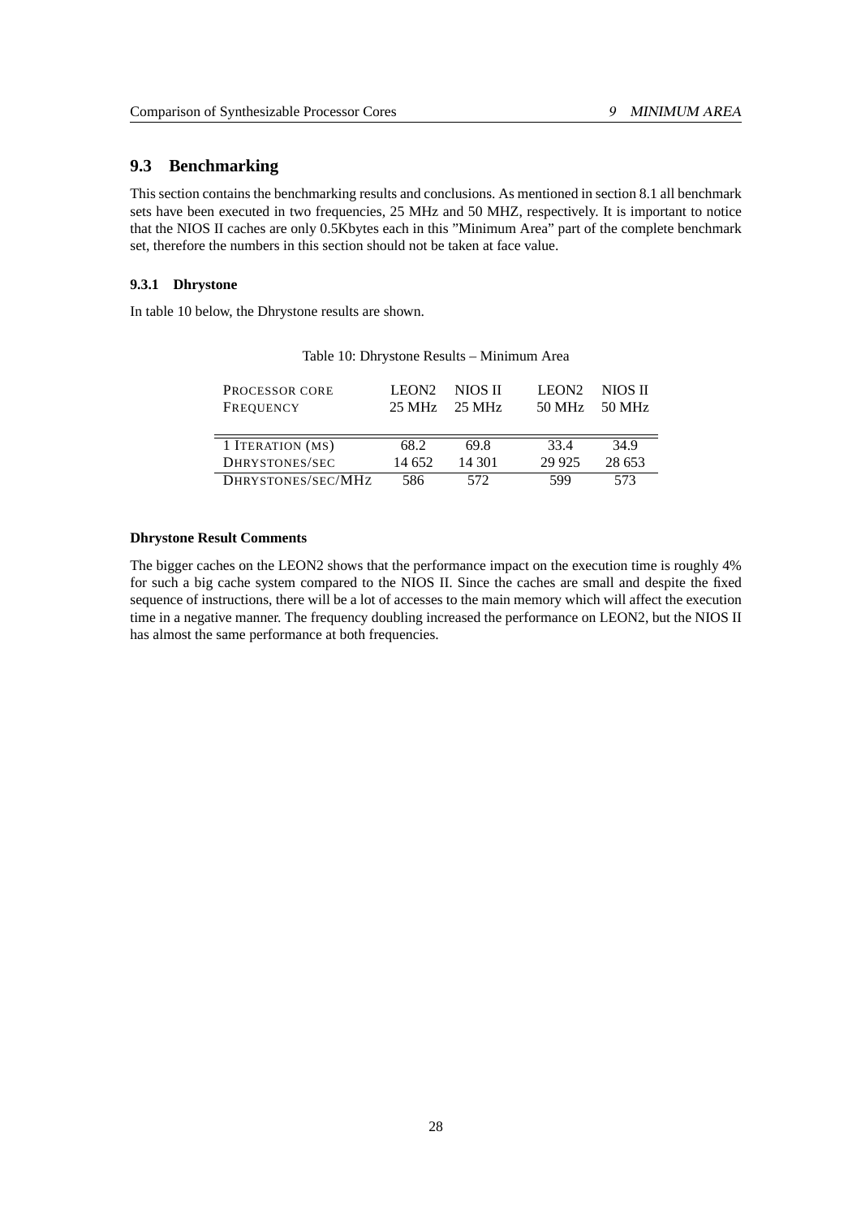## 9.3 Benchmarking

This section contains the benchmarking results and conclusions. As mentioned in section 8.1 all benchmark sets have been executed in two frequencies, 25 MHz and 50 MHZ, respectively. It is important to notice that the NIOS II caches are only 0.5Kbytes each in this "Minimum Area" part of the complete benchmark set, therefore the numbers in this section should not be taken at face value.

### 9.3.1 Dhrystone

In table 10 below, the Dhrystone results are shown.

Table 10: Dhrystone Results – Minimum Area

| PROCESSOR CORE<br>FREQUENCY | LEON2<br>25 MHz | NIOS II<br>25 MHz | LEON2<br>50 MHz | NIOS II<br>50 MHz |
|---|---|---|---|---|
| 1 ITERATION (MS) | 68.2 | 69.8 | 33.4 | 34.9 |
| DHRYSTONES/SEC | 14 652 | 14 301 | 29 925 | 28 653 |
| DHRYSTONES/SEC/MHZ | 586 | 572 | 599 | 573 |

#### Dhrystone Result Comments

The bigger caches on the LEON2 shows that the performance impact on the execution time is roughly 4% for such a big cache system compared to the NIOS II. Since the caches are small and despite the fixed sequence of instructions, there will be a lot of accesses to the main memory which will affect the execution time in a negative manner. The frequency doubling increased the performance on LEON2, but the NIOS II has almost the same performance at both frequencies.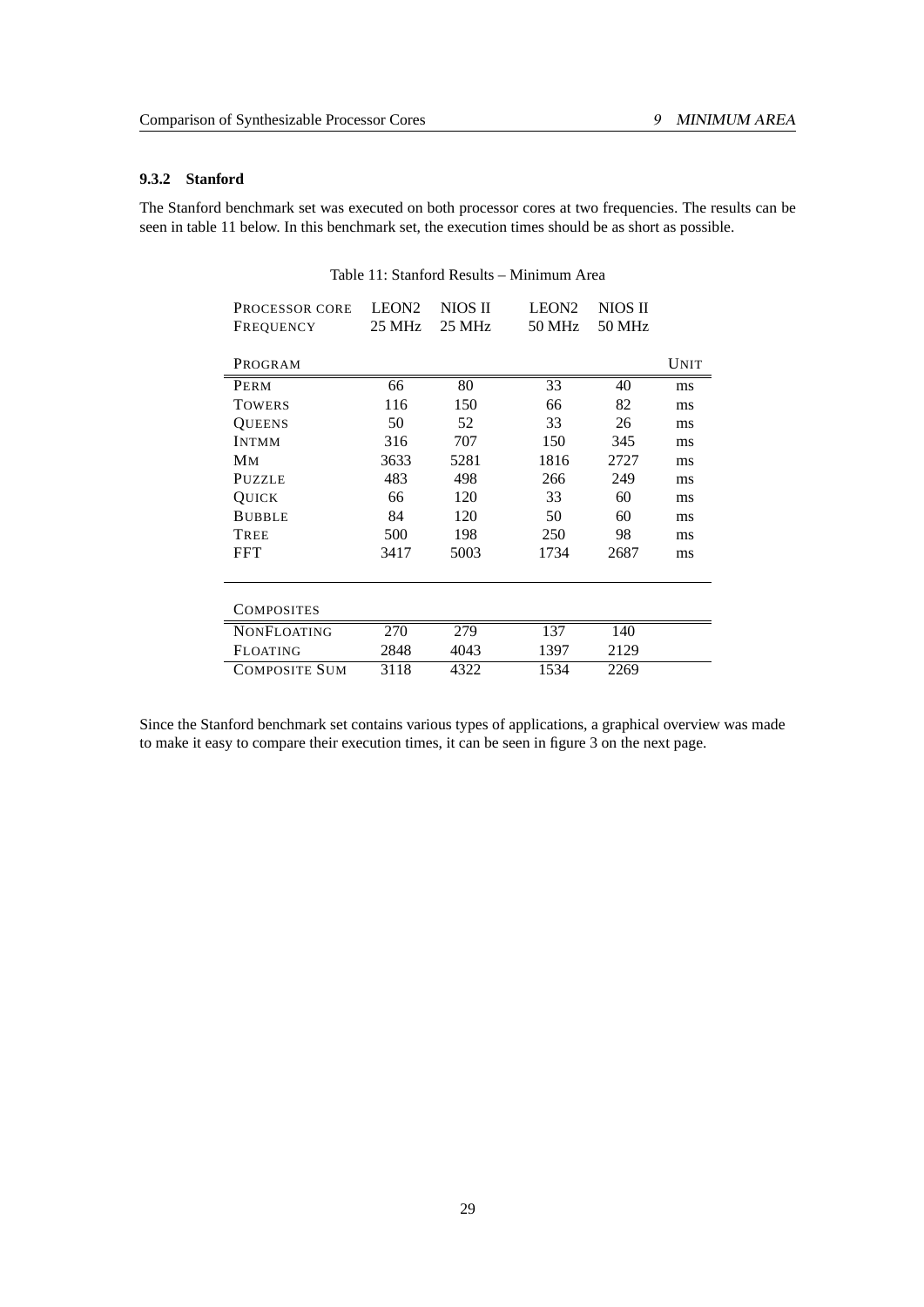### 9.3.2 Stanford

The Stanford benchmark set was executed on both processor cores at two frequencies. The results can be seen in table 11 below. In this benchmark set, the execution times should be as short as possible.

Table 11: Stanford Results – Minimum Area

| PROCESSOR CORE | LEON2 | NIOS II | LEON2 | NIOS II | |
|---|---|---|---|---|---|
| FREQUENCY | 25 MHz | 25 MHz | 50 MHz | 50 MHz | |
| PROGRAM | | | | | UNIT |
| PERM | 66 | 80 | 33 | 40 | ms |
| TOWERS | 116 | 150 | 66 | 82 | ms |
| QUEENS | 50 | 52 | 33 | 26 | ms |
| INTMM | 316 | 707 | 150 | 345 | ms |
| MM | 3633 | 5281 | 1816 | 2727 | ms |
| PUZZLE | 483 | 498 | 266 | 249 | ms |
| QUICK | 66 | 120 | 33 | 60 | ms |
| BUBBLE | 84 | 120 | 50 | 60 | ms |
| TREE | 500 | 198 | 250 | 98 | ms |
| FFT | 3417 | 5003 | 1734 | 2687 | ms |
| COMPOSITES | | | | | |
| NONFLOATING | 270 | 279 | 137 | 140 | |
| FLOATING | 2848 | 4043 | 1397 | 2129 | |
| COMPOSITE SUM | 3118 | 4322 | 1534 | 2269 | |

Since the Stanford benchmark set contains various types of applications, a graphical overview was made to make it easy to compare their execution times, it can be seen in figure 3 on the next page.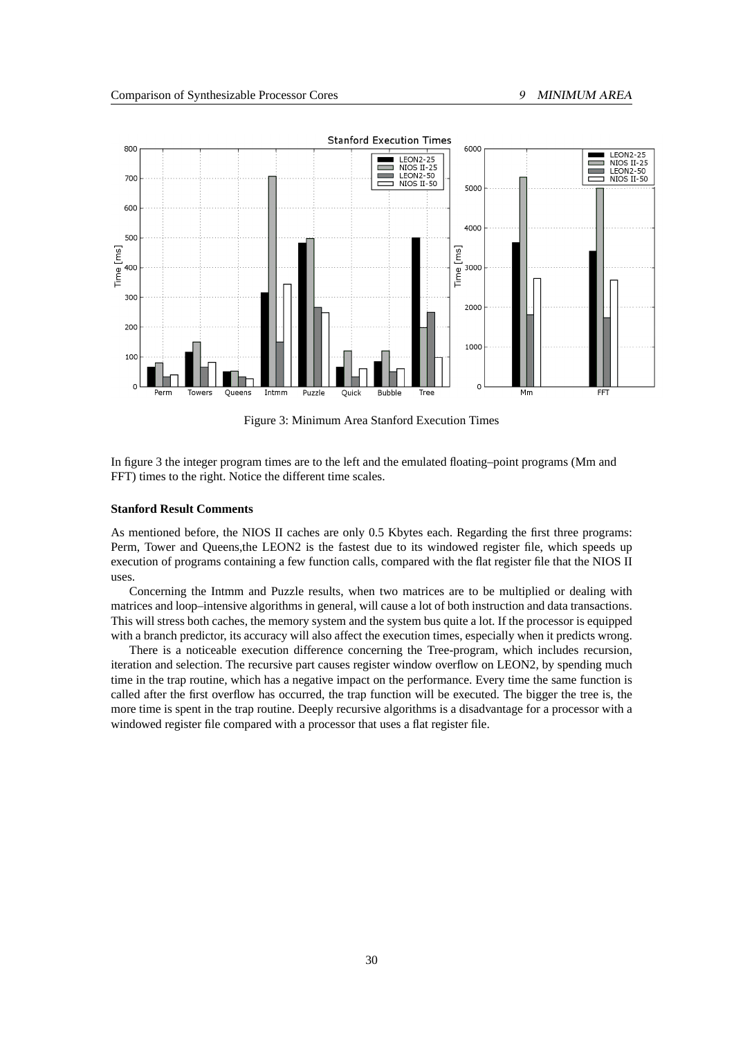Figure 3: Minimum Area Stanford Execution Times

In figure 3 the integer program times are to the left and the emulated floating–point programs (Mm and FFT) times to the right. Notice the different time scales.

**Stanford Result Comments**

As mentioned before, the NIOS II caches are only 0.5 Kbytes each. Regarding the first three programs: Perm, Tower and Queens,the LEON2 is the fastest due to its windowed register file, which speeds up execution of programs containing a few function calls, compared with the flat register file that the NIOS II uses.

Concerning the Intmm and Puzzle results, when two matrices are to be multiplied or dealing with matrices and loop–intensive algorithms in general, will cause a lot of both instruction and data transactions. This will stress both caches, the memory system and the system bus quite a lot. If the processor is equipped with a branch predictor, its accuracy will also affect the execution times, especially when it predicts wrong.

There is a noticeable execution difference concerning the Tree-program, which includes recursion, iteration and selection. The recursive part causes register window overflow on LEON2, by spending much time in the trap routine, which has a negative impact on the performance. Every time the same function is called after the first overflow has occurred, the trap function will be executed. The bigger the tree is, the more time is spent in the trap routine. Deeply recursive algorithms is a disadvantage for a processor with a windowed register file compared with a processor that uses a flat register file.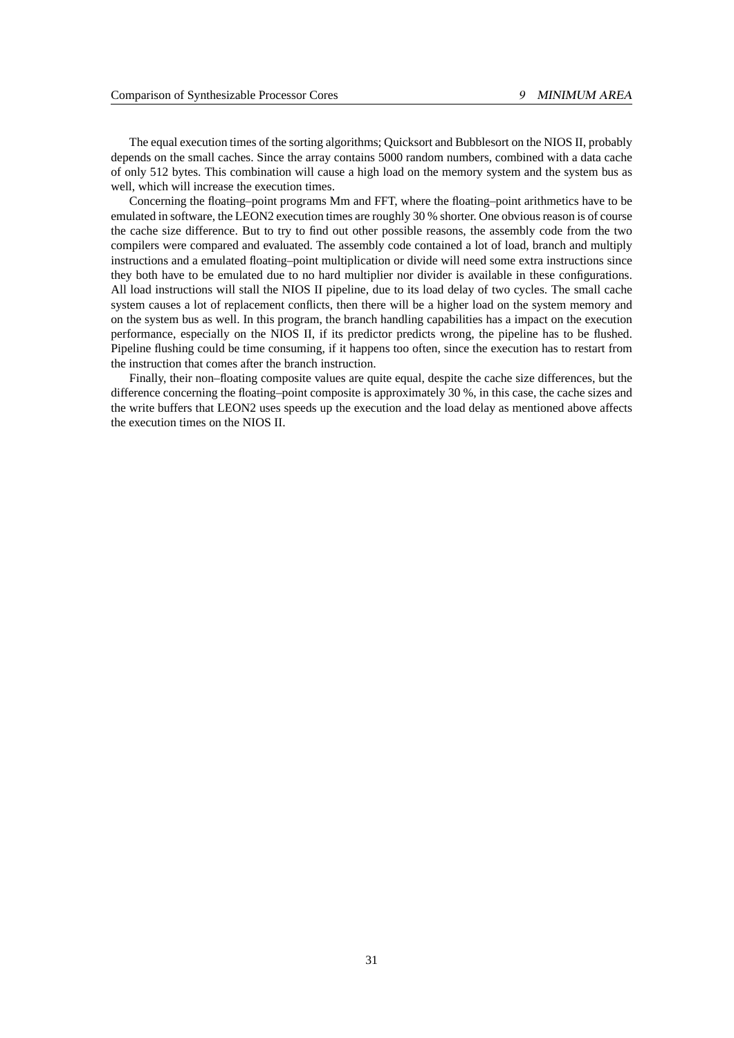The equal execution times of the sorting algorithms; Quicksort and Bubblesort on the NIOS II, probably depends on the small caches. Since the array contains 5000 random numbers, combined with a data cache of only 512 bytes. This combination will cause a high load on the memory system and the system bus as well, which will increase the execution times.

Concerning the floating–point programs Mm and FFT, where the floating–point arithmetics have to be emulated in software, the LEON2 execution times are roughly 30 % shorter. One obvious reason is of course the cache size difference. But to try to find out other possible reasons, the assembly code from the two compilers were compared and evaluated. The assembly code contained a lot of load, branch and multiply instructions and a emulated floating–point multiplication or divide will need some extra instructions since they both have to be emulated due to no hard multiplier nor divider is available in these configurations. All load instructions will stall the NIOS II pipeline, due to its load delay of two cycles. The small cache system causes a lot of replacement conflicts, then there will be a higher load on the system memory and on the system bus as well. In this program, the branch handling capabilities has a impact on the execution performance, especially on the NIOS II, if its predictor predicts wrong, the pipeline has to be flushed. Pipeline flushing could be time consuming, if it happens too often, since the execution has to restart from the instruction that comes after the branch instruction.

Finally, their non–floating composite values are quite equal, despite the cache size differences, but the difference concerning the floating–point composite is approximately 30 %, in this case, the cache sizes and the write buffers that LEON2 uses speeds up the execution and the load delay as mentioned above affects the execution times on the NIOS II.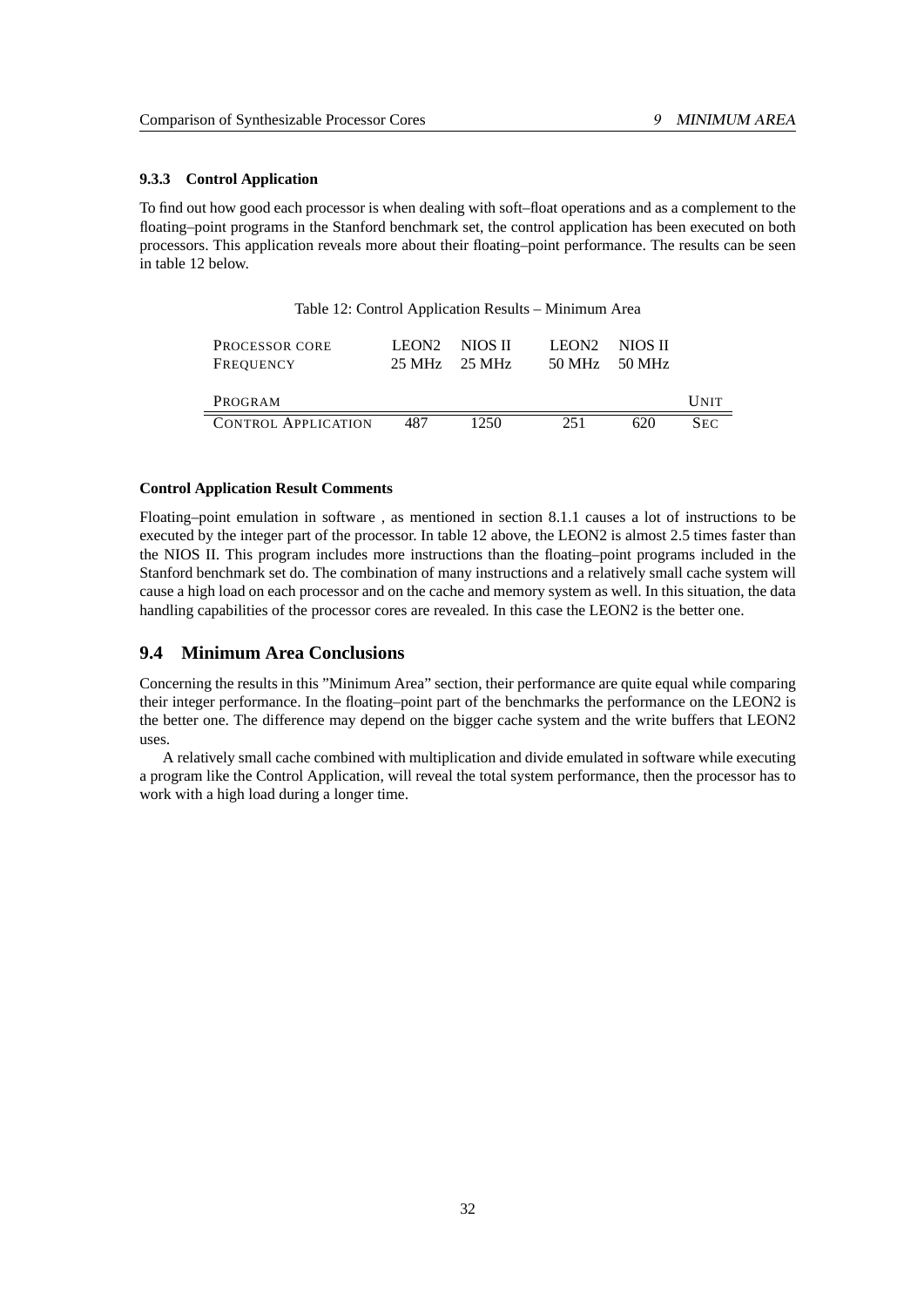### 9.3.3 Control Application

To find out how good each processor is when dealing with soft–float operations and as a complement to the floating–point programs in the Stanford benchmark set, the control application has been executed on both processors. This application reveals more about their floating–point performance. The results can be seen in table 12 below.

Table 12: Control Application Results – Minimum Area

| PROCESSOR CORE | LEON2 | NIOS II | LEON2 | NIOS II | |
|---|---|---|---|---|---|
| FREQUENCY | 25 MHz | 25 MHz | 50 MHz | 50 MHz | |
| PROGRAM | | | | | UNIT |
| CONTROL APPLICATION | 487 | 1250 | 251 | 620 | SEC |

**Control Application Result Comments**

Floating–point emulation in software , as mentioned in section 8.1.1 causes a lot of instructions to be executed by the integer part of the processor. In table 12 above, the LEON2 is almost 2.5 times faster than the NIOS II. This program includes more instructions than the floating–point programs included in the Stanford benchmark set do. The combination of many instructions and a relatively small cache system will cause a high load on each processor and on the cache and memory system as well. In this situation, the data handling capabilities of the processor cores are revealed. In this case the LEON2 is the better one.

## 9.4 Minimum Area Conclusions

Concerning the results in this "Minimum Area" section, their performance are quite equal while comparing their integer performance. In the floating–point part of the benchmarks the performance on the LEON2 is the better one. The difference may depend on the bigger cache system and the write buffers that LEON2 uses.

A relatively small cache combined with multiplication and divide emulated in software while executing a program like the Control Application, will reveal the total system performance, then the processor has to work with a high load during a longer time.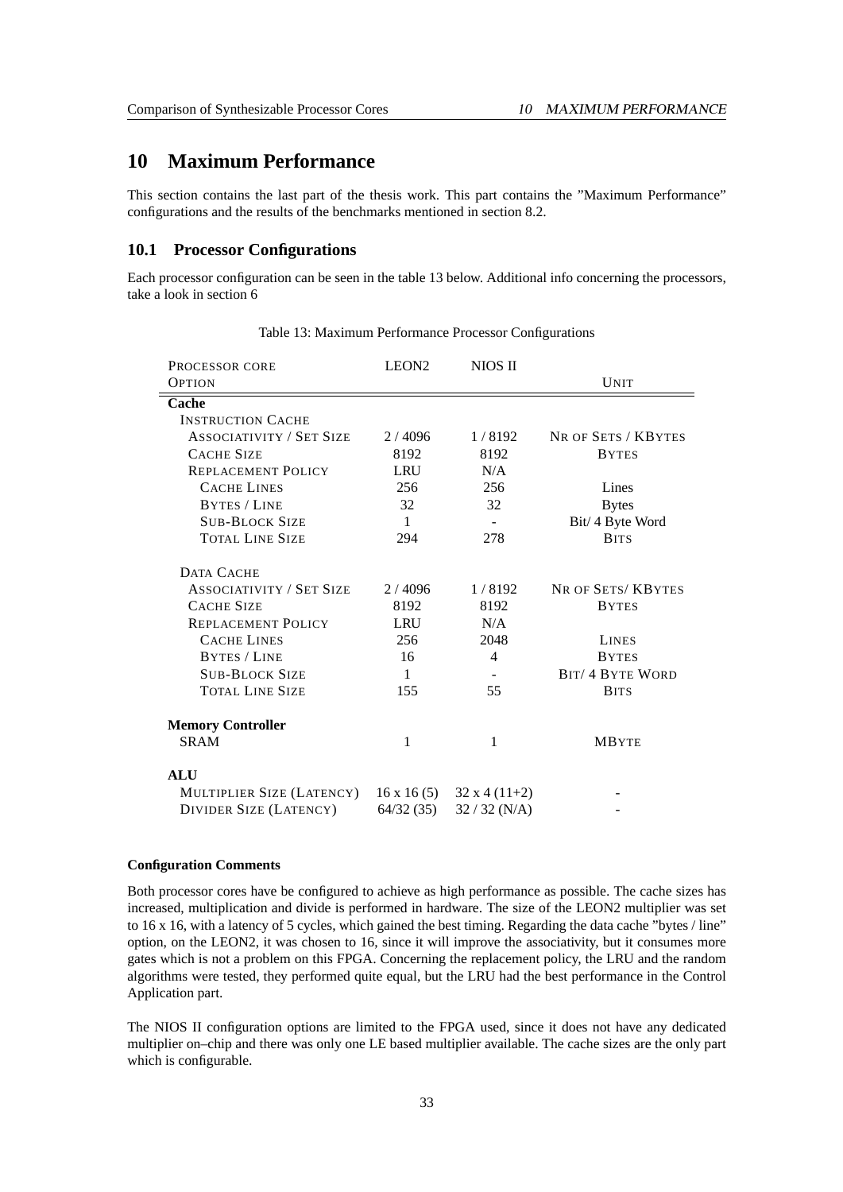# 10 Maximum Performance

This section contains the last part of the thesis work. This part contains the "Maximum Performance" configurations and the results of the benchmarks mentioned in section 8.2.

## 10.1 Processor Configurations

Each processor configuration can be seen in the table 13 below. Additional info concerning the processors, take a look in section 6

Table 13: Maximum Performance Processor Configurations

| Processor core / Option | LEON2 | NIOS II | Unit |
|---|---|---|---|
| **Cache** | | | |
| Instruction Cache | | | |
| Associativity / Set Size | 2 / 4096 | 1 / 8192 | Nr of Sets / KBytes |
| Cache Size | 8192 | 8192 | Bytes |
| Replacement Policy | LRU | N/A | |
| Cache Lines | 256 | 256 | Lines |
| Bytes / Line | 32 | 32 | Bytes |
| Sub-Block Size | 1 | - | Bit/ 4 Byte Word |
| Total Line Size | 294 | 278 | Bits |
| Data Cache | | | |
| Associativity / Set Size | 2 / 4096 | 1 / 8192 | Nr of Sets/ KBytes |
| Cache Size | 8192 | 8192 | Bytes |
| Replacement Policy | LRU | N/A | |
| Cache Lines | 256 | 2048 | Lines |
| Bytes / Line | 16 | 4 | Bytes |
| Sub-Block Size | 1 | - | Bit/ 4 Byte Word |
| Total Line Size | 155 | 55 | Bits |
| **Memory Controller** | | | |
| SRAM | 1 | 1 | MByte |
| **ALU** | | | |
| Multiplier Size (Latency) | 16 x 16 (5) | 32 x 4 (11+2) | - |
| Divider Size (Latency) | 64/32 (35) | 32 / 32 (N/A) | - |

#### Configuration Comments

Both processor cores have be configured to achieve as high performance as possible. The cache sizes has increased, multiplication and divide is performed in hardware. The size of the LEON2 multiplier was set to 16 x 16, with a latency of 5 cycles, which gained the best timing. Regarding the data cache "bytes / line" option, on the LEON2, it was chosen to 16, since it will improve the associativity, but it consumes more gates which is not a problem on this FPGA. Concerning the replacement policy, the LRU and the random algorithms were tested, they performed quite equal, but the LRU had the best performance in the Control Application part.

The NIOS II configuration options are limited to the FPGA used, since it does not have any dedicated multiplier on–chip and there was only one LE based multiplier available. The cache sizes are the only part which is configurable.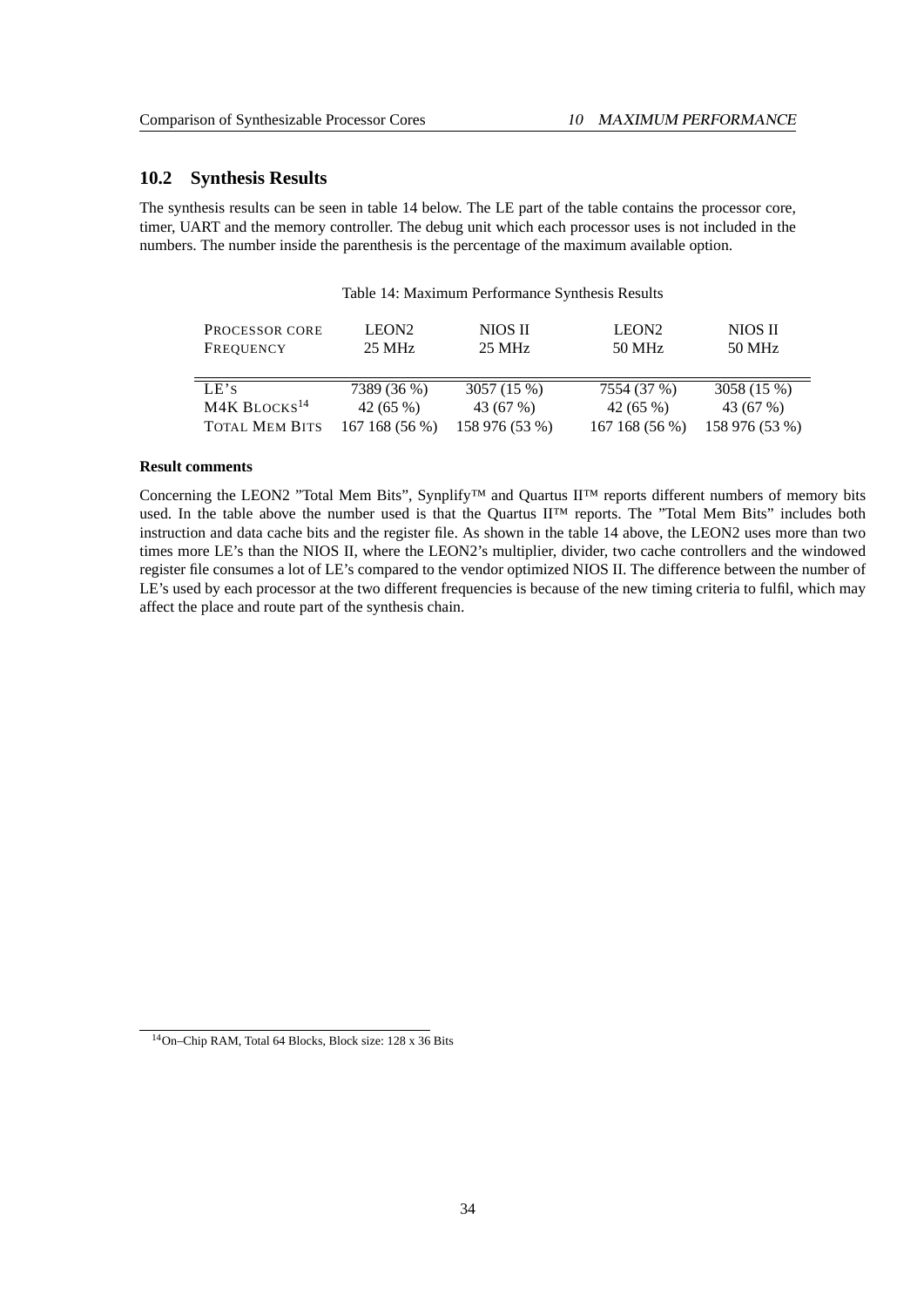## 10.2 Synthesis Results

The synthesis results can be seen in table 14 below. The LE part of the table contains the processor core, timer, UART and the memory controller. The debug unit which each processor uses is not included in the numbers. The number inside the parenthesis is the percentage of the maximum available option.

Table 14: Maximum Performance Synthesis Results

| PROCESSOR CORE<br>FREQUENCY | LEON2<br>25 MHz | NIOS II<br>25 MHz | LEON2<br>50 MHz | NIOS II<br>50 MHz |
|---|---|---|---|---|
| LE'S | 7389 (36 %) | 3057 (15 %) | 7554 (37 %) | 3058 (15 %) |
| M4K BLOCKS[14] | 42 (65 %) | 43 (67 %) | 42 (65 %) | 43 (67 %) |
| TOTAL MEM BITS | 167 168 (56 %) | 158 976 (53 %) | 167 168 (56 %) | 158 976 (53 %) |

**Result comments**

Concerning the LEON2 "Total Mem Bits", Synplify™ and Quartus II™ reports different numbers of memory bits used. In the table above the number used is that the Quartus II™ reports. The "Total Mem Bits" includes both instruction and data cache bits and the register file. As shown in the table 14 above, the LEON2 uses more than two times more LE's than the NIOS II, where the LEON2's multiplier, divider, two cache controllers and the windowed register file consumes a lot of LE's compared to the vendor optimized NIOS II. The difference between the number of LE's used by each processor at the two different frequencies is because of the new timing criteria to fulfil, which may affect the place and route part of the synthesis chain.

[14] On–Chip RAM, Total 64 Blocks, Block size: 128 x 36 Bits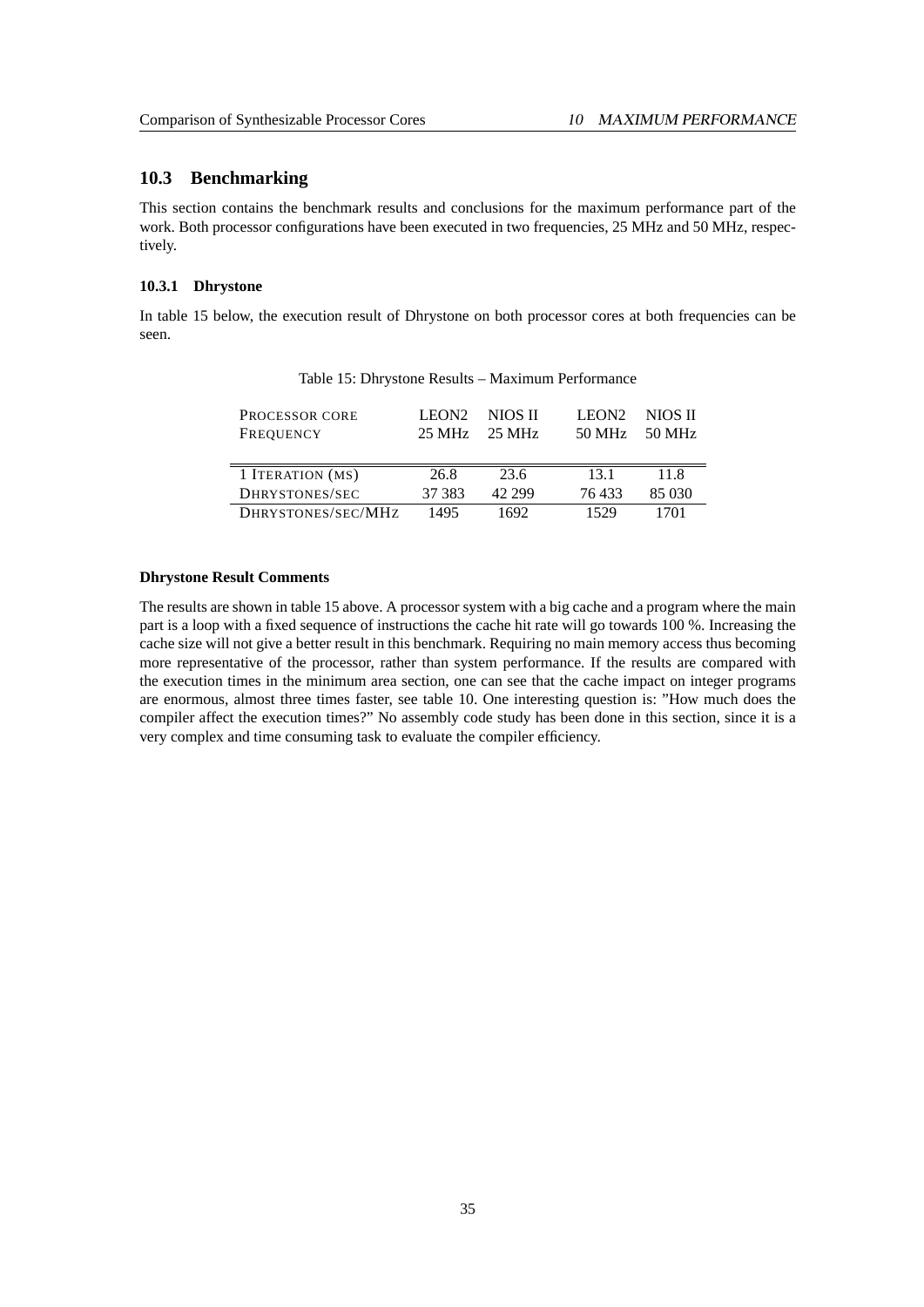## 10.3 Benchmarking

This section contains the benchmark results and conclusions for the maximum performance part of the work. Both processor configurations have been executed in two frequencies, 25 MHz and 50 MHz, respectively.

### 10.3.1 Dhrystone

In table 15 below, the execution result of Dhrystone on both processor cores at both frequencies can be seen.

Table 15: Dhrystone Results – Maximum Performance

| PROCESSOR CORE<br>FREQUENCY | LEON2<br>25 MHz | NIOS II<br>25 MHz | LEON2<br>50 MHz | NIOS II<br>50 MHz |
|---|---|---|---|---|
| 1 ITERATION (MS) | 26.8 | 23.6 | 13.1 | 11.8 |
| DHRYSTONES/SEC | 37 383 | 42 299 | 76 433 | 85 030 |
| DHRYSTONES/SEC/MHZ | 1495 | 1692 | 1529 | 1701 |

**Dhrystone Result Comments**

The results are shown in table 15 above. A processor system with a big cache and a program where the main part is a loop with a fixed sequence of instructions the cache hit rate will go towards 100 %. Increasing the cache size will not give a better result in this benchmark. Requiring no main memory access thus becoming more representative of the processor, rather than system performance. If the results are compared with the execution times in the minimum area section, one can see that the cache impact on integer programs are enormous, almost three times faster, see table 10. One interesting question is: "How much does the compiler affect the execution times?" No assembly code study has been done in this section, since it is a very complex and time consuming task to evaluate the compiler efficiency.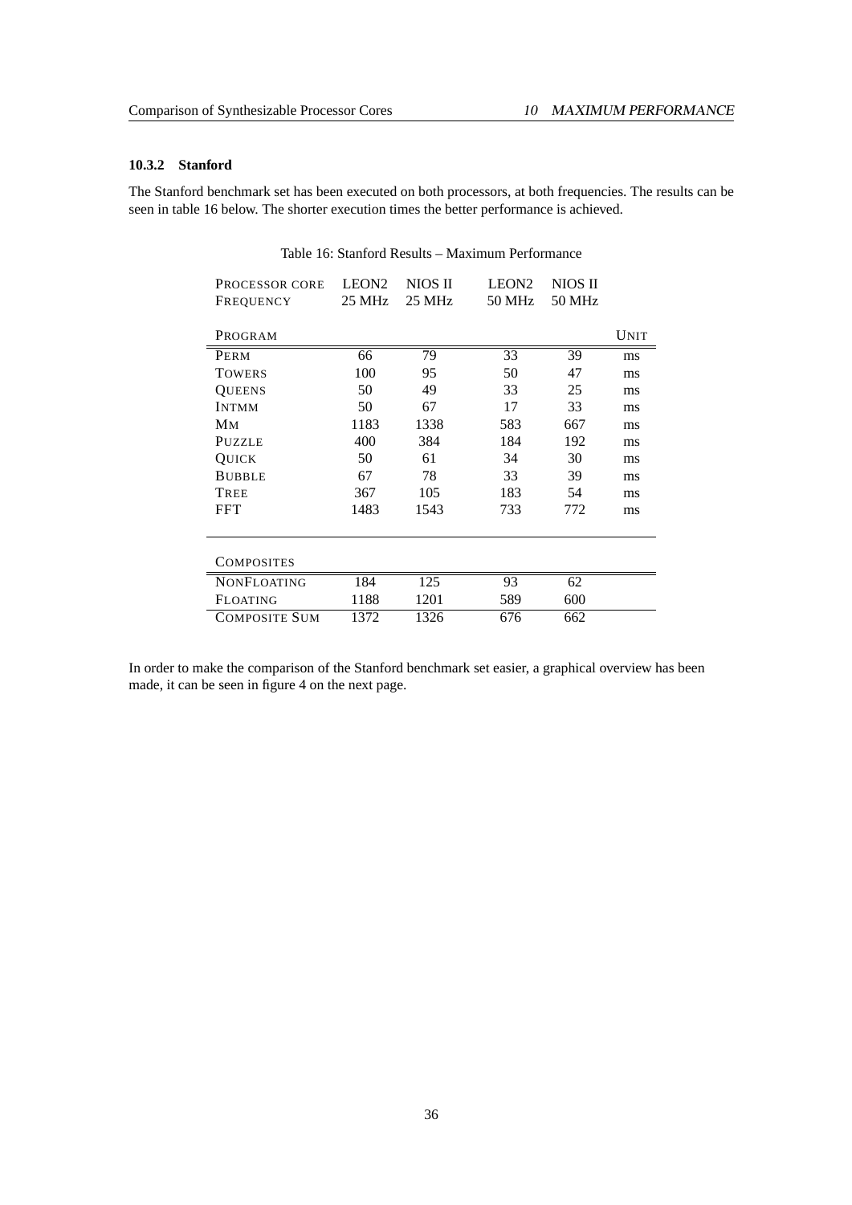#### 10.3.2 Stanford

The Stanford benchmark set has been executed on both processors, at both frequencies. The results can be seen in table 16 below. The shorter execution times the better performance is achieved.

Table 16: Stanford Results – Maximum Performance

| PROCESSOR CORE | LEON2 | NIOS II | LEON2 | NIOS II | |
|---|---|---|---|---|---|
| FREQUENCY | 25 MHz | 25 MHz | 50 MHz | 50 MHz | |
| PROGRAM | | | | | UNIT |
| PERM | 66 | 79 | 33 | 39 | ms |
| TOWERS | 100 | 95 | 50 | 47 | ms |
| QUEENS | 50 | 49 | 33 | 25 | ms |
| INTMM | 50 | 67 | 17 | 33 | ms |
| MM | 1183 | 1338 | 583 | 667 | ms |
| PUZZLE | 400 | 384 | 184 | 192 | ms |
| QUICK | 50 | 61 | 34 | 30 | ms |
| BUBBLE | 67 | 78 | 33 | 39 | ms |
| TREE | 367 | 105 | 183 | 54 | ms |
| FFT | 1483 | 1543 | 733 | 772 | ms |
| COMPOSITES | | | | | |
| NONFLOATING | 184 | 125 | 93 | 62 | |
| FLOATING | 1188 | 1201 | 589 | 600 | |
| COMPOSITE SUM | 1372 | 1326 | 676 | 662 | |

In order to make the comparison of the Stanford benchmark set easier, a graphical overview has been made, it can be seen in figure 4 on the next page.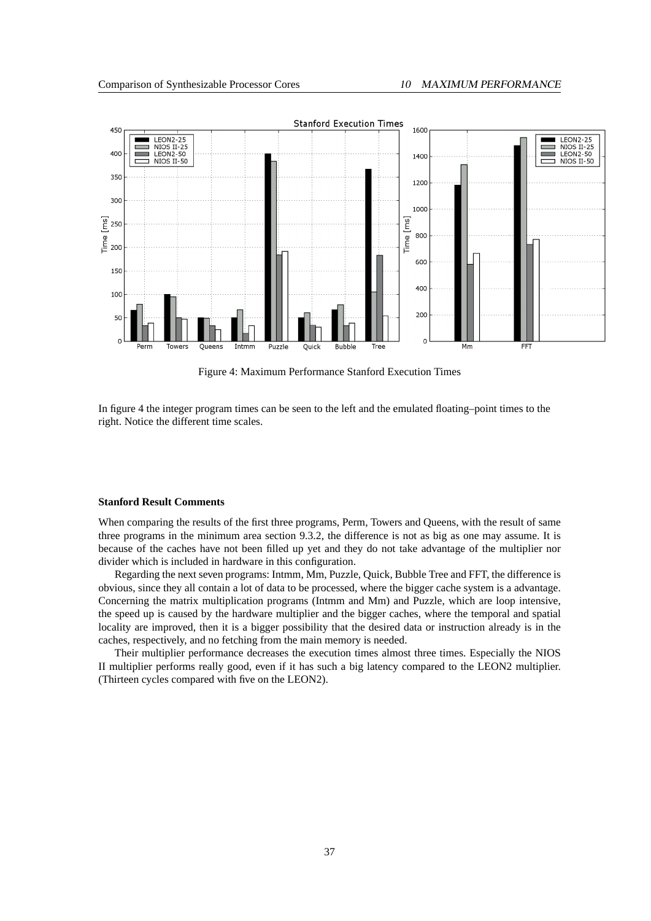Figure 4: Maximum Performance Stanford Execution Times

In figure 4 the integer program times can be seen to the left and the emulated floating–point times to the right. Notice the different time scales.

**Stanford Result Comments**

When comparing the results of the first three programs, Perm, Towers and Queens, with the result of same three programs in the minimum area section 9.3.2, the difference is not as big as one may assume. It is because of the caches have not been filled up yet and they do not take advantage of the multiplier nor divider which is included in hardware in this configuration.

Regarding the next seven programs: Intmm, Mm, Puzzle, Quick, Bubble Tree and FFT, the difference is obvious, since they all contain a lot of data to be processed, where the bigger cache system is a advantage. Concerning the matrix multiplication programs (Intmm and Mm) and Puzzle, which are loop intensive, the speed up is caused by the hardware multiplier and the bigger caches, where the temporal and spatial locality are improved, then it is a bigger possibility that the desired data or instruction already is in the caches, respectively, and no fetching from the main memory is needed.

Their multiplier performance decreases the execution times almost three times. Especially the NIOS II multiplier performs really good, even if it has such a big latency compared to the LEON2 multiplier. (Thirteen cycles compared with five on the LEON2).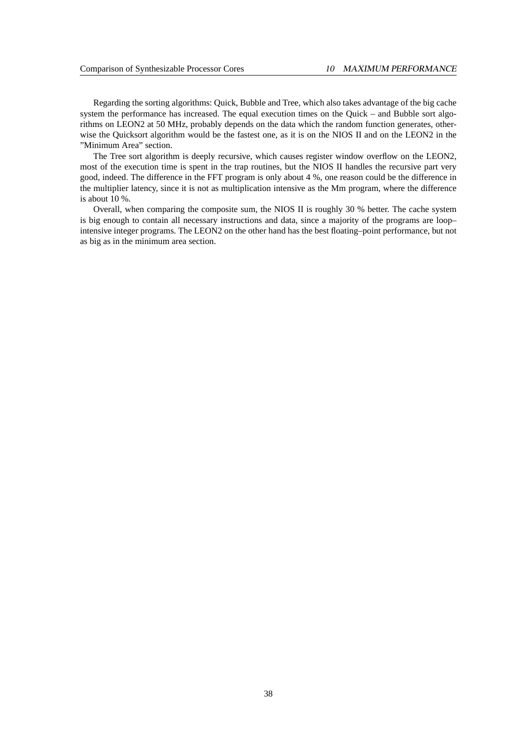Regarding the sorting algorithms: Quick, Bubble and Tree, which also takes advantage of the big cache system the performance has increased. The equal execution times on the Quick – and Bubble sort algorithms on LEON2 at 50 MHz, probably depends on the data which the random function generates, otherwise the Quicksort algorithm would be the fastest one, as it is on the NIOS II and on the LEON2 in the "Minimum Area" section.

The Tree sort algorithm is deeply recursive, which causes register window overflow on the LEON2, most of the execution time is spent in the trap routines, but the NIOS II handles the recursive part very good, indeed. The difference in the FFT program is only about 4 %, one reason could be the difference in the multiplier latency, since it is not as multiplication intensive as the Mm program, where the difference is about 10 %.

Overall, when comparing the composite sum, the NIOS II is roughly 30 % better. The cache system is big enough to contain all necessary instructions and data, since a majority of the programs are loop–intensive integer programs. The LEON2 on the other hand has the best floating–point performance, but not as big as in the minimum area section.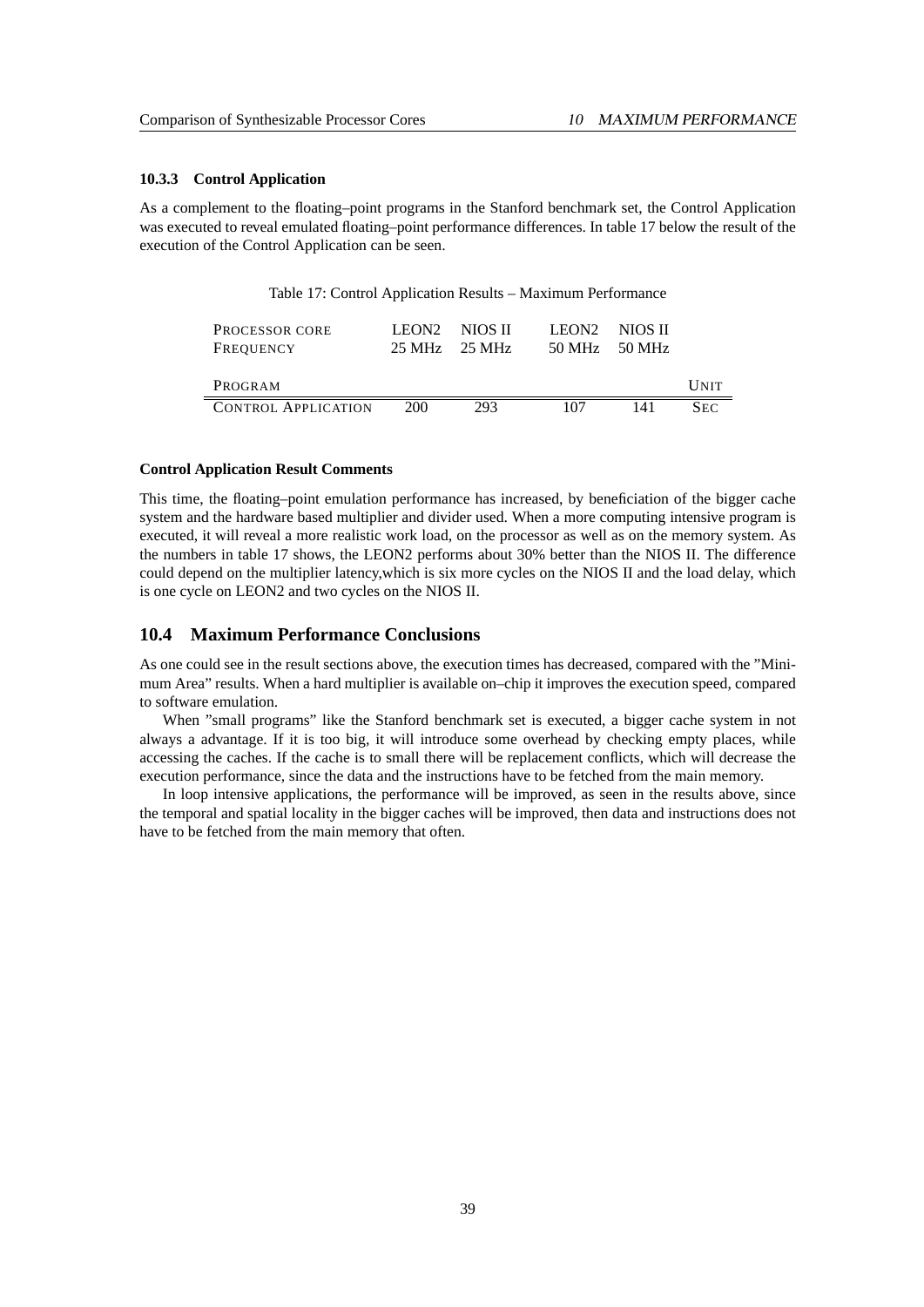#### 10.3.3 Control Application

As a complement to the floating–point programs in the Stanford benchmark set, the Control Application was executed to reveal emulated floating–point performance differences. In table 17 below the result of the execution of the Control Application can be seen.

Table 17: Control Application Results – Maximum Performance

| PROCESSOR CORE | LEON2 | NIOS II | LEON2 | NIOS II | |
|---|---|---|---|---|---|
| FREQUENCY | 25 MHz | 25 MHz | 50 MHz | 50 MHz | |
| PROGRAM | | | | | UNIT |
| CONTROL APPLICATION | 200 | 293 | 107 | 141 | SEC |

**Control Application Result Comments**

This time, the floating–point emulation performance has increased, by beneficiation of the bigger cache system and the hardware based multiplier and divider used. When a more computing intensive program is executed, it will reveal a more realistic work load, on the processor as well as on the memory system. As the numbers in table 17 shows, the LEON2 performs about 30% better than the NIOS II. The difference could depend on the multiplier latency,which is six more cycles on the NIOS II and the load delay, which is one cycle on LEON2 and two cycles on the NIOS II.

### 10.4 Maximum Performance Conclusions

As one could see in the result sections above, the execution times has decreased, compared with the "Minimum Area" results. When a hard multiplier is available on–chip it improves the execution speed, compared to software emulation.

When "small programs" like the Stanford benchmark set is executed, a bigger cache system in not always a advantage. If it is too big, it will introduce some overhead by checking empty places, while accessing the caches. If the cache is to small there will be replacement conflicts, which will decrease the execution performance, since the data and the instructions have to be fetched from the main memory.

In loop intensive applications, the performance will be improved, as seen in the results above, since the temporal and spatial locality in the bigger caches will be improved, then data and instructions does not have to be fetched from the main memory that often.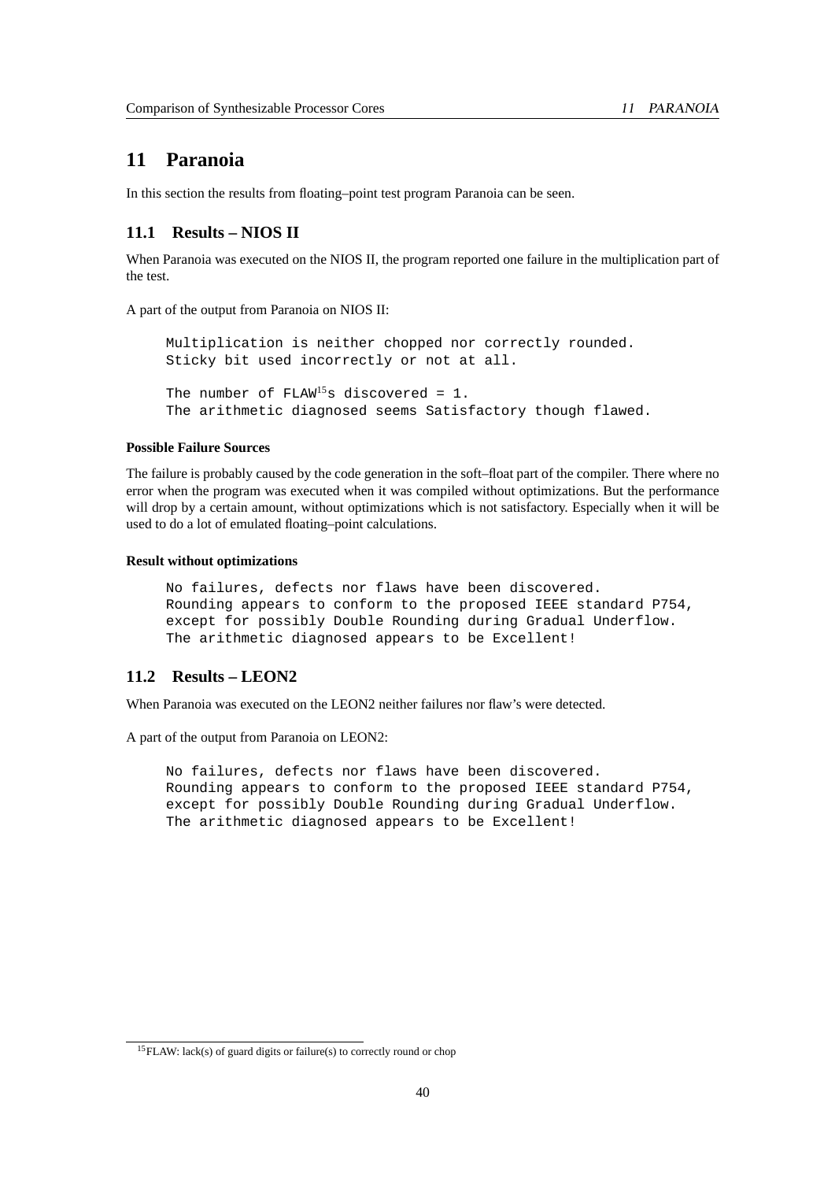# 11 Paranoia

In this section the results from floating–point test program Paranoia can be seen.

## 11.1 Results – NIOS II

When Paranoia was executed on the NIOS II, the program reported one failure in the multiplication part of the test.

A part of the output from Paranoia on NIOS II:

```
Multiplication is neither chopped nor correctly rounded.
Sticky bit used incorrectly or not at all.

The number of FLAW[15]s discovered = 1.
The arithmetic diagnosed seems Satisfactory though flawed.
```

#### Possible Failure Sources

The failure is probably caused by the code generation in the soft–float part of the compiler. There where no error when the program was executed when it was compiled without optimizations. But the performance will drop by a certain amount, without optimizations which is not satisfactory. Especially when it will be used to do a lot of emulated floating–point calculations.

#### Result without optimizations

```
No failures, defects nor flaws have been discovered.
Rounding appears to conform to the proposed IEEE standard P754,
except for possibly Double Rounding during Gradual Underflow.
The arithmetic diagnosed appears to be Excellent!
```

## 11.2 Results – LEON2

When Paranoia was executed on the LEON2 neither failures nor flaw's were detected.

A part of the output from Paranoia on LEON2:

```
No failures, defects nor flaws have been discovered.
Rounding appears to conform to the proposed IEEE standard P754,
except for possibly Double Rounding during Gradual Underflow.
The arithmetic diagnosed appears to be Excellent!
```

[15] FLAW: lack(s) of guard digits or failure(s) to correctly round or chop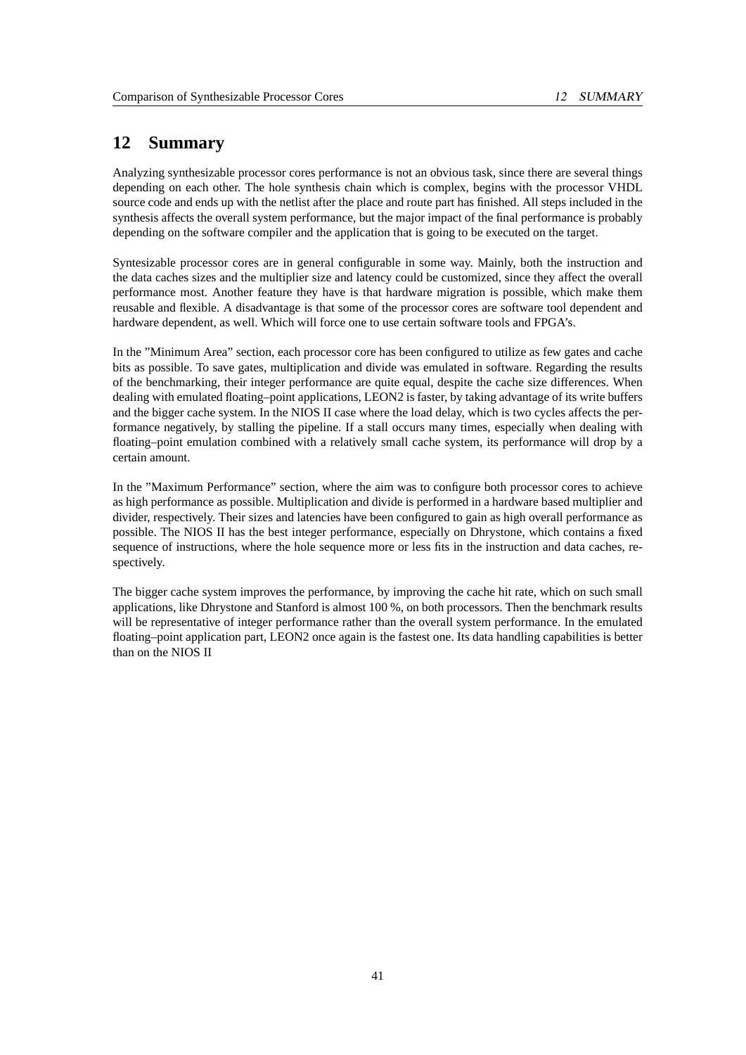# 12 Summary

Analyzing synthesizable processor cores performance is not an obvious task, since there are several things depending on each other. The hole synthesis chain which is complex, begins with the processor VHDL source code and ends up with the netlist after the place and route part has finished. All steps included in the synthesis affects the overall system performance, but the major impact of the final performance is probably depending on the software compiler and the application that is going to be executed on the target.

Syntesizable processor cores are in general configurable in some way. Mainly, both the instruction and the data caches sizes and the multiplier size and latency could be customized, since they affect the overall performance most. Another feature they have is that hardware migration is possible, which make them reusable and flexible. A disadvantage is that some of the processor cores are software tool dependent and hardware dependent, as well. Which will force one to use certain software tools and FPGA's.

In the "Minimum Area" section, each processor core has been configured to utilize as few gates and cache bits as possible. To save gates, multiplication and divide was emulated in software. Regarding the results of the benchmarking, their integer performance are quite equal, despite the cache size differences. When dealing with emulated floating–point applications, LEON2 is faster, by taking advantage of its write buffers and the bigger cache system. In the NIOS II case where the load delay, which is two cycles affects the performance negatively, by stalling the pipeline. If a stall occurs many times, especially when dealing with floating–point emulation combined with a relatively small cache system, its performance will drop by a certain amount.

In the "Maximum Performance" section, where the aim was to configure both processor cores to achieve as high performance as possible. Multiplication and divide is performed in a hardware based multiplier and divider, respectively. Their sizes and latencies have been configured to gain as high overall performance as possible. The NIOS II has the best integer performance, especially on Dhrystone, which contains a fixed sequence of instructions, where the hole sequence more or less fits in the instruction and data caches, respectively.

The bigger cache system improves the performance, by improving the cache hit rate, which on such small applications, like Dhrystone and Stanford is almost 100 %, on both processors. Then the benchmark results will be representative of integer performance rather than the overall system performance. In the emulated floating–point application part, LEON2 once again is the fastest one. Its data handling capabilities is better than on the NIOS II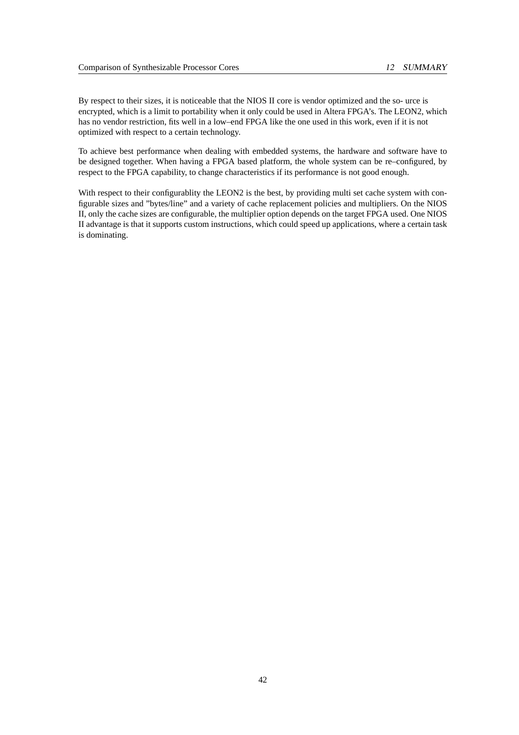By respect to their sizes, it is noticeable that the NIOS II core is vendor optimized and the so- urce is encrypted, which is a limit to portability when it only could be used in Altera FPGA's. The LEON2, which has no vendor restriction, fits well in a low–end FPGA like the one used in this work, even if it is not optimized with respect to a certain technology.

To achieve best performance when dealing with embedded systems, the hardware and software have to be designed together. When having a FPGA based platform, the whole system can be re–configured, by respect to the FPGA capability, to change characteristics if its performance is not good enough.

With respect to their configurablity the LEON2 is the best, by providing multi set cache system with configurable sizes and "bytes/line" and a variety of cache replacement policies and multipliers. On the NIOS II, only the cache sizes are configurable, the multiplier option depends on the target FPGA used. One NIOS II advantage is that it supports custom instructions, which could speed up applications, where a certain task is dominating.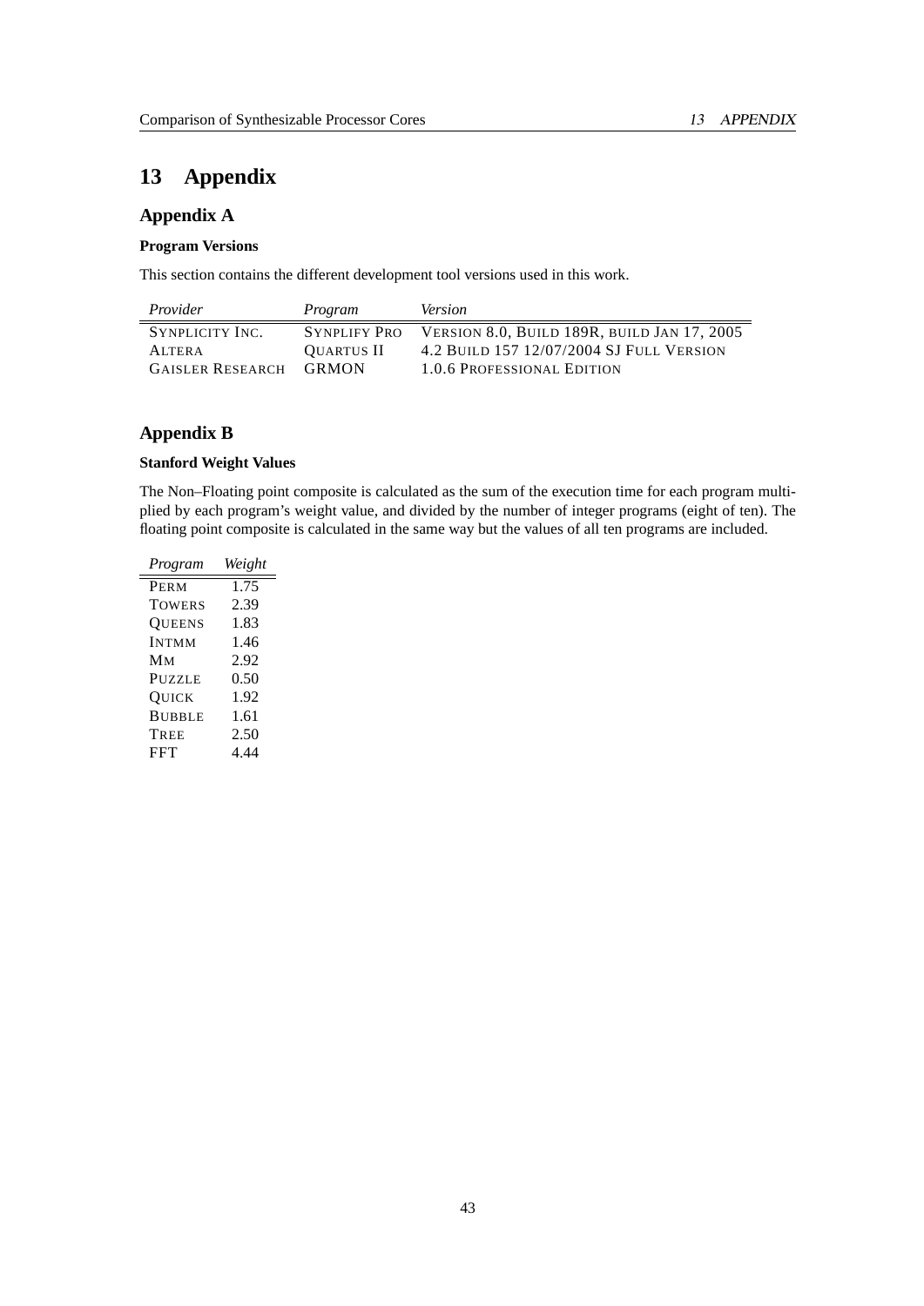# 13 Appendix

## Appendix A

### Program Versions

This section contains the different development tool versions used in this work.

| *Provider* | *Program* | *Version* |
|---|---|---|
| SYNPLICITY INC. | SYNPLIFY PRO | VERSION 8.0, BUILD 189R, BUILD JAN 17, 2005 |
| ALTERA | QUARTUS II | 4.2 BUILD 157 12/07/2004 SJ FULL VERSION |
| GAISLER RESEARCH | GRMON | 1.0.6 PROFESSIONAL EDITION |

## Appendix B

### Stanford Weight Values

The Non–Floating point composite is calculated as the sum of the execution time for each program multiplied by each program's weight value, and divided by the number of integer programs (eight of ten). The floating point composite is calculated in the same way but the values of all ten programs are included.

| *Program* | *Weight* |
|---|---|
| PERM | 1.75 |
| TOWERS | 2.39 |
| QUEENS | 1.83 |
| INTMM | 1.46 |
| MM | 2.92 |
| PUZZLE | 0.50 |
| QUICK | 1.92 |
| BUBBLE | 1.61 |
| TREE | 2.50 |
| FFT | 4.44 |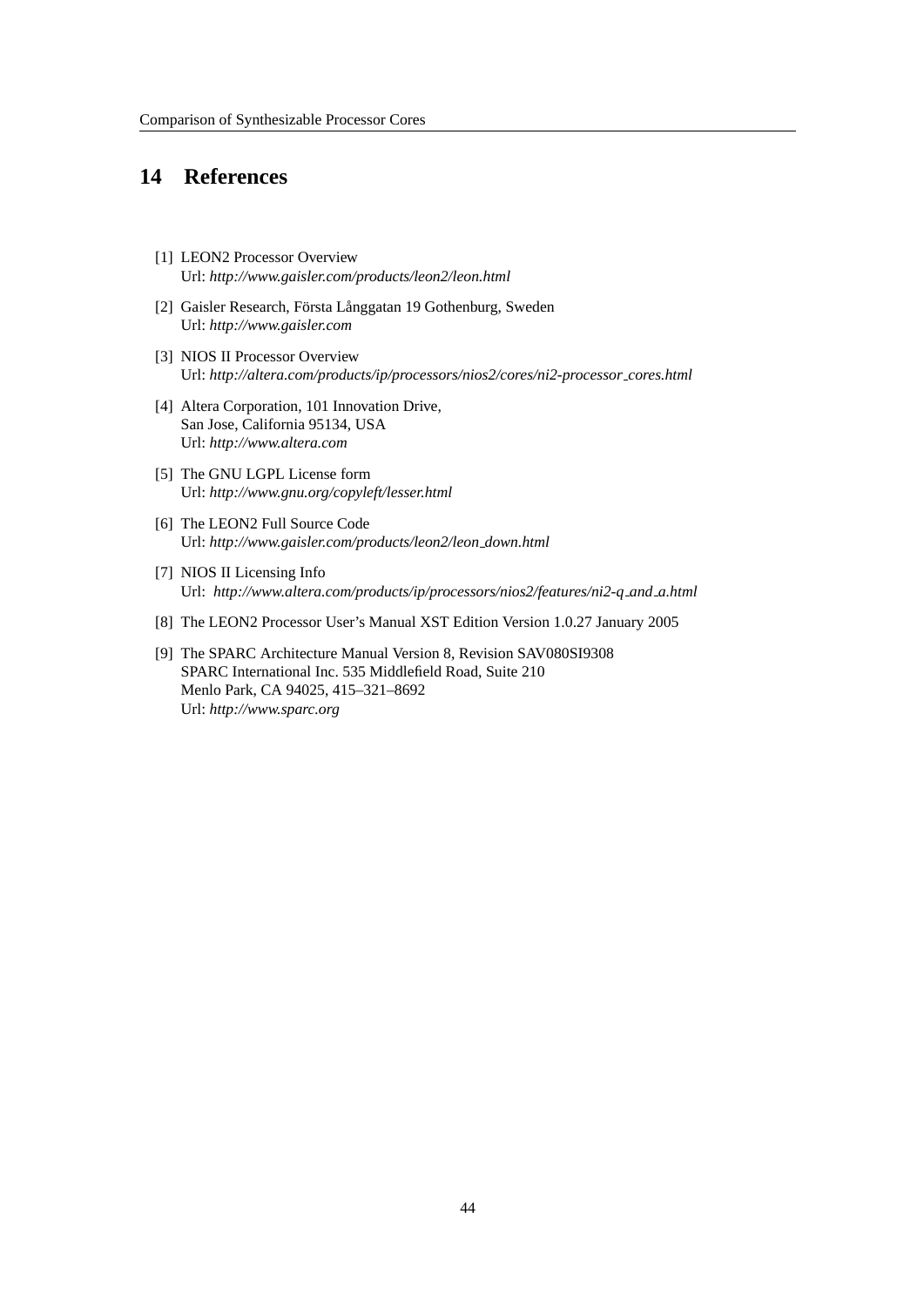## 14 References

[1] LEON2 Processor Overview
Url: *http://www.gaisler.com/products/leon2/leon.html*

[2] Gaisler Research, Första Långgatan 19 Gothenburg, Sweden
Url: *http://www.gaisler.com*

[3] NIOS II Processor Overview
Url: *http://altera.com/products/ip/processors/nios2/cores/ni2-processor_cores.html*

[4] Altera Corporation, 101 Innovation Drive,
San Jose, California 95134, USA
Url: *http://www.altera.com*

[5] The GNU LGPL License form
Url: *http://www.gnu.org/copyleft/lesser.html*

[6] The LEON2 Full Source Code
Url: *http://www.gaisler.com/products/leon2/leon_down.html*

[7] NIOS II Licensing Info
Url: *http://www.altera.com/products/ip/processors/nios2/features/ni2-q_and_a.html*

[8] The LEON2 Processor User's Manual XST Edition Version 1.0.27 January 2005

[9] The SPARC Architecture Manual Version 8, Revision SAV080SI9308
SPARC International Inc. 535 Middlefield Road, Suite 210
Menlo Park, CA 94025, 415–321–8692
Url: *http://www.sparc.org*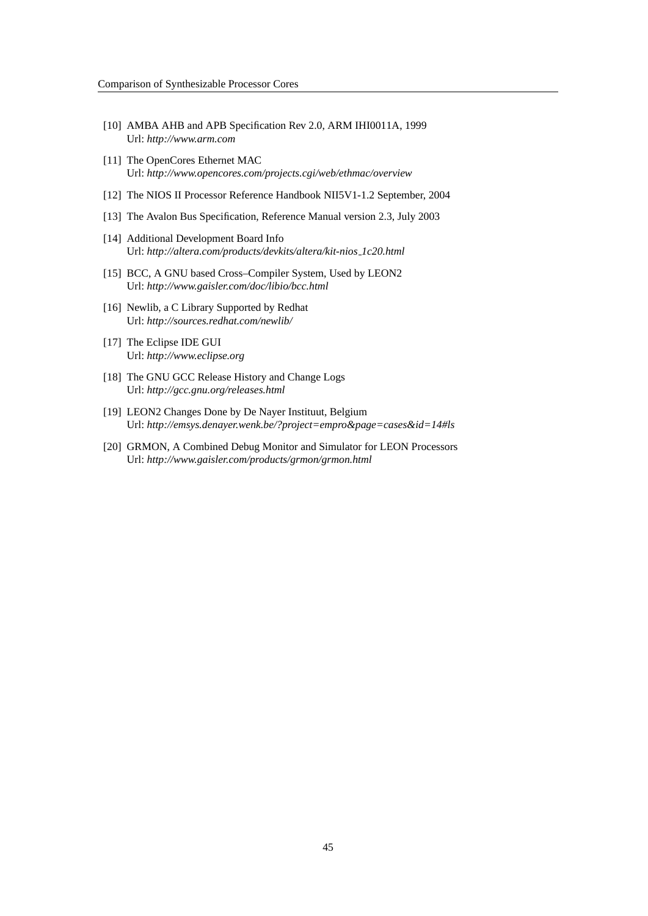[10] AMBA AHB and APB Specification Rev 2.0, ARM IHI0011A, 1999
Url: *http://www.arm.com*

[11] The OpenCores Ethernet MAC
Url: *http://www.opencores.com/projects.cgi/web/ethmac/overview*

[12] The NIOS II Processor Reference Handbook NII5V1-1.2 September, 2004

[13] The Avalon Bus Specification, Reference Manual version 2.3, July 2003

[14] Additional Development Board Info
Url: *http://altera.com/products/devkits/altera/kit-nios_1c20.html*

[15] BCC, A GNU based Cross–Compiler System, Used by LEON2
Url: *http://www.gaisler.com/doc/libio/bcc.html*

[16] Newlib, a C Library Supported by Redhat
Url: *http://sources.redhat.com/newlib/*

[17] The Eclipse IDE GUI
Url: *http://www.eclipse.org*

[18] The GNU GCC Release History and Change Logs
Url: *http://gcc.gnu.org/releases.html*

[19] LEON2 Changes Done by De Nayer Instituut, Belgium
Url: *http://emsys.denayer.wenk.be/?project=empro&page=cases&id=14#ls*

[20] GRMON, A Combined Debug Monitor and Simulator for LEON Processors
Url: *http://www.gaisler.com/products/grmon/grmon.html*